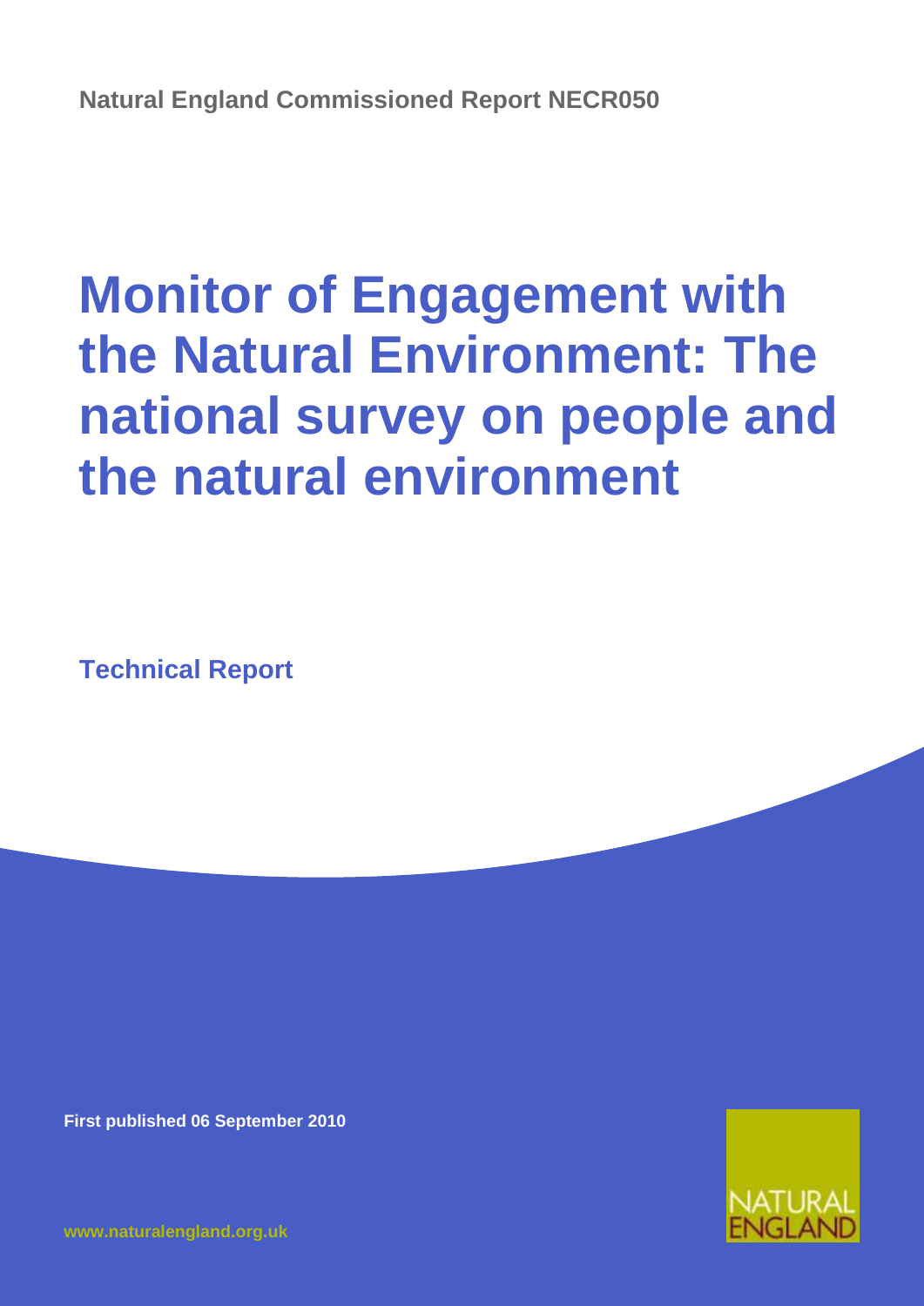**Natural England Commissioned Report NECR050**

# Monitor of Engagement with the Natural Environment: The national survey on people and the natural environment

**Technical Report**

**First published 06 September 2010**

NATURAL ENGLAND

www.naturalengland.org.uk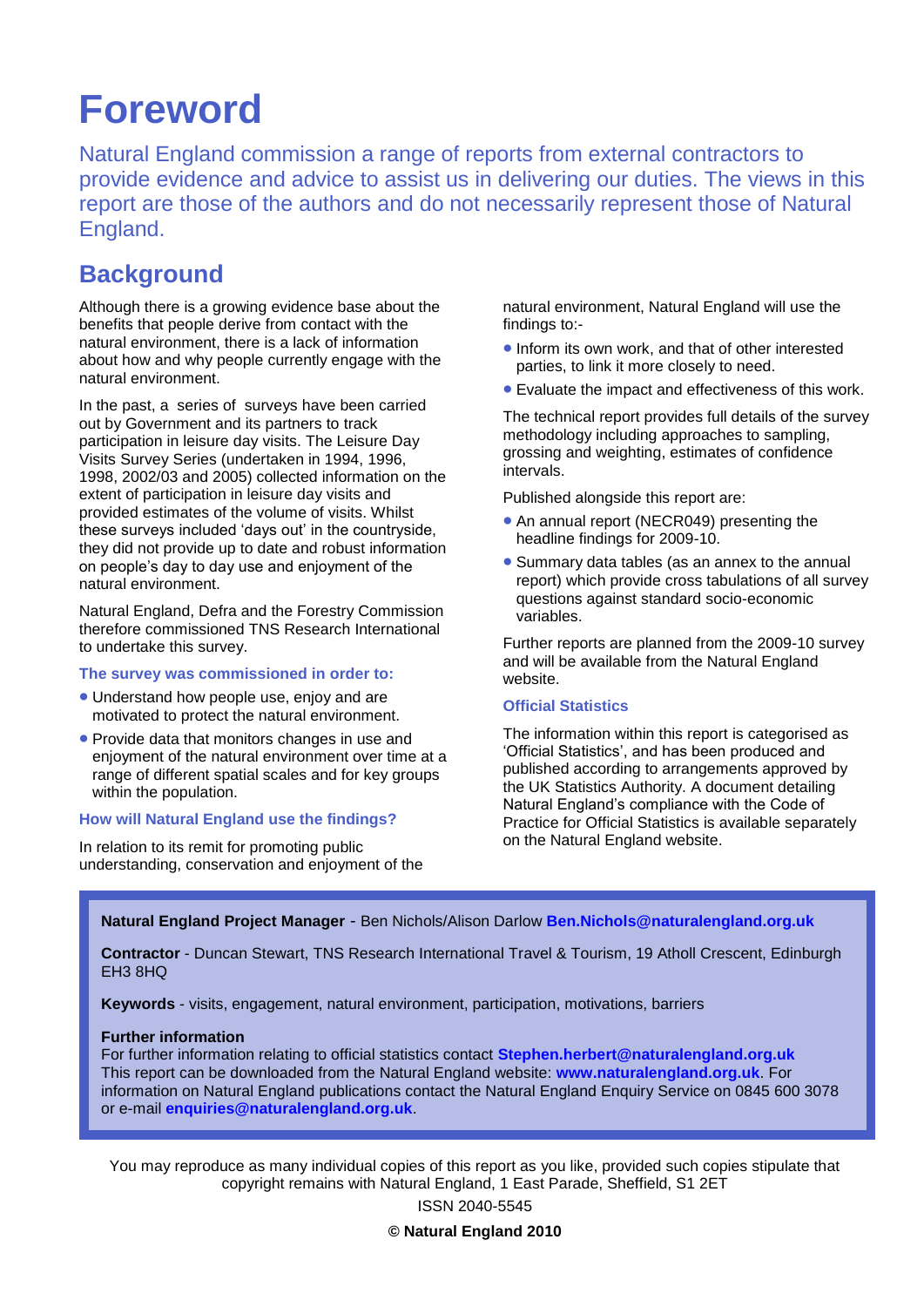# Foreword

Natural England commission a range of reports from external contractors to provide evidence and advice to assist us in delivering our duties. The views in this report are those of the authors and do not necessarily represent those of Natural England.

## Background

Although there is a growing evidence base about the benefits that people derive from contact with the natural environment, there is a lack of information about how and why people currently engage with the natural environment.

In the past, a series of surveys have been carried out by Government and its partners to track participation in leisure day visits. The Leisure Day Visits Survey Series (undertaken in 1994, 1996, 1998, 2002/03 and 2005) collected information on the extent of participation in leisure day visits and provided estimates of the volume of visits. Whilst these surveys included 'days out' in the countryside, they did not provide up to date and robust information on people's day to day use and enjoyment of the natural environment.

Natural England, Defra and the Forestry Commission therefore commissioned TNS Research International to undertake this survey.

### The survey was commissioned in order to:

- Understand how people use, enjoy and are motivated to protect the natural environment.
- Provide data that monitors changes in use and enjoyment of the natural environment over time at a range of different spatial scales and for key groups within the population.

### How will Natural England use the findings?

In relation to its remit for promoting public understanding, conservation and enjoyment of the natural environment, Natural England will use the findings to:-

- Inform its own work, and that of other interested parties, to link it more closely to need.
- Evaluate the impact and effectiveness of this work.

The technical report provides full details of the survey methodology including approaches to sampling, grossing and weighting, estimates of confidence intervals.

Published alongside this report are:

- An annual report (NECR049) presenting the headline findings for 2009-10.
- Summary data tables (as an annex to the annual report) which provide cross tabulations of all survey questions against standard socio-economic variables.

Further reports are planned from the 2009-10 survey and will be available from the Natural England website.

### Official Statistics

The information within this report is categorised as 'Official Statistics', and has been produced and published according to arrangements approved by the UK Statistics Authority. A document detailing Natural England's compliance with the Code of Practice for Official Statistics is available separately on the Natural England website.

**Natural England Project Manager** - Ben Nichols/Alison Darlow **Ben.Nichols@naturalengland.org.uk**

**Contractor** - Duncan Stewart, TNS Research International Travel & Tourism, 19 Atholl Crescent, Edinburgh EH3 8HQ

**Keywords** - visits, engagement, natural environment, participation, motivations, barriers

**Further information**
For further information relating to official statistics contact **Stephen.herbert@naturalengland.org.uk**
This report can be downloaded from the Natural England website: **www.naturalengland.org.uk**. For information on Natural England publications contact the Natural England Enquiry Service on 0845 600 3078 or e-mail **enquiries@naturalengland.org.uk**.

You may reproduce as many individual copies of this report as you like, provided such copies stipulate that copyright remains with Natural England, 1 East Parade, Sheffield, S1 2ET

ISSN 2040-5545

**© Natural England 2010**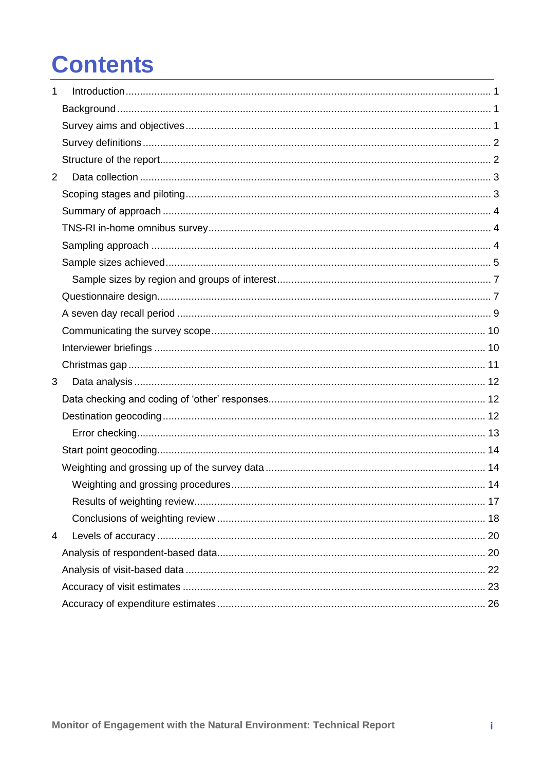# Contents

1 Introduction ... 1

Background ... 1

Survey aims and objectives ... 1

Survey definitions ... 2

Structure of the report ... 2

2 Data collection ... 3

Scoping stages and piloting ... 3

Summary of approach ... 4

TNS-RI in-home omnibus survey ... 4

Sampling approach ... 4

Sample sizes achieved ... 5

Sample sizes by region and groups of interest ... 7

Questionnaire design ... 7

A seven day recall period ... 9

Communicating the survey scope ... 10

Interviewer briefings ... 10

Christmas gap ... 11

3 Data analysis ... 12

Data checking and coding of 'other' responses ... 12

Destination geocoding ... 12

Error checking ... 13

Start point geocoding ... 14

Weighting and grossing up of the survey data ... 14

Weighting and grossing procedures ... 14

Results of weighting review ... 17

Conclusions of weighting review ... 18

4 Levels of accuracy ... 20

Analysis of respondent-based data ... 20

Analysis of visit-based data ... 22

Accuracy of visit estimates ... 23

Accuracy of expenditure estimates ... 26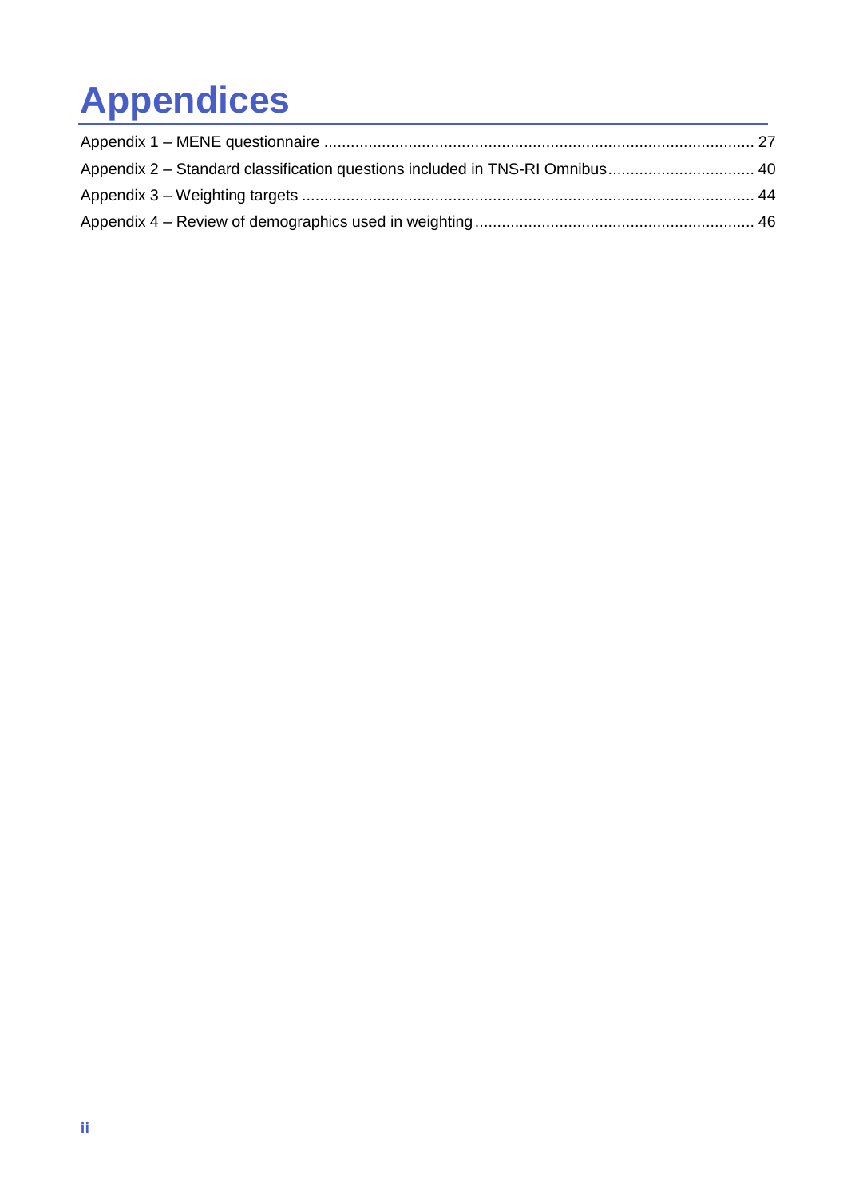# Appendices

Appendix 1 – MENE questionnaire ..... 27

Appendix 2 – Standard classification questions included in TNS-RI Omnibus ..... 40

Appendix 3 – Weighting targets ..... 44

Appendix 4 – Review of demographics used in weighting ..... 46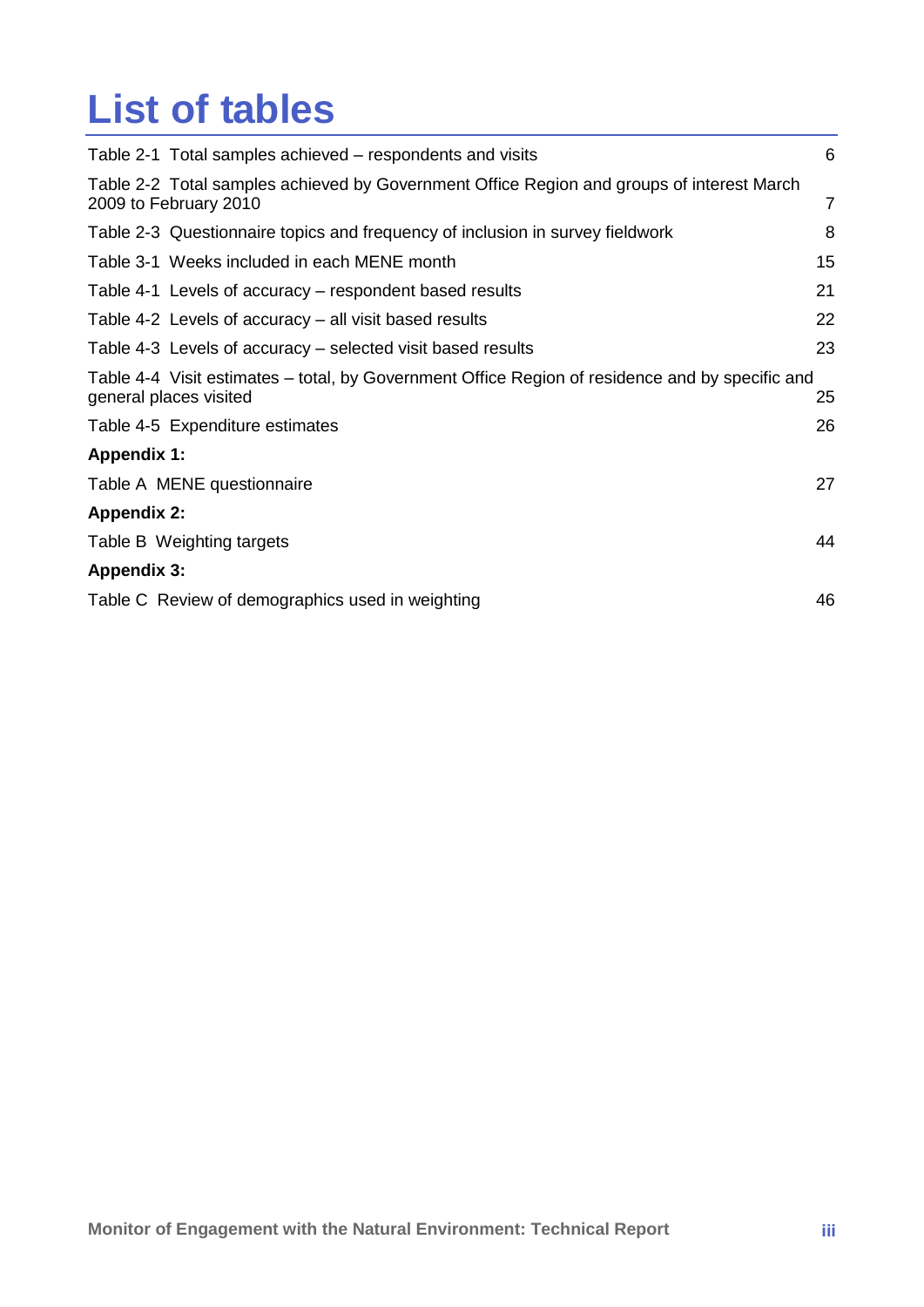# List of tables

| | |
|---|---|
| Table 2-1 Total samples achieved – respondents and visits | 6 |
| Table 2-2 Total samples achieved by Government Office Region and groups of interest March 2009 to February 2010 | 7 |
| Table 2-3 Questionnaire topics and frequency of inclusion in survey fieldwork | 8 |
| Table 3-1 Weeks included in each MENE month | 15 |
| Table 4-1 Levels of accuracy – respondent based results | 21 |
| Table 4-2 Levels of accuracy – all visit based results | 22 |
| Table 4-3 Levels of accuracy – selected visit based results | 23 |
| Table 4-4 Visit estimates – total, by Government Office Region of residence and by specific and general places visited | 25 |
| Table 4-5 Expenditure estimates | 26 |
| **Appendix 1:** | |
| Table A MENE questionnaire | 27 |
| **Appendix 2:** | |
| Table B Weighting targets | 44 |
| **Appendix 3:** | |
| Table C Review of demographics used in weighting | 46 |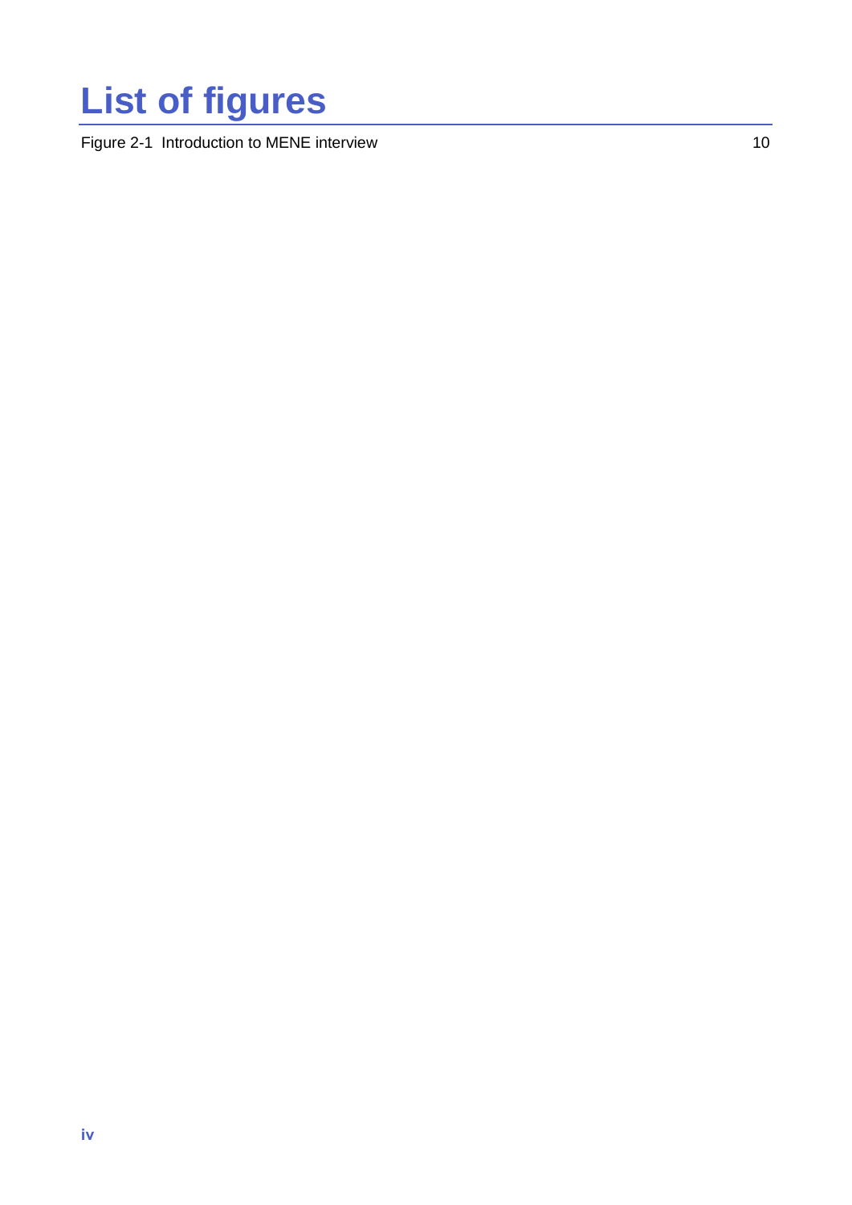# List of figures

Figure 2-1 Introduction to MENE interview 10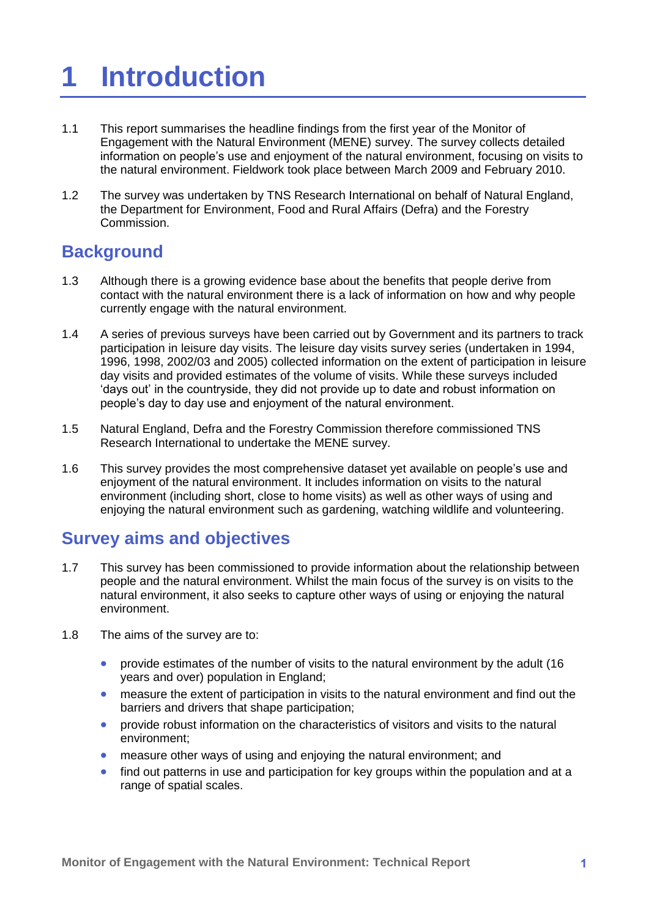# 1 Introduction

1.1 This report summarises the headline findings from the first year of the Monitor of Engagement with the Natural Environment (MENE) survey. The survey collects detailed information on people's use and enjoyment of the natural environment, focusing on visits to the natural environment. Fieldwork took place between March 2009 and February 2010.

1.2 The survey was undertaken by TNS Research International on behalf of Natural England, the Department for Environment, Food and Rural Affairs (Defra) and the Forestry Commission.

## Background

1.3 Although there is a growing evidence base about the benefits that people derive from contact with the natural environment there is a lack of information on how and why people currently engage with the natural environment.

1.4 A series of previous surveys have been carried out by Government and its partners to track participation in leisure day visits. The leisure day visits survey series (undertaken in 1994, 1996, 1998, 2002/03 and 2005) collected information on the extent of participation in leisure day visits and provided estimates of the volume of visits. While these surveys included 'days out' in the countryside, they did not provide up to date and robust information on people's day to day use and enjoyment of the natural environment.

1.5 Natural England, Defra and the Forestry Commission therefore commissioned TNS Research International to undertake the MENE survey.

1.6 This survey provides the most comprehensive dataset yet available on people's use and enjoyment of the natural environment. It includes information on visits to the natural environment (including short, close to home visits) as well as other ways of using and enjoying the natural environment such as gardening, watching wildlife and volunteering.

## Survey aims and objectives

1.7 This survey has been commissioned to provide information about the relationship between people and the natural environment. Whilst the main focus of the survey is on visits to the natural environment, it also seeks to capture other ways of using or enjoying the natural environment.

1.8 The aims of the survey are to:

- provide estimates of the number of visits to the natural environment by the adult (16 years and over) population in England;
- measure the extent of participation in visits to the natural environment and find out the barriers and drivers that shape participation;
- provide robust information on the characteristics of visitors and visits to the natural environment;
- measure other ways of using and enjoying the natural environment; and
- find out patterns in use and participation for key groups within the population and at a range of spatial scales.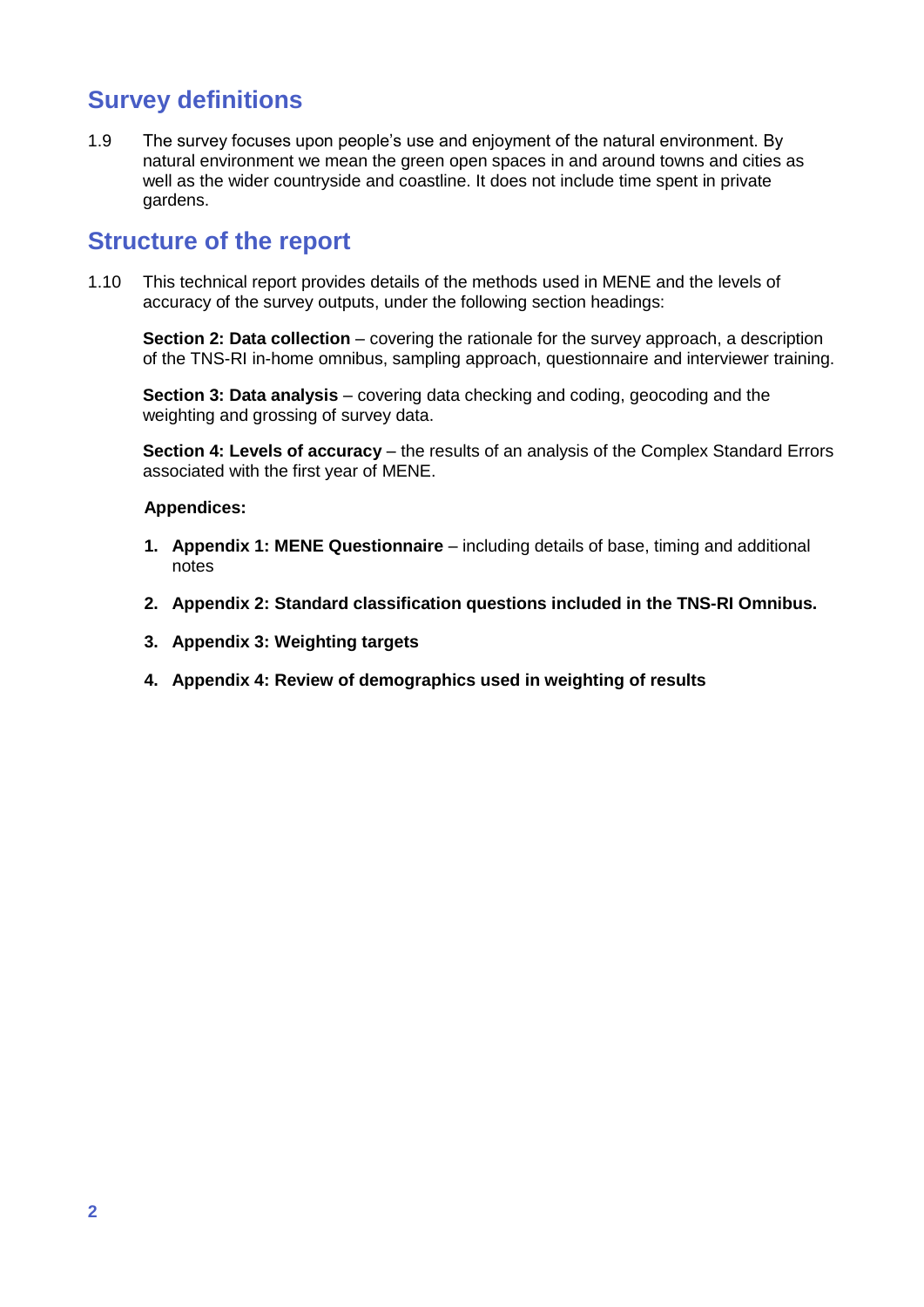## Survey definitions

1.9 The survey focuses upon people's use and enjoyment of the natural environment. By natural environment we mean the green open spaces in and around towns and cities as well as the wider countryside and coastline. It does not include time spent in private gardens.

## Structure of the report

1.10 This technical report provides details of the methods used in MENE and the levels of accuracy of the survey outputs, under the following section headings:

**Section 2: Data collection** – covering the rationale for the survey approach, a description of the TNS-RI in-home omnibus, sampling approach, questionnaire and interviewer training.

**Section 3: Data analysis** – covering data checking and coding, geocoding and the weighting and grossing of survey data.

**Section 4: Levels of accuracy** – the results of an analysis of the Complex Standard Errors associated with the first year of MENE.

**Appendices:**

1. **Appendix 1: MENE Questionnaire** – including details of base, timing and additional notes
2. **Appendix 2: Standard classification questions included in the TNS-RI Omnibus.**
3. **Appendix 3: Weighting targets**
4. **Appendix 4: Review of demographics used in weighting of results**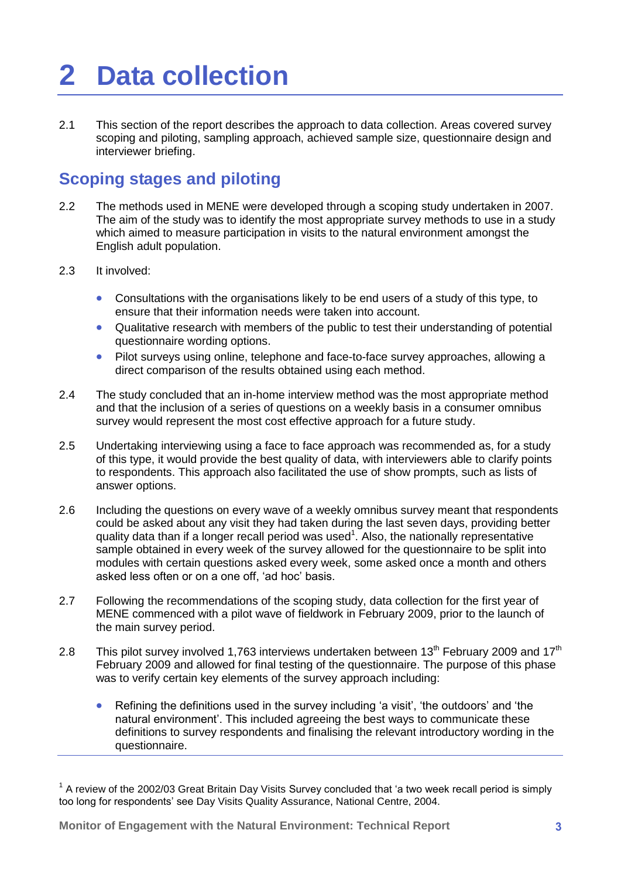# 2 Data collection

2.1 This section of the report describes the approach to data collection. Areas covered survey scoping and piloting, sampling approach, achieved sample size, questionnaire design and interviewer briefing.

## Scoping stages and piloting

2.2 The methods used in MENE were developed through a scoping study undertaken in 2007. The aim of the study was to identify the most appropriate survey methods to use in a study which aimed to measure participation in visits to the natural environment amongst the English adult population.

2.3 It involved:

- Consultations with the organisations likely to be end users of a study of this type, to ensure that their information needs were taken into account.
- Qualitative research with members of the public to test their understanding of potential questionnaire wording options.
- Pilot surveys using online, telephone and face-to-face survey approaches, allowing a direct comparison of the results obtained using each method.

2.4 The study concluded that an in-home interview method was the most appropriate method and that the inclusion of a series of questions on a weekly basis in a consumer omnibus survey would represent the most cost effective approach for a future study.

2.5 Undertaking interviewing using a face to face approach was recommended as, for a study of this type, it would provide the best quality of data, with interviewers able to clarify points to respondents. This approach also facilitated the use of show prompts, such as lists of answer options.

2.6 Including the questions on every wave of a weekly omnibus survey meant that respondents could be asked about any visit they had taken during the last seven days, providing better quality data than if a longer recall period was used[1]. Also, the nationally representative sample obtained in every week of the survey allowed for the questionnaire to be split into modules with certain questions asked every week, some asked once a month and others asked less often or on a one off, 'ad hoc' basis.

2.7 Following the recommendations of the scoping study, data collection for the first year of MENE commenced with a pilot wave of fieldwork in February 2009, prior to the launch of the main survey period.

2.8 This pilot survey involved 1,763 interviews undertaken between 13th February 2009 and 17th February 2009 and allowed for final testing of the questionnaire. The purpose of this phase was to verify certain key elements of the survey approach including:

- Refining the definitions used in the survey including 'a visit', 'the outdoors' and 'the natural environment'. This included agreeing the best ways to communicate these definitions to survey respondents and finalising the relevant introductory wording in the questionnaire.

[1] A review of the 2002/03 Great Britain Day Visits Survey concluded that 'a two week recall period is simply too long for respondents' see Day Visits Quality Assurance, National Centre, 2004.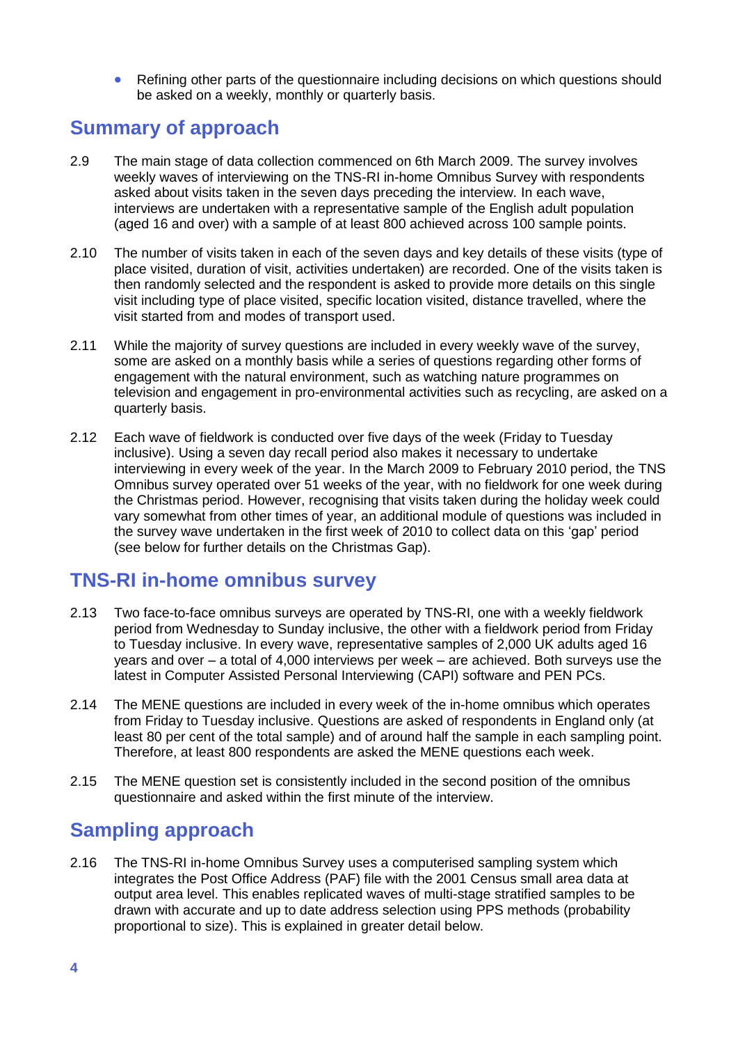- Refining other parts of the questionnaire including decisions on which questions should be asked on a weekly, monthly or quarterly basis.

## Summary of approach

2.9 The main stage of data collection commenced on 6th March 2009. The survey involves weekly waves of interviewing on the TNS-RI in-home Omnibus Survey with respondents asked about visits taken in the seven days preceding the interview. In each wave, interviews are undertaken with a representative sample of the English adult population (aged 16 and over) with a sample of at least 800 achieved across 100 sample points.

2.10 The number of visits taken in each of the seven days and key details of these visits (type of place visited, duration of visit, activities undertaken) are recorded. One of the visits taken is then randomly selected and the respondent is asked to provide more details on this single visit including type of place visited, specific location visited, distance travelled, where the visit started from and modes of transport used.

2.11 While the majority of survey questions are included in every weekly wave of the survey, some are asked on a monthly basis while a series of questions regarding other forms of engagement with the natural environment, such as watching nature programmes on television and engagement in pro-environmental activities such as recycling, are asked on a quarterly basis.

2.12 Each wave of fieldwork is conducted over five days of the week (Friday to Tuesday inclusive). Using a seven day recall period also makes it necessary to undertake interviewing in every week of the year. In the March 2009 to February 2010 period, the TNS Omnibus survey operated over 51 weeks of the year, with no fieldwork for one week during the Christmas period. However, recognising that visits taken during the holiday week could vary somewhat from other times of year, an additional module of questions was included in the survey wave undertaken in the first week of 2010 to collect data on this 'gap' period (see below for further details on the Christmas Gap).

## TNS-RI in-home omnibus survey

2.13 Two face-to-face omnibus surveys are operated by TNS-RI, one with a weekly fieldwork period from Wednesday to Sunday inclusive, the other with a fieldwork period from Friday to Tuesday inclusive. In every wave, representative samples of 2,000 UK adults aged 16 years and over – a total of 4,000 interviews per week – are achieved. Both surveys use the latest in Computer Assisted Personal Interviewing (CAPI) software and PEN PCs.

2.14 The MENE questions are included in every week of the in-home omnibus which operates from Friday to Tuesday inclusive. Questions are asked of respondents in England only (at least 80 per cent of the total sample) and of around half the sample in each sampling point. Therefore, at least 800 respondents are asked the MENE questions each week.

2.15 The MENE question set is consistently included in the second position of the omnibus questionnaire and asked within the first minute of the interview.

## Sampling approach

2.16 The TNS-RI in-home Omnibus Survey uses a computerised sampling system which integrates the Post Office Address (PAF) file with the 2001 Census small area data at output area level. This enables replicated waves of multi-stage stratified samples to be drawn with accurate and up to date address selection using PPS methods (probability proportional to size). This is explained in greater detail below.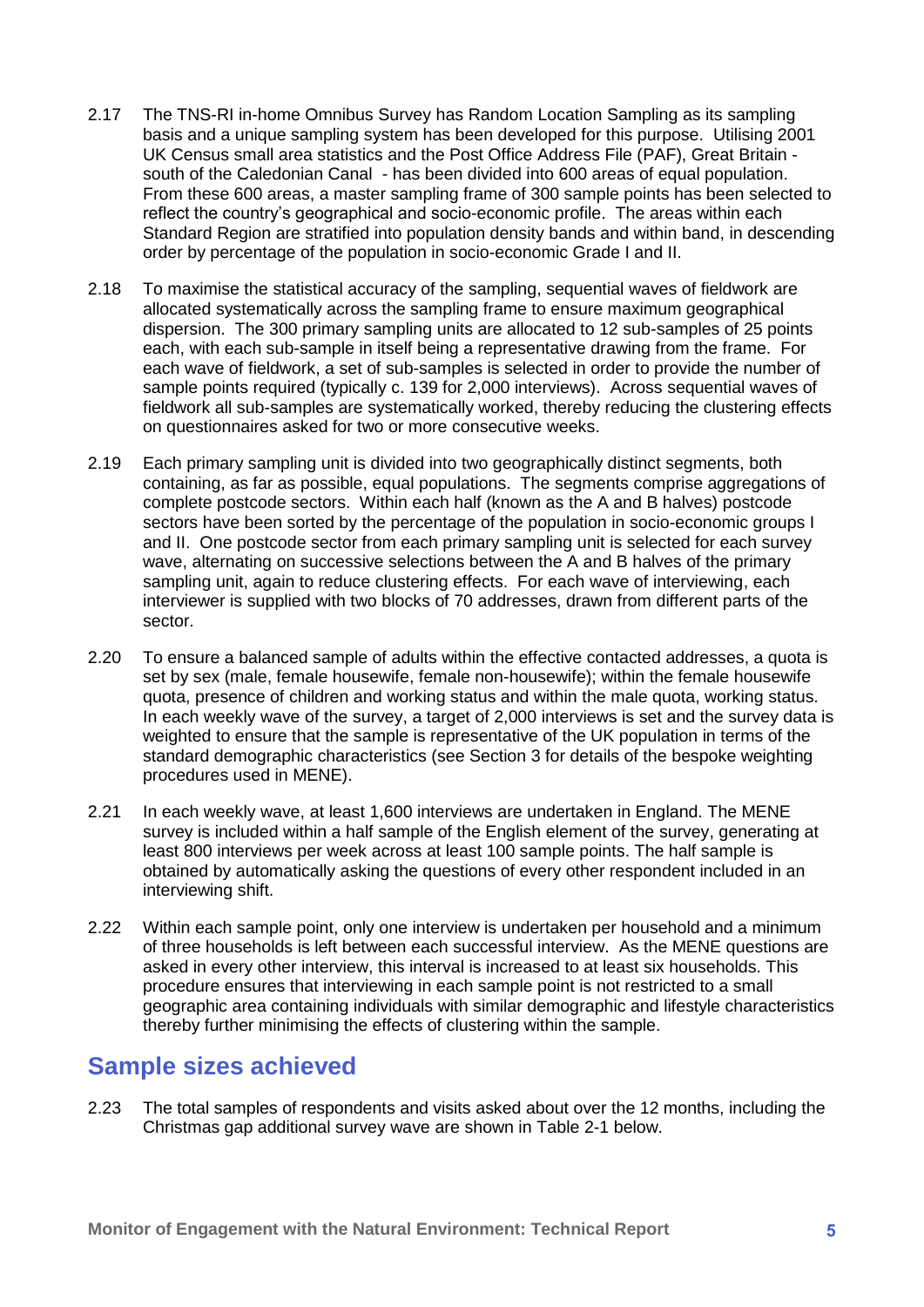2.17 The TNS-RI in-home Omnibus Survey has Random Location Sampling as its sampling basis and a unique sampling system has been developed for this purpose. Utilising 2001 UK Census small area statistics and the Post Office Address File (PAF), Great Britain - south of the Caledonian Canal - has been divided into 600 areas of equal population. From these 600 areas, a master sampling frame of 300 sample points has been selected to reflect the country's geographical and socio-economic profile. The areas within each Standard Region are stratified into population density bands and within band, in descending order by percentage of the population in socio-economic Grade I and II.

2.18 To maximise the statistical accuracy of the sampling, sequential waves of fieldwork are allocated systematically across the sampling frame to ensure maximum geographical dispersion. The 300 primary sampling units are allocated to 12 sub-samples of 25 points each, with each sub-sample in itself being a representative drawing from the frame. For each wave of fieldwork, a set of sub-samples is selected in order to provide the number of sample points required (typically c. 139 for 2,000 interviews). Across sequential waves of fieldwork all sub-samples are systematically worked, thereby reducing the clustering effects on questionnaires asked for two or more consecutive weeks.

2.19 Each primary sampling unit is divided into two geographically distinct segments, both containing, as far as possible, equal populations. The segments comprise aggregations of complete postcode sectors. Within each half (known as the A and B halves) postcode sectors have been sorted by the percentage of the population in socio-economic groups I and II. One postcode sector from each primary sampling unit is selected for each survey wave, alternating on successive selections between the A and B halves of the primary sampling unit, again to reduce clustering effects. For each wave of interviewing, each interviewer is supplied with two blocks of 70 addresses, drawn from different parts of the sector.

2.20 To ensure a balanced sample of adults within the effective contacted addresses, a quota is set by sex (male, female housewife, female non-housewife); within the female housewife quota, presence of children and working status and within the male quota, working status. In each weekly wave of the survey, a target of 2,000 interviews is set and the survey data is weighted to ensure that the sample is representative of the UK population in terms of the standard demographic characteristics (see Section 3 for details of the bespoke weighting procedures used in MENE).

2.21 In each weekly wave, at least 1,600 interviews are undertaken in England. The MENE survey is included within a half sample of the English element of the survey, generating at least 800 interviews per week across at least 100 sample points. The half sample is obtained by automatically asking the questions of every other respondent included in an interviewing shift.

2.22 Within each sample point, only one interview is undertaken per household and a minimum of three households is left between each successful interview. As the MENE questions are asked in every other interview, this interval is increased to at least six households. This procedure ensures that interviewing in each sample point is not restricted to a small geographic area containing individuals with similar demographic and lifestyle characteristics thereby further minimising the effects of clustering within the sample.

## Sample sizes achieved

2.23 The total samples of respondents and visits asked about over the 12 months, including the Christmas gap additional survey wave are shown in Table 2-1 below.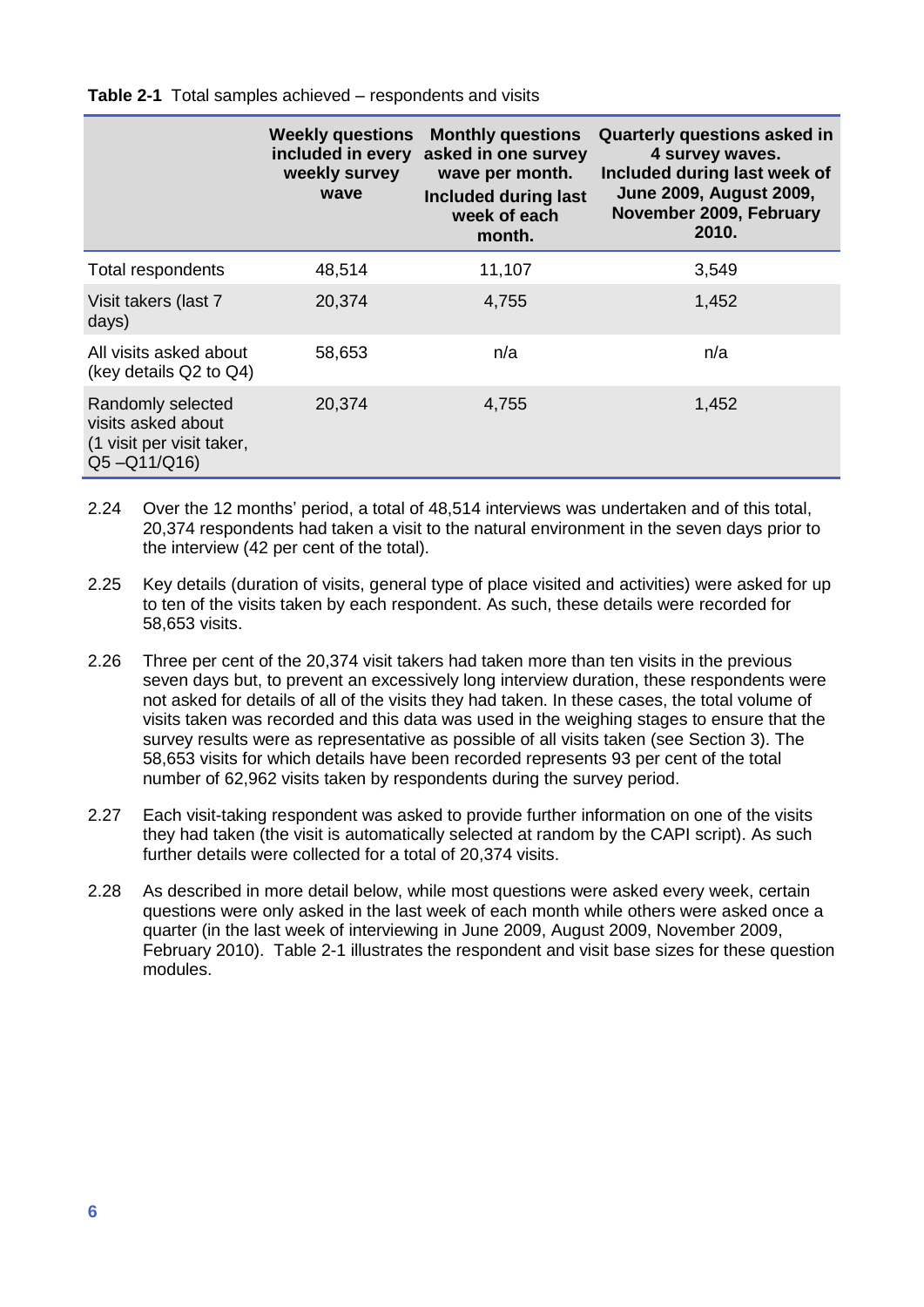**Table 2-1** Total samples achieved – respondents and visits

| | Weekly questions included in every weekly survey wave | Monthly questions asked in one survey wave per month. Included during last week of each month. | Quarterly questions asked in 4 survey waves. Included during last week of June 2009, August 2009, November 2009, February 2010. |
|---|---|---|---|
| Total respondents | 48,514 | 11,107 | 3,549 |
| Visit takers (last 7 days) | 20,374 | 4,755 | 1,452 |
| All visits asked about (key details Q2 to Q4) | 58,653 | n/a | n/a |
| Randomly selected visits asked about (1 visit per visit taker, Q5 –Q11/Q16) | 20,374 | 4,755 | 1,452 |

2.24 Over the 12 months' period, a total of 48,514 interviews was undertaken and of this total, 20,374 respondents had taken a visit to the natural environment in the seven days prior to the interview (42 per cent of the total).

2.25 Key details (duration of visits, general type of place visited and activities) were asked for up to ten of the visits taken by each respondent. As such, these details were recorded for 58,653 visits.

2.26 Three per cent of the 20,374 visit takers had taken more than ten visits in the previous seven days but, to prevent an excessively long interview duration, these respondents were not asked for details of all of the visits they had taken. In these cases, the total volume of visits taken was recorded and this data was used in the weighing stages to ensure that the survey results were as representative as possible of all visits taken (see Section 3). The 58,653 visits for which details have been recorded represents 93 per cent of the total number of 62,962 visits taken by respondents during the survey period.

2.27 Each visit-taking respondent was asked to provide further information on one of the visits they had taken (the visit is automatically selected at random by the CAPI script). As such further details were collected for a total of 20,374 visits.

2.28 As described in more detail below, while most questions were asked every week, certain questions were only asked in the last week of each month while others were asked once a quarter (in the last week of interviewing in June 2009, August 2009, November 2009, February 2010). Table 2-1 illustrates the respondent and visit base sizes for these question modules.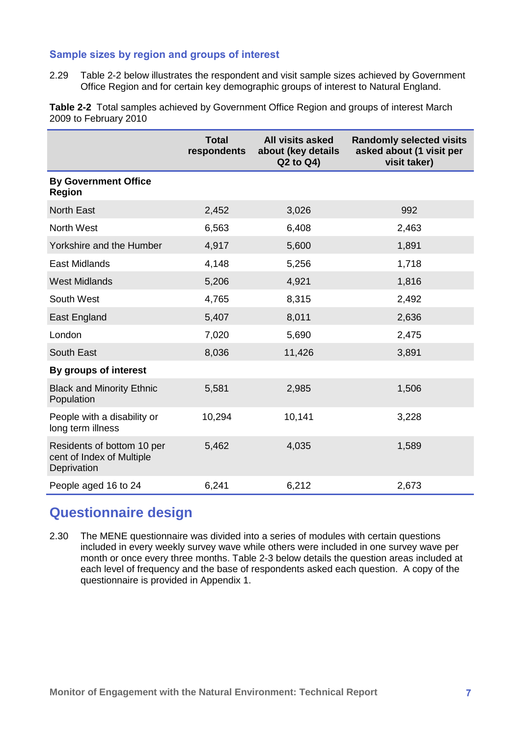### Sample sizes by region and groups of interest

2.29 Table 2-2 below illustrates the respondent and visit sample sizes achieved by Government Office Region and for certain key demographic groups of interest to Natural England.

**Table 2-2** Total samples achieved by Government Office Region and groups of interest March 2009 to February 2010

| | Total respondents | All visits asked about (key details Q2 to Q4) | Randomly selected visits asked about (1 visit per visit taker) |
|---|---|---|---|
| **By Government Office Region** | | | |
| North East | 2,452 | 3,026 | 992 |
| North West | 6,563 | 6,408 | 2,463 |
| Yorkshire and the Humber | 4,917 | 5,600 | 1,891 |
| East Midlands | 4,148 | 5,256 | 1,718 |
| West Midlands | 5,206 | 4,921 | 1,816 |
| South West | 4,765 | 8,315 | 2,492 |
| East England | 5,407 | 8,011 | 2,636 |
| London | 7,020 | 5,690 | 2,475 |
| South East | 8,036 | 11,426 | 3,891 |
| **By groups of interest** | | | |
| Black and Minority Ethnic Population | 5,581 | 2,985 | 1,506 |
| People with a disability or long term illness | 10,294 | 10,141 | 3,228 |
| Residents of bottom 10 per cent of Index of Multiple Deprivation | 5,462 | 4,035 | 1,589 |
| People aged 16 to 24 | 6,241 | 6,212 | 2,673 |

## Questionnaire design

2.30 The MENE questionnaire was divided into a series of modules with certain questions included in every weekly survey wave while others were included in one survey wave per month or once every three months. Table 2-3 below details the question areas included at each level of frequency and the base of respondents asked each question. A copy of the questionnaire is provided in Appendix 1.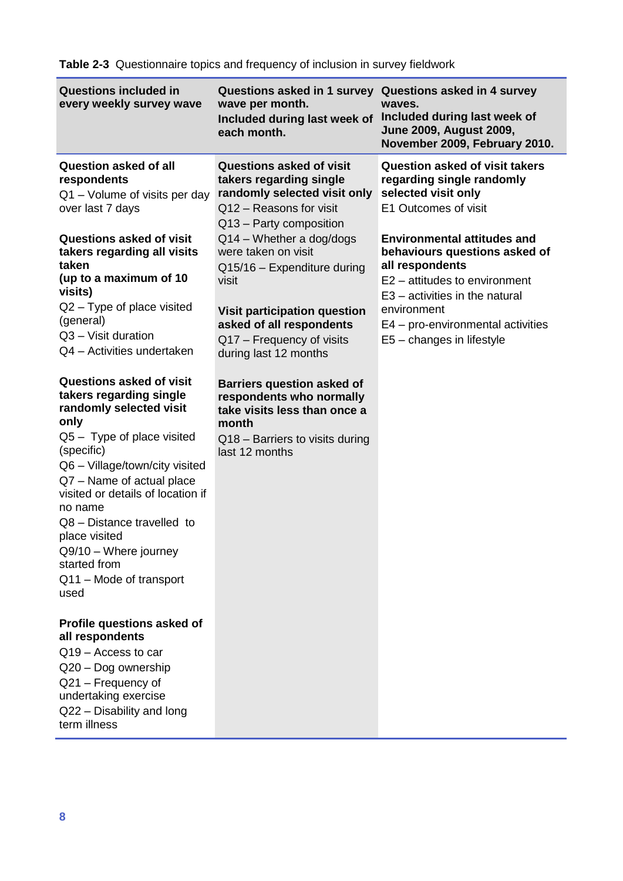**Table 2-3** Questionnaire topics and frequency of inclusion in survey fieldwork

| Questions included in every weekly survey wave | Questions asked in 1 survey wave per month. Included during last week of each month. | Questions asked in 4 survey waves. Included during last week of June 2009, August 2009, November 2009, February 2010. |
|---|---|---|
| **Question asked of all respondents**<br>Q1 – Volume of visits per day over last 7 days<br><br>**Questions asked of visit takers regarding all visits taken (up to a maximum of 10 visits)**<br>Q2 – Type of place visited (general)<br>Q3 – Visit duration<br>Q4 – Activities undertaken<br><br>**Questions asked of visit takers regarding single randomly selected visit only**<br>Q5 – Type of place visited (specific)<br>Q6 – Village/town/city visited<br>Q7 – Name of actual place visited or details of location if no name<br>Q8 – Distance travelled to place visited<br>Q9/10 – Where journey started from<br>Q11 – Mode of transport used<br><br>**Profile questions asked of all respondents**<br>Q19 – Access to car<br>Q20 – Dog ownership<br>Q21 – Frequency of undertaking exercise<br>Q22 – Disability and long term illness | **Questions asked of visit takers regarding single randomly selected visit only**<br>Q12 – Reasons for visit<br>Q13 – Party composition<br>Q14 – Whether a dog/dogs were taken on visit<br>Q15/16 – Expenditure during visit<br><br>**Visit participation question asked of all respondents**<br>Q17 – Frequency of visits during last 12 months<br><br>**Barriers question asked of respondents who normally take visits less than once a month**<br>Q18 – Barriers to visits during last 12 months | **Question asked of visit takers regarding single randomly selected visit only**<br>E1 Outcomes of visit<br><br>**Environmental attitudes and behaviours questions asked of all respondents**<br>E2 – attitudes to environment<br>E3 – activities in the natural environment<br>E4 – pro-environmental activities<br>E5 – changes in lifestyle |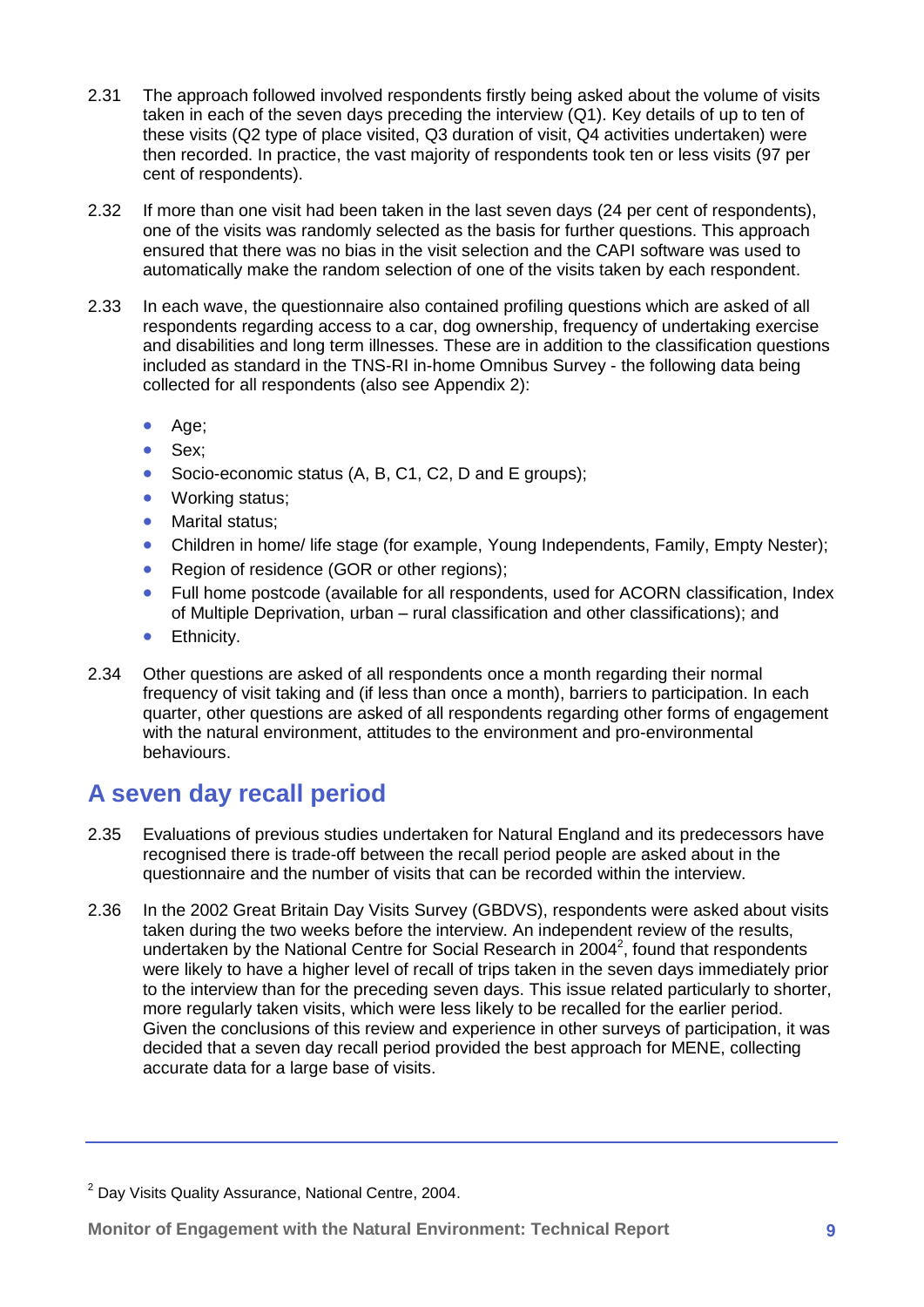2.31 The approach followed involved respondents firstly being asked about the volume of visits taken in each of the seven days preceding the interview (Q1). Key details of up to ten of these visits (Q2 type of place visited, Q3 duration of visit, Q4 activities undertaken) were then recorded. In practice, the vast majority of respondents took ten or less visits (97 per cent of respondents).

2.32 If more than one visit had been taken in the last seven days (24 per cent of respondents), one of the visits was randomly selected as the basis for further questions. This approach ensured that there was no bias in the visit selection and the CAPI software was used to automatically make the random selection of one of the visits taken by each respondent.

2.33 In each wave, the questionnaire also contained profiling questions which are asked of all respondents regarding access to a car, dog ownership, frequency of undertaking exercise and disabilities and long term illnesses. These are in addition to the classification questions included as standard in the TNS-RI in-home Omnibus Survey - the following data being collected for all respondents (also see Appendix 2):

- Age;
- Sex;
- Socio-economic status (A, B, C1, C2, D and E groups);
- Working status;
- Marital status;
- Children in home/ life stage (for example, Young Independents, Family, Empty Nester);
- Region of residence (GOR or other regions);
- Full home postcode (available for all respondents, used for ACORN classification, Index of Multiple Deprivation, urban – rural classification and other classifications); and
- Ethnicity.

2.34 Other questions are asked of all respondents once a month regarding their normal frequency of visit taking and (if less than once a month), barriers to participation. In each quarter, other questions are asked of all respondents regarding other forms of engagement with the natural environment, attitudes to the environment and pro-environmental behaviours.

## A seven day recall period

2.35 Evaluations of previous studies undertaken for Natural England and its predecessors have recognised there is trade-off between the recall period people are asked about in the questionnaire and the number of visits that can be recorded within the interview.

2.36 In the 2002 Great Britain Day Visits Survey (GBDVS), respondents were asked about visits taken during the two weeks before the interview. An independent review of the results, undertaken by the National Centre for Social Research in 2004[2], found that respondents were likely to have a higher level of recall of trips taken in the seven days immediately prior to the interview than for the preceding seven days. This issue related particularly to shorter, more regularly taken visits, which were less likely to be recalled for the earlier period. Given the conclusions of this review and experience in other surveys of participation, it was decided that a seven day recall period provided the best approach for MENE, collecting accurate data for a large base of visits.

---

[2] Day Visits Quality Assurance, National Centre, 2004.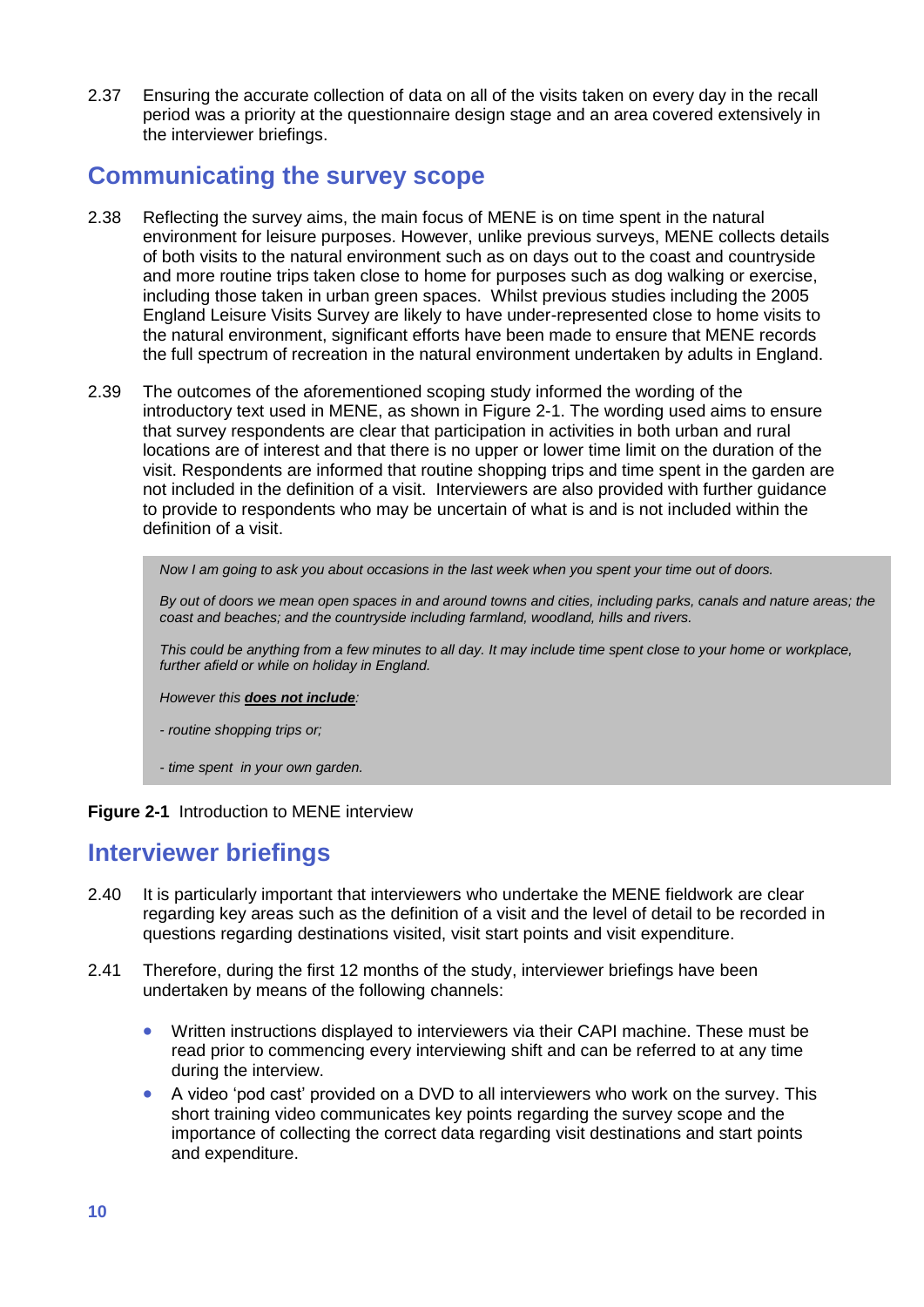2.37 Ensuring the accurate collection of data on all of the visits taken on every day in the recall period was a priority at the questionnaire design stage and an area covered extensively in the interviewer briefings.

## Communicating the survey scope

2.38 Reflecting the survey aims, the main focus of MENE is on time spent in the natural environment for leisure purposes. However, unlike previous surveys, MENE collects details of both visits to the natural environment such as on days out to the coast and countryside and more routine trips taken close to home for purposes such as dog walking or exercise, including those taken in urban green spaces. Whilst previous studies including the 2005 England Leisure Visits Survey are likely to have under-represented close to home visits to the natural environment, significant efforts have been made to ensure that MENE records the full spectrum of recreation in the natural environment undertaken by adults in England.

2.39 The outcomes of the aforementioned scoping study informed the wording of the introductory text used in MENE, as shown in Figure 2-1. The wording used aims to ensure that survey respondents are clear that participation in activities in both urban and rural locations are of interest and that there is no upper or lower time limit on the duration of the visit. Respondents are informed that routine shopping trips and time spent in the garden are not included in the definition of a visit. Interviewers are also provided with further guidance to provide to respondents who may be uncertain of what is and is not included within the definition of a visit.

> *Now I am going to ask you about occasions in the last week when you spent your time out of doors.*
>
> *By out of doors we mean open spaces in and around towns and cities, including parks, canals and nature areas; the coast and beaches; and the countryside including farmland, woodland, hills and rivers.*
>
> *This could be anything from a few minutes to all day. It may include time spent close to your home or workplace, further afield or while on holiday in England.*
>
> *However this **does not include**:*
>
> *- routine shopping trips or;*
>
> *- time spent in your own garden.*

**Figure 2-1** Introduction to MENE interview

## Interviewer briefings

2.40 It is particularly important that interviewers who undertake the MENE fieldwork are clear regarding key areas such as the definition of a visit and the level of detail to be recorded in questions regarding destinations visited, visit start points and visit expenditure.

2.41 Therefore, during the first 12 months of the study, interviewer briefings have been undertaken by means of the following channels:

- Written instructions displayed to interviewers via their CAPI machine. These must be read prior to commencing every interviewing shift and can be referred to at any time during the interview.
- A video 'pod cast' provided on a DVD to all interviewers who work on the survey. This short training video communicates key points regarding the survey scope and the importance of collecting the correct data regarding visit destinations and start points and expenditure.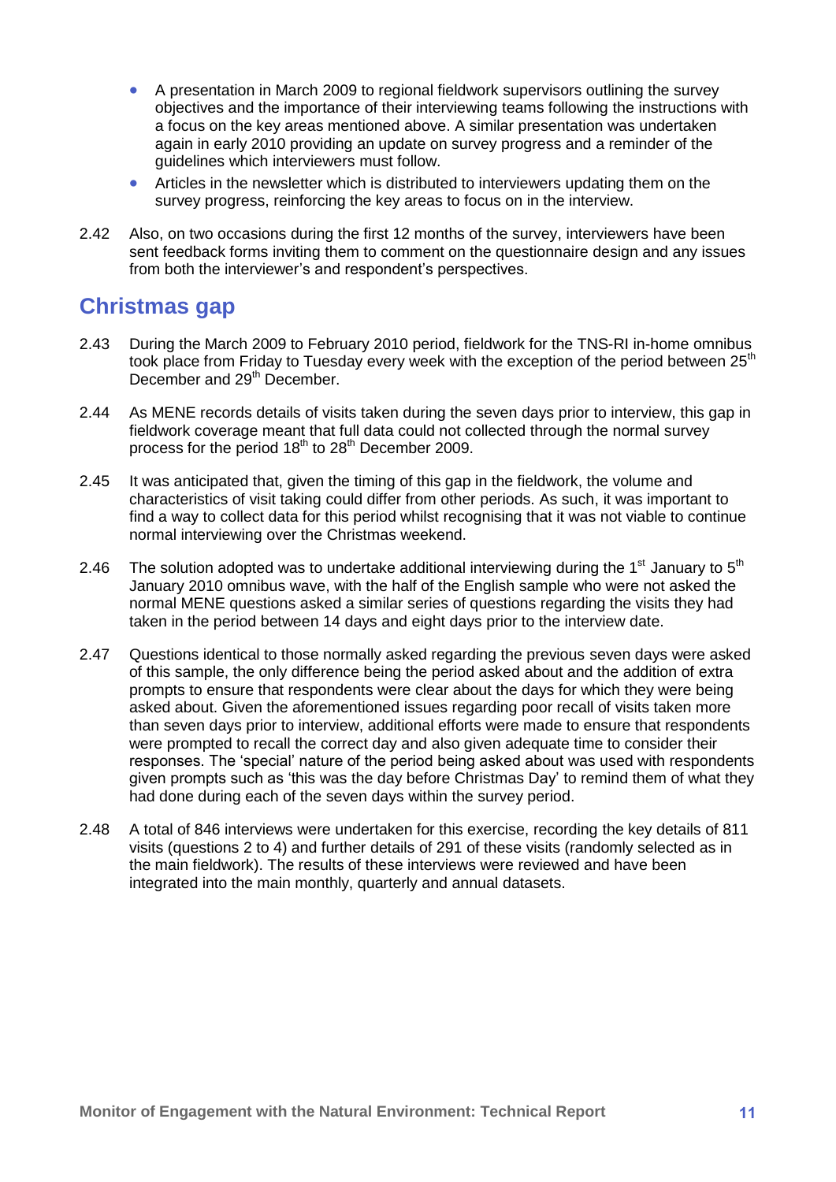- A presentation in March 2009 to regional fieldwork supervisors outlining the survey objectives and the importance of their interviewing teams following the instructions with a focus on the key areas mentioned above. A similar presentation was undertaken again in early 2010 providing an update on survey progress and a reminder of the guidelines which interviewers must follow.
- Articles in the newsletter which is distributed to interviewers updating them on the survey progress, reinforcing the key areas to focus on in the interview.

2.42 Also, on two occasions during the first 12 months of the survey, interviewers have been sent feedback forms inviting them to comment on the questionnaire design and any issues from both the interviewer's and respondent's perspectives.

## Christmas gap

2.43 During the March 2009 to February 2010 period, fieldwork for the TNS-RI in-home omnibus took place from Friday to Tuesday every week with the exception of the period between 25th December and 29th December.

2.44 As MENE records details of visits taken during the seven days prior to interview, this gap in fieldwork coverage meant that full data could not collected through the normal survey process for the period 18th to 28th December 2009.

2.45 It was anticipated that, given the timing of this gap in the fieldwork, the volume and characteristics of visit taking could differ from other periods. As such, it was important to find a way to collect data for this period whilst recognising that it was not viable to continue normal interviewing over the Christmas weekend.

2.46 The solution adopted was to undertake additional interviewing during the 1st January to 5th January 2010 omnibus wave, with the half of the English sample who were not asked the normal MENE questions asked a similar series of questions regarding the visits they had taken in the period between 14 days and eight days prior to the interview date.

2.47 Questions identical to those normally asked regarding the previous seven days were asked of this sample, the only difference being the period asked about and the addition of extra prompts to ensure that respondents were clear about the days for which they were being asked about. Given the aforementioned issues regarding poor recall of visits taken more than seven days prior to interview, additional efforts were made to ensure that respondents were prompted to recall the correct day and also given adequate time to consider their responses. The 'special' nature of the period being asked about was used with respondents given prompts such as 'this was the day before Christmas Day' to remind them of what they had done during each of the seven days within the survey period.

2.48 A total of 846 interviews were undertaken for this exercise, recording the key details of 811 visits (questions 2 to 4) and further details of 291 of these visits (randomly selected as in the main fieldwork). The results of these interviews were reviewed and have been integrated into the main monthly, quarterly and annual datasets.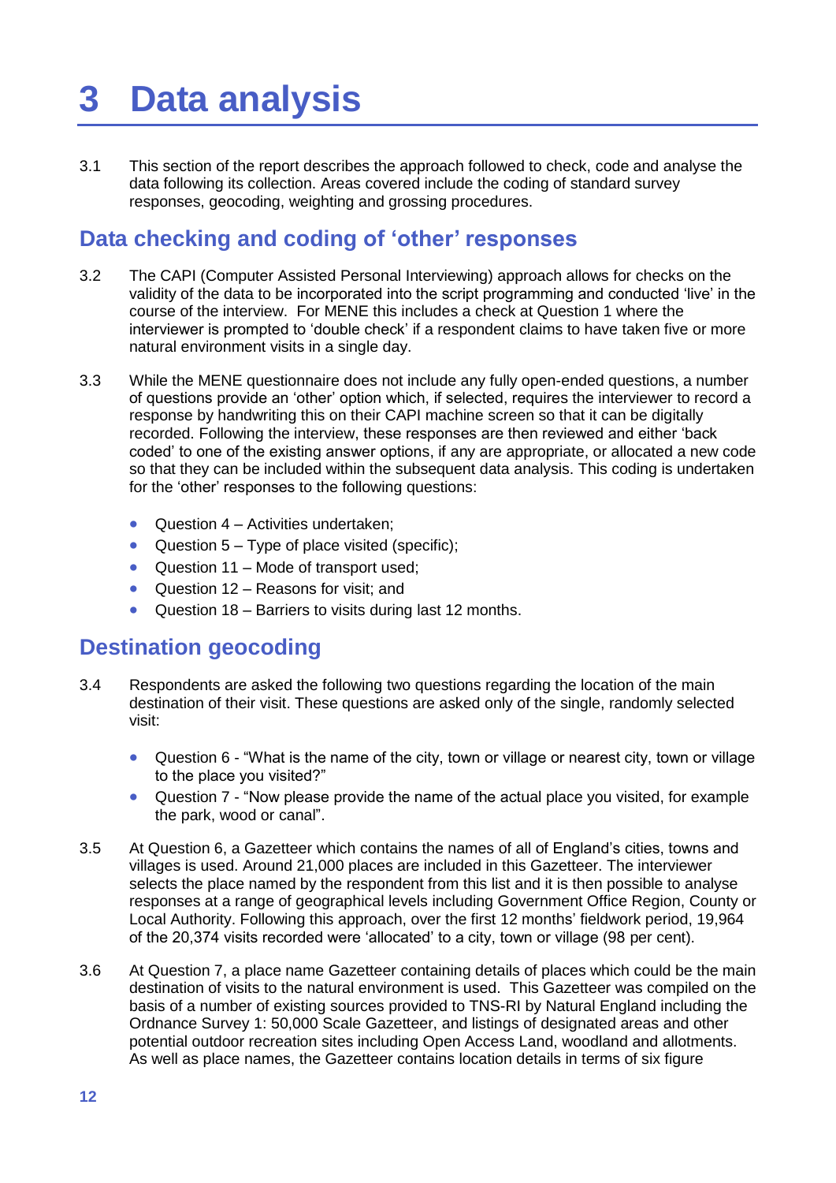# 3 Data analysis

3.1 This section of the report describes the approach followed to check, code and analyse the data following its collection. Areas covered include the coding of standard survey responses, geocoding, weighting and grossing procedures.

## Data checking and coding of 'other' responses

3.2 The CAPI (Computer Assisted Personal Interviewing) approach allows for checks on the validity of the data to be incorporated into the script programming and conducted 'live' in the course of the interview. For MENE this includes a check at Question 1 where the interviewer is prompted to 'double check' if a respondent claims to have taken five or more natural environment visits in a single day.

3.3 While the MENE questionnaire does not include any fully open-ended questions, a number of questions provide an 'other' option which, if selected, requires the interviewer to record a response by handwriting this on their CAPI machine screen so that it can be digitally recorded. Following the interview, these responses are then reviewed and either 'back coded' to one of the existing answer options, if any are appropriate, or allocated a new code so that they can be included within the subsequent data analysis. This coding is undertaken for the 'other' responses to the following questions:

- Question 4 – Activities undertaken;
- Question 5 – Type of place visited (specific);
- Question 11 – Mode of transport used;
- Question 12 – Reasons for visit; and
- Question 18 – Barriers to visits during last 12 months.

## Destination geocoding

3.4 Respondents are asked the following two questions regarding the location of the main destination of their visit. These questions are asked only of the single, randomly selected visit:

- Question 6 - "What is the name of the city, town or village or nearest city, town or village to the place you visited?"
- Question 7 - "Now please provide the name of the actual place you visited, for example the park, wood or canal".

3.5 At Question 6, a Gazetteer which contains the names of all of England's cities, towns and villages is used. Around 21,000 places are included in this Gazetteer. The interviewer selects the place named by the respondent from this list and it is then possible to analyse responses at a range of geographical levels including Government Office Region, County or Local Authority. Following this approach, over the first 12 months' fieldwork period, 19,964 of the 20,374 visits recorded were 'allocated' to a city, town or village (98 per cent).

3.6 At Question 7, a place name Gazetteer containing details of places which could be the main destination of visits to the natural environment is used. This Gazetteer was compiled on the basis of a number of existing sources provided to TNS-RI by Natural England including the Ordnance Survey 1: 50,000 Scale Gazetteer, and listings of designated areas and other potential outdoor recreation sites including Open Access Land, woodland and allotments. As well as place names, the Gazetteer contains location details in terms of six figure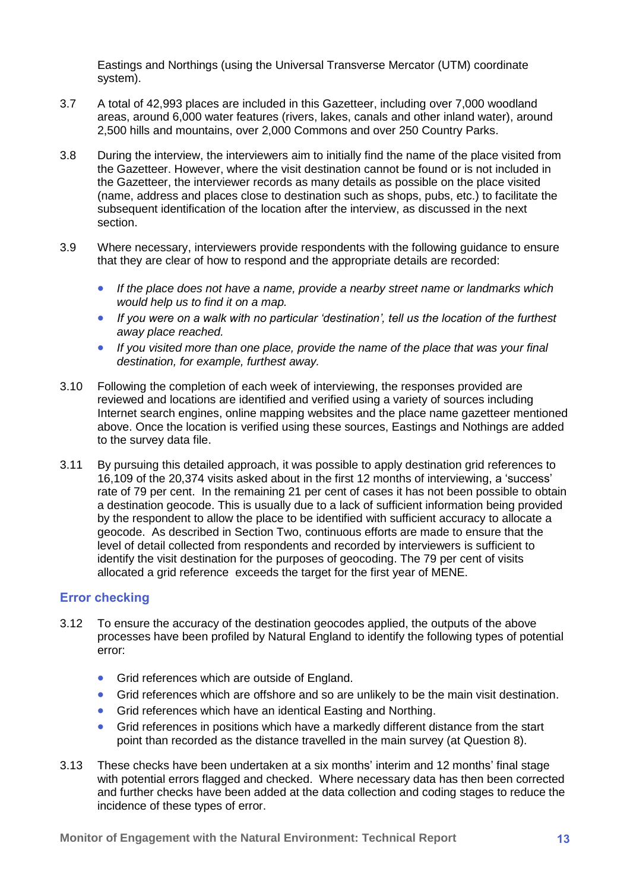Eastings and Northings (using the Universal Transverse Mercator (UTM) coordinate system).

3.7 A total of 42,993 places are included in this Gazetteer, including over 7,000 woodland areas, around 6,000 water features (rivers, lakes, canals and other inland water), around 2,500 hills and mountains, over 2,000 Commons and over 250 Country Parks.

3.8 During the interview, the interviewers aim to initially find the name of the place visited from the Gazetteer. However, where the visit destination cannot be found or is not included in the Gazetteer, the interviewer records as many details as possible on the place visited (name, address and places close to destination such as shops, pubs, etc.) to facilitate the subsequent identification of the location after the interview, as discussed in the next section.

3.9 Where necessary, interviewers provide respondents with the following guidance to ensure that they are clear of how to respond and the appropriate details are recorded:

- *If the place does not have a name, provide a nearby street name or landmarks which would help us to find it on a map.*
- *If you were on a walk with no particular 'destination', tell us the location of the furthest away place reached.*
- *If you visited more than one place, provide the name of the place that was your final destination, for example, furthest away.*

3.10 Following the completion of each week of interviewing, the responses provided are reviewed and locations are identified and verified using a variety of sources including Internet search engines, online mapping websites and the place name gazetteer mentioned above. Once the location is verified using these sources, Eastings and Nothings are added to the survey data file.

3.11 By pursuing this detailed approach, it was possible to apply destination grid references to 16,109 of the 20,374 visits asked about in the first 12 months of interviewing, a 'success' rate of 79 per cent. In the remaining 21 per cent of cases it has not been possible to obtain a destination geocode. This is usually due to a lack of sufficient information being provided by the respondent to allow the place to be identified with sufficient accuracy to allocate a geocode. As described in Section Two, continuous efforts are made to ensure that the level of detail collected from respondents and recorded by interviewers is sufficient to identify the visit destination for the purposes of geocoding. The 79 per cent of visits allocated a grid reference exceeds the target for the first year of MENE.

## Error checking

3.12 To ensure the accuracy of the destination geocodes applied, the outputs of the above processes have been profiled by Natural England to identify the following types of potential error:

- Grid references which are outside of England.
- Grid references which are offshore and so are unlikely to be the main visit destination.
- Grid references which have an identical Easting and Northing.
- Grid references in positions which have a markedly different distance from the start point than recorded as the distance travelled in the main survey (at Question 8).

3.13 These checks have been undertaken at a six months' interim and 12 months' final stage with potential errors flagged and checked. Where necessary data has then been corrected and further checks have been added at the data collection and coding stages to reduce the incidence of these types of error.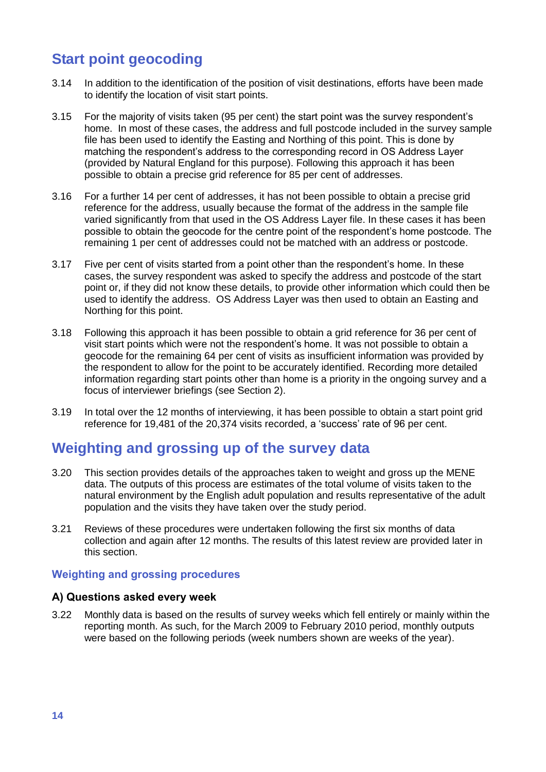## Start point geocoding

3.14 In addition to the identification of the position of visit destinations, efforts have been made to identify the location of visit start points.

3.15 For the majority of visits taken (95 per cent) the start point was the survey respondent's home. In most of these cases, the address and full postcode included in the survey sample file has been used to identify the Easting and Northing of this point. This is done by matching the respondent's address to the corresponding record in OS Address Layer (provided by Natural England for this purpose). Following this approach it has been possible to obtain a precise grid reference for 85 per cent of addresses.

3.16 For a further 14 per cent of addresses, it has not been possible to obtain a precise grid reference for the address, usually because the format of the address in the sample file varied significantly from that used in the OS Address Layer file. In these cases it has been possible to obtain the geocode for the centre point of the respondent's home postcode. The remaining 1 per cent of addresses could not be matched with an address or postcode.

3.17 Five per cent of visits started from a point other than the respondent's home. In these cases, the survey respondent was asked to specify the address and postcode of the start point or, if they did not know these details, to provide other information which could then be used to identify the address. OS Address Layer was then used to obtain an Easting and Northing for this point.

3.18 Following this approach it has been possible to obtain a grid reference for 36 per cent of visit start points which were not the respondent's home. It was not possible to obtain a geocode for the remaining 64 per cent of visits as insufficient information was provided by the respondent to allow for the point to be accurately identified. Recording more detailed information regarding start points other than home is a priority in the ongoing survey and a focus of interviewer briefings (see Section 2).

3.19 In total over the 12 months of interviewing, it has been possible to obtain a start point grid reference for 19,481 of the 20,374 visits recorded, a 'success' rate of 96 per cent.

## Weighting and grossing up of the survey data

3.20 This section provides details of the approaches taken to weight and gross up the MENE data. The outputs of this process are estimates of the total volume of visits taken to the natural environment by the English adult population and results representative of the adult population and the visits they have taken over the study period.

3.21 Reviews of these procedures were undertaken following the first six months of data collection and again after 12 months. The results of this latest review are provided later in this section.

### Weighting and grossing procedures

#### A) Questions asked every week

3.22 Monthly data is based on the results of survey weeks which fell entirely or mainly within the reporting month. As such, for the March 2009 to February 2010 period, monthly outputs were based on the following periods (week numbers shown are weeks of the year).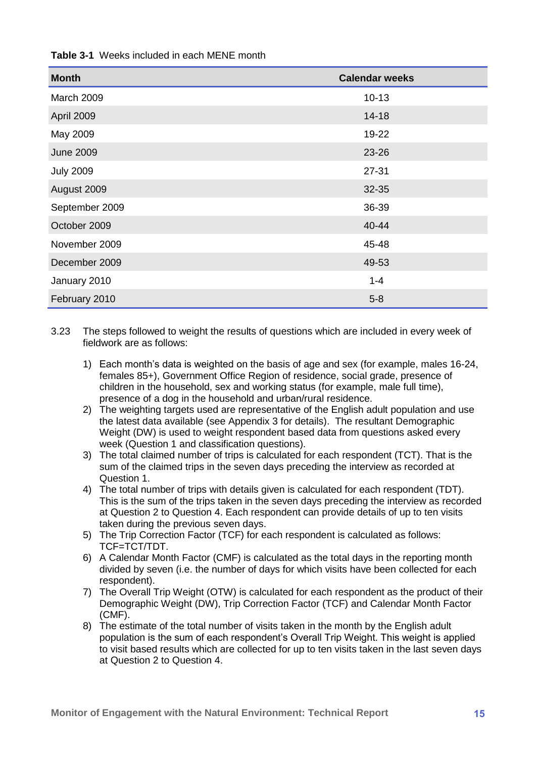**Table 3-1** Weeks included in each MENE month

| Month | Calendar weeks |
|---|---|
| March 2009 | 10-13 |
| April 2009 | 14-18 |
| May 2009 | 19-22 |
| June 2009 | 23-26 |
| July 2009 | 27-31 |
| August 2009 | 32-35 |
| September 2009 | 36-39 |
| October 2009 | 40-44 |
| November 2009 | 45-48 |
| December 2009 | 49-53 |
| January 2010 | 1-4 |
| February 2010 | 5-8 |

3.23 The steps followed to weight the results of questions which are included in every week of fieldwork are as follows:

1) Each month's data is weighted on the basis of age and sex (for example, males 16-24, females 85+), Government Office Region of residence, social grade, presence of children in the household, sex and working status (for example, male full time), presence of a dog in the household and urban/rural residence.
2) The weighting targets used are representative of the English adult population and use the latest data available (see Appendix 3 for details). The resultant Demographic Weight (DW) is used to weight respondent based data from questions asked every week (Question 1 and classification questions).
3) The total claimed number of trips is calculated for each respondent (TCT). That is the sum of the claimed trips in the seven days preceding the interview as recorded at Question 1.
4) The total number of trips with details given is calculated for each respondent (TDT). This is the sum of the trips taken in the seven days preceding the interview as recorded at Question 2 to Question 4. Each respondent can provide details of up to ten visits taken during the previous seven days.
5) The Trip Correction Factor (TCF) for each respondent is calculated as follows: TCF=TCT/TDT.
6) A Calendar Month Factor (CMF) is calculated as the total days in the reporting month divided by seven (i.e. the number of days for which visits have been collected for each respondent).
7) The Overall Trip Weight (OTW) is calculated for each respondent as the product of their Demographic Weight (DW), Trip Correction Factor (TCF) and Calendar Month Factor (CMF).
8) The estimate of the total number of visits taken in the month by the English adult population is the sum of each respondent's Overall Trip Weight. This weight is applied to visit based results which are collected for up to ten visits taken in the last seven days at Question 2 to Question 4.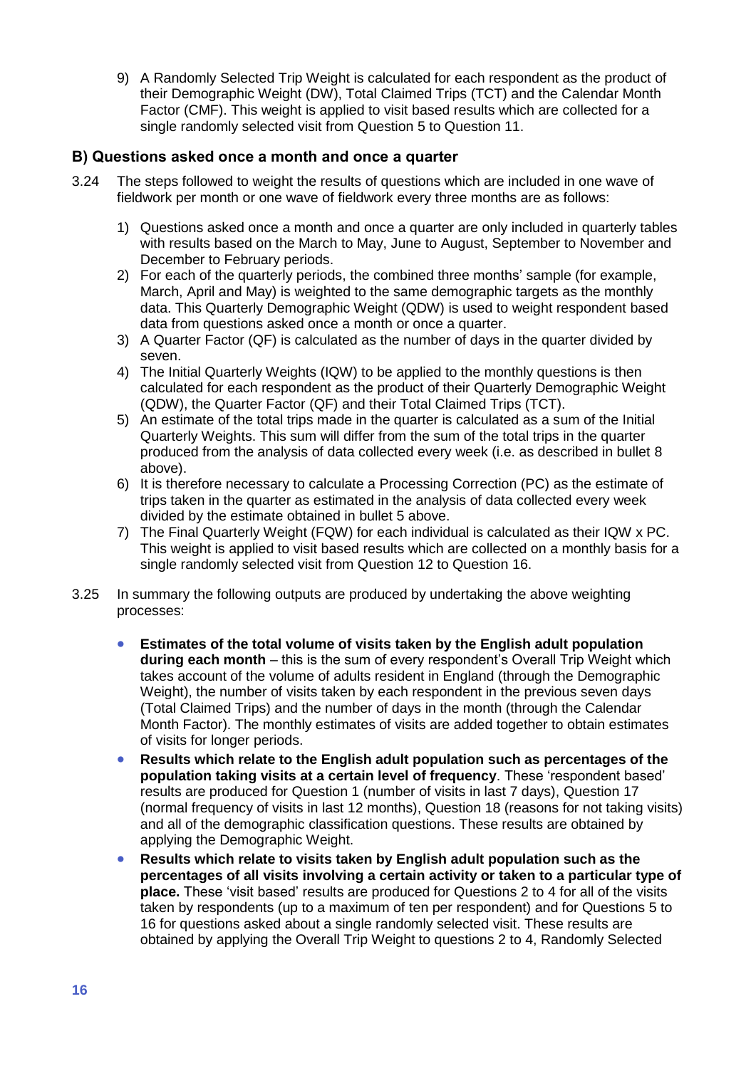9) A Randomly Selected Trip Weight is calculated for each respondent as the product of their Demographic Weight (DW), Total Claimed Trips (TCT) and the Calendar Month Factor (CMF). This weight is applied to visit based results which are collected for a single randomly selected visit from Question 5 to Question 11.

### B) Questions asked once a month and once a quarter

3.24 The steps followed to weight the results of questions which are included in one wave of fieldwork per month or one wave of fieldwork every three months are as follows:

1) Questions asked once a month and once a quarter are only included in quarterly tables with results based on the March to May, June to August, September to November and December to February periods.
2) For each of the quarterly periods, the combined three months' sample (for example, March, April and May) is weighted to the same demographic targets as the monthly data. This Quarterly Demographic Weight (QDW) is used to weight respondent based data from questions asked once a month or once a quarter.
3) A Quarter Factor (QF) is calculated as the number of days in the quarter divided by seven.
4) The Initial Quarterly Weights (IQW) to be applied to the monthly questions is then calculated for each respondent as the product of their Quarterly Demographic Weight (QDW), the Quarter Factor (QF) and their Total Claimed Trips (TCT).
5) An estimate of the total trips made in the quarter is calculated as a sum of the Initial Quarterly Weights. This sum will differ from the sum of the total trips in the quarter produced from the analysis of data collected every week (i.e. as described in bullet 8 above).
6) It is therefore necessary to calculate a Processing Correction (PC) as the estimate of trips taken in the quarter as estimated in the analysis of data collected every week divided by the estimate obtained in bullet 5 above.
7) The Final Quarterly Weight (FQW) for each individual is calculated as their IQW x PC. This weight is applied to visit based results which are collected on a monthly basis for a single randomly selected visit from Question 12 to Question 16.

3.25 In summary the following outputs are produced by undertaking the above weighting processes:

- **Estimates of the total volume of visits taken by the English adult population during each month** – this is the sum of every respondent's Overall Trip Weight which takes account of the volume of adults resident in England (through the Demographic Weight), the number of visits taken by each respondent in the previous seven days (Total Claimed Trips) and the number of days in the month (through the Calendar Month Factor). The monthly estimates of visits are added together to obtain estimates of visits for longer periods.
- **Results which relate to the English adult population such as percentages of the population taking visits at a certain level of frequency**. These 'respondent based' results are produced for Question 1 (number of visits in last 7 days), Question 17 (normal frequency of visits in last 12 months), Question 18 (reasons for not taking visits) and all of the demographic classification questions. These results are obtained by applying the Demographic Weight.
- **Results which relate to visits taken by English adult population such as the percentages of all visits involving a certain activity or taken to a particular type of place.** These 'visit based' results are produced for Questions 2 to 4 for all of the visits taken by respondents (up to a maximum of ten per respondent) and for Questions 5 to 16 for questions asked about a single randomly selected visit. These results are obtained by applying the Overall Trip Weight to questions 2 to 4, Randomly Selected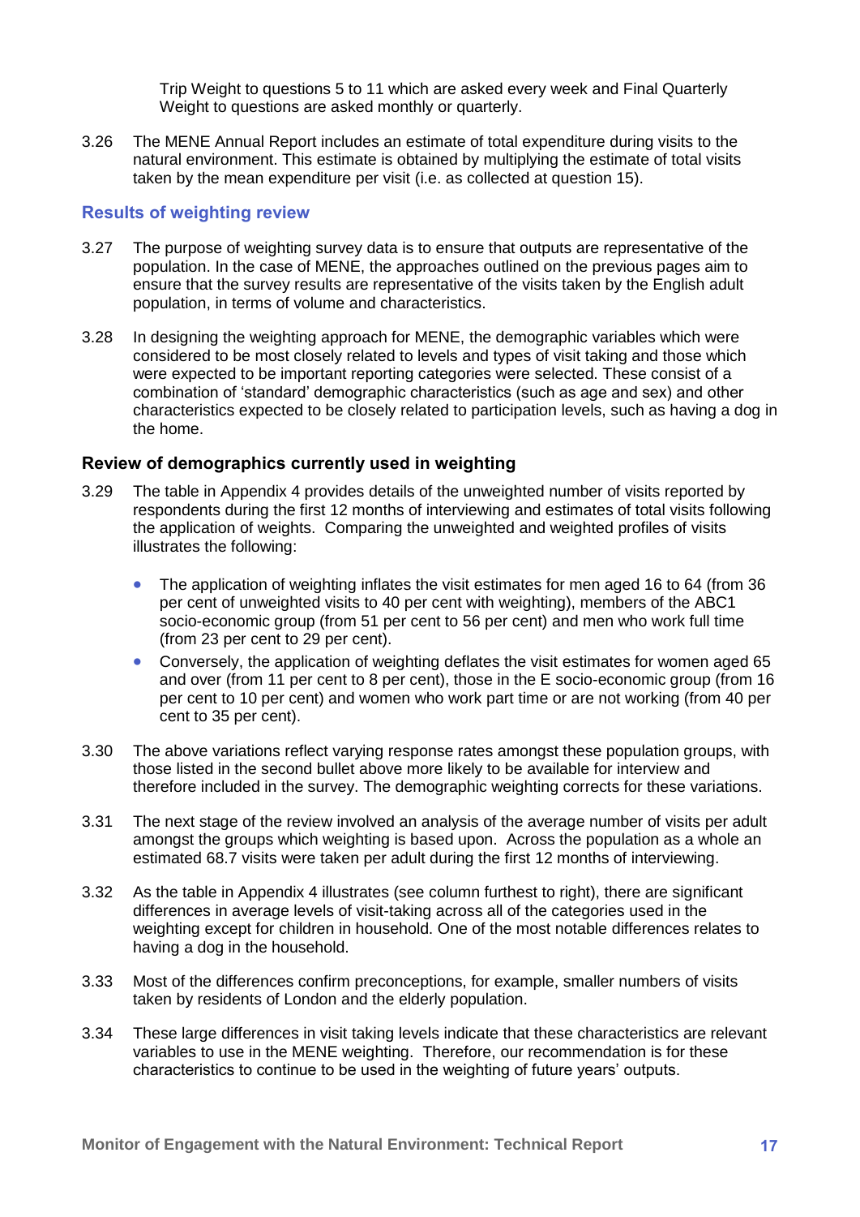Trip Weight to questions 5 to 11 which are asked every week and Final Quarterly Weight to questions are asked monthly or quarterly.

3.26 The MENE Annual Report includes an estimate of total expenditure during visits to the natural environment. This estimate is obtained by multiplying the estimate of total visits taken by the mean expenditure per visit (i.e. as collected at question 15).

## Results of weighting review

3.27 The purpose of weighting survey data is to ensure that outputs are representative of the population. In the case of MENE, the approaches outlined on the previous pages aim to ensure that the survey results are representative of the visits taken by the English adult population, in terms of volume and characteristics.

3.28 In designing the weighting approach for MENE, the demographic variables which were considered to be most closely related to levels and types of visit taking and those which were expected to be important reporting categories were selected. These consist of a combination of 'standard' demographic characteristics (such as age and sex) and other characteristics expected to be closely related to participation levels, such as having a dog in the home.

### Review of demographics currently used in weighting

3.29 The table in Appendix 4 provides details of the unweighted number of visits reported by respondents during the first 12 months of interviewing and estimates of total visits following the application of weights. Comparing the unweighted and weighted profiles of visits illustrates the following:

- The application of weighting inflates the visit estimates for men aged 16 to 64 (from 36 per cent of unweighted visits to 40 per cent with weighting), members of the ABC1 socio-economic group (from 51 per cent to 56 per cent) and men who work full time (from 23 per cent to 29 per cent).
- Conversely, the application of weighting deflates the visit estimates for women aged 65 and over (from 11 per cent to 8 per cent), those in the E socio-economic group (from 16 per cent to 10 per cent) and women who work part time or are not working (from 40 per cent to 35 per cent).

3.30 The above variations reflect varying response rates amongst these population groups, with those listed in the second bullet above more likely to be available for interview and therefore included in the survey. The demographic weighting corrects for these variations.

3.31 The next stage of the review involved an analysis of the average number of visits per adult amongst the groups which weighting is based upon. Across the population as a whole an estimated 68.7 visits were taken per adult during the first 12 months of interviewing.

3.32 As the table in Appendix 4 illustrates (see column furthest to right), there are significant differences in average levels of visit-taking across all of the categories used in the weighting except for children in household. One of the most notable differences relates to having a dog in the household.

3.33 Most of the differences confirm preconceptions, for example, smaller numbers of visits taken by residents of London and the elderly population.

3.34 These large differences in visit taking levels indicate that these characteristics are relevant variables to use in the MENE weighting. Therefore, our recommendation is for these characteristics to continue to be used in the weighting of future years' outputs.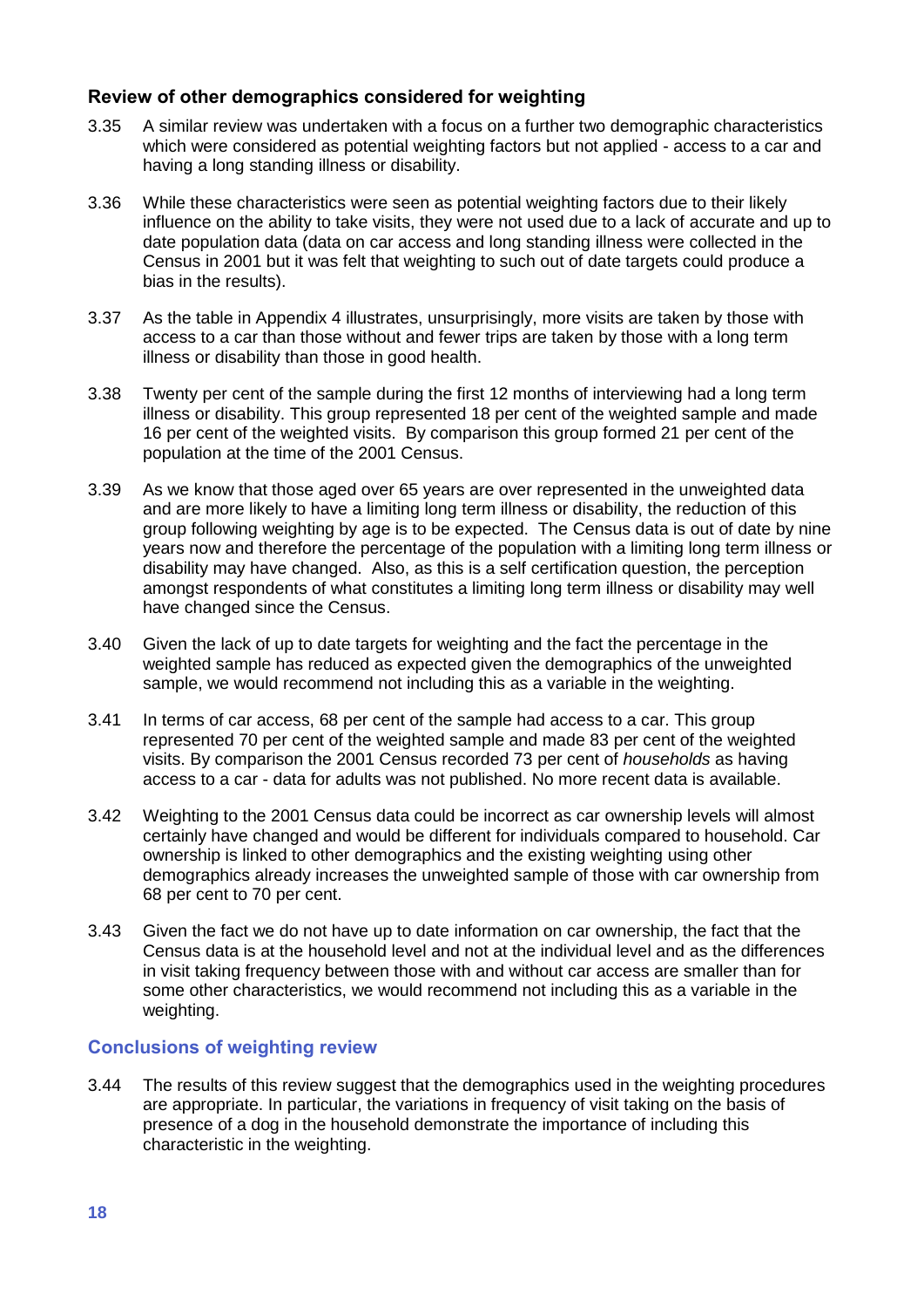### Review of other demographics considered for weighting

3.35 A similar review was undertaken with a focus on a further two demographic characteristics which were considered as potential weighting factors but not applied - access to a car and having a long standing illness or disability.

3.36 While these characteristics were seen as potential weighting factors due to their likely influence on the ability to take visits, they were not used due to a lack of accurate and up to date population data (data on car access and long standing illness were collected in the Census in 2001 but it was felt that weighting to such out of date targets could produce a bias in the results).

3.37 As the table in Appendix 4 illustrates, unsurprisingly, more visits are taken by those with access to a car than those without and fewer trips are taken by those with a long term illness or disability than those in good health.

3.38 Twenty per cent of the sample during the first 12 months of interviewing had a long term illness or disability. This group represented 18 per cent of the weighted sample and made 16 per cent of the weighted visits. By comparison this group formed 21 per cent of the population at the time of the 2001 Census.

3.39 As we know that those aged over 65 years are over represented in the unweighted data and are more likely to have a limiting long term illness or disability, the reduction of this group following weighting by age is to be expected. The Census data is out of date by nine years now and therefore the percentage of the population with a limiting long term illness or disability may have changed. Also, as this is a self certification question, the perception amongst respondents of what constitutes a limiting long term illness or disability may well have changed since the Census.

3.40 Given the lack of up to date targets for weighting and the fact the percentage in the weighted sample has reduced as expected given the demographics of the unweighted sample, we would recommend not including this as a variable in the weighting.

3.41 In terms of car access, 68 per cent of the sample had access to a car. This group represented 70 per cent of the weighted sample and made 83 per cent of the weighted visits. By comparison the 2001 Census recorded 73 per cent of *households* as having access to a car - data for adults was not published. No more recent data is available.

3.42 Weighting to the 2001 Census data could be incorrect as car ownership levels will almost certainly have changed and would be different for individuals compared to household. Car ownership is linked to other demographics and the existing weighting using other demographics already increases the unweighted sample of those with car ownership from 68 per cent to 70 per cent.

3.43 Given the fact we do not have up to date information on car ownership, the fact that the Census data is at the household level and not at the individual level and as the differences in visit taking frequency between those with and without car access are smaller than for some other characteristics, we would recommend not including this as a variable in the weighting.

### Conclusions of weighting review

3.44 The results of this review suggest that the demographics used in the weighting procedures are appropriate. In particular, the variations in frequency of visit taking on the basis of presence of a dog in the household demonstrate the importance of including this characteristic in the weighting.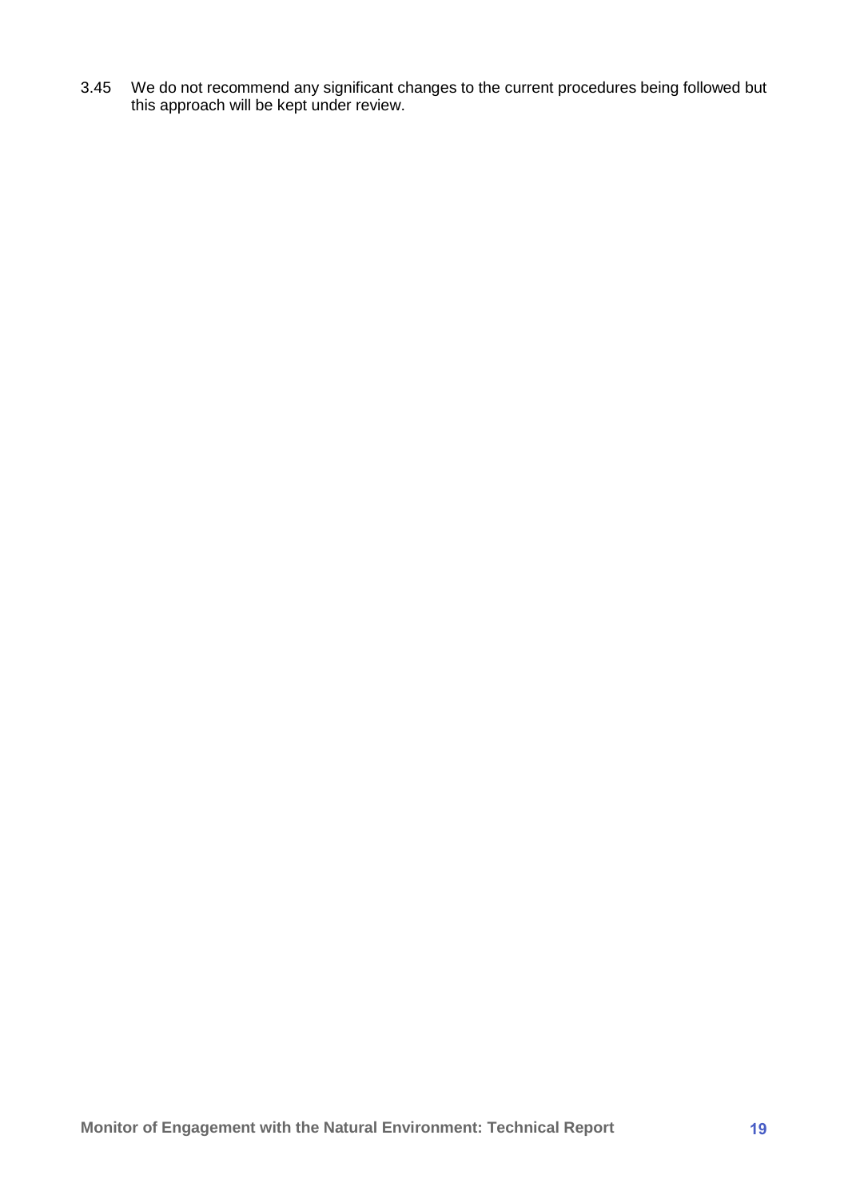3.45 We do not recommend any significant changes to the current procedures being followed but this approach will be kept under review.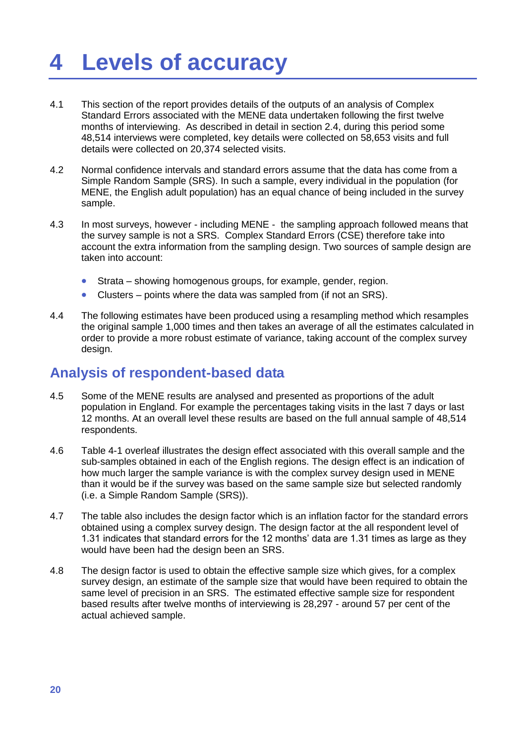# 4 Levels of accuracy

4.1 This section of the report provides details of the outputs of an analysis of Complex Standard Errors associated with the MENE data undertaken following the first twelve months of interviewing. As described in detail in section 2.4, during this period some 48,514 interviews were completed, key details were collected on 58,653 visits and full details were collected on 20,374 selected visits.

4.2 Normal confidence intervals and standard errors assume that the data has come from a Simple Random Sample (SRS). In such a sample, every individual in the population (for MENE, the English adult population) has an equal chance of being included in the survey sample.

4.3 In most surveys, however - including MENE - the sampling approach followed means that the survey sample is not a SRS. Complex Standard Errors (CSE) therefore take into account the extra information from the sampling design. Two sources of sample design are taken into account:

- Strata – showing homogenous groups, for example, gender, region.
- Clusters – points where the data was sampled from (if not an SRS).

4.4 The following estimates have been produced using a resampling method which resamples the original sample 1,000 times and then takes an average of all the estimates calculated in order to provide a more robust estimate of variance, taking account of the complex survey design.

## Analysis of respondent-based data

4.5 Some of the MENE results are analysed and presented as proportions of the adult population in England. For example the percentages taking visits in the last 7 days or last 12 months. At an overall level these results are based on the full annual sample of 48,514 respondents.

4.6 Table 4-1 overleaf illustrates the design effect associated with this overall sample and the sub-samples obtained in each of the English regions. The design effect is an indication of how much larger the sample variance is with the complex survey design used in MENE than it would be if the survey was based on the same sample size but selected randomly (i.e. a Simple Random Sample (SRS)).

4.7 The table also includes the design factor which is an inflation factor for the standard errors obtained using a complex survey design. The design factor at the all respondent level of 1.31 indicates that standard errors for the 12 months' data are 1.31 times as large as they would have been had the design been an SRS.

4.8 The design factor is used to obtain the effective sample size which gives, for a complex survey design, an estimate of the sample size that would have been required to obtain the same level of precision in an SRS. The estimated effective sample size for respondent based results after twelve months of interviewing is 28,297 - around 57 per cent of the actual achieved sample.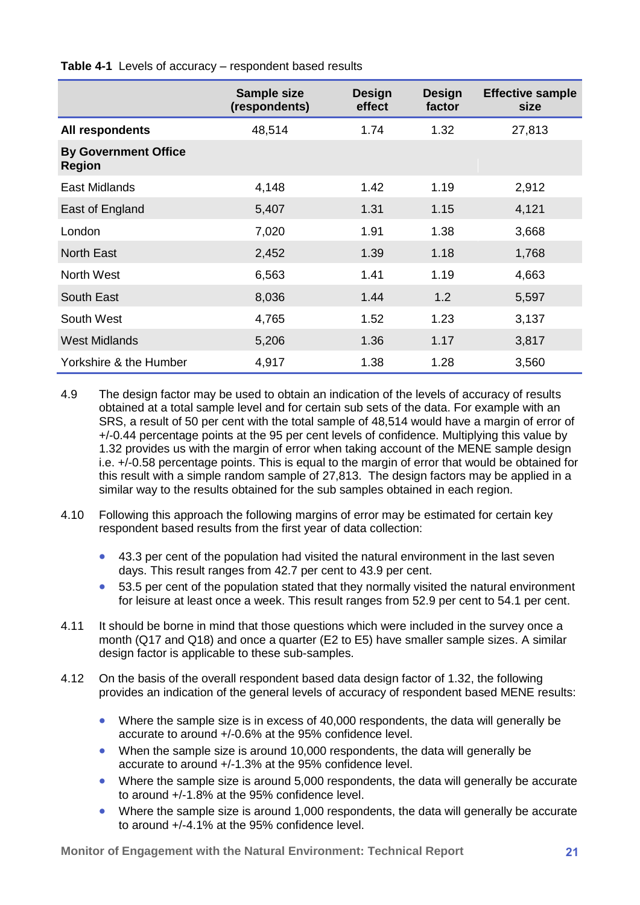**Table 4-1** Levels of accuracy – respondent based results

| | Sample size (respondents) | Design effect | Design factor | Effective sample size |
|---|---|---|---|---|
| **All respondents** | 48,514 | 1.74 | 1.32 | 27,813 |
| **By Government Office Region** | | | | |
| East Midlands | 4,148 | 1.42 | 1.19 | 2,912 |
| East of England | 5,407 | 1.31 | 1.15 | 4,121 |
| London | 7,020 | 1.91 | 1.38 | 3,668 |
| North East | 2,452 | 1.39 | 1.18 | 1,768 |
| North West | 6,563 | 1.41 | 1.19 | 4,663 |
| South East | 8,036 | 1.44 | 1.2 | 5,597 |
| South West | 4,765 | 1.52 | 1.23 | 3,137 |
| West Midlands | 5,206 | 1.36 | 1.17 | 3,817 |
| Yorkshire & the Humber | 4,917 | 1.38 | 1.28 | 3,560 |

4.9 The design factor may be used to obtain an indication of the levels of accuracy of results obtained at a total sample level and for certain sub sets of the data. For example with an SRS, a result of 50 per cent with the total sample of 48,514 would have a margin of error of +/-0.44 percentage points at the 95 per cent levels of confidence. Multiplying this value by 1.32 provides us with the margin of error when taking account of the MENE sample design i.e. +/-0.58 percentage points. This is equal to the margin of error that would be obtained for this result with a simple random sample of 27,813. The design factors may be applied in a similar way to the results obtained for the sub samples obtained in each region.

4.10 Following this approach the following margins of error may be estimated for certain key respondent based results from the first year of data collection:

- 43.3 per cent of the population had visited the natural environment in the last seven days. This result ranges from 42.7 per cent to 43.9 per cent.
- 53.5 per cent of the population stated that they normally visited the natural environment for leisure at least once a week. This result ranges from 52.9 per cent to 54.1 per cent.

4.11 It should be borne in mind that those questions which were included in the survey once a month (Q17 and Q18) and once a quarter (E2 to E5) have smaller sample sizes. A similar design factor is applicable to these sub-samples.

4.12 On the basis of the overall respondent based data design factor of 1.32, the following provides an indication of the general levels of accuracy of respondent based MENE results:

- Where the sample size is in excess of 40,000 respondents, the data will generally be accurate to around +/-0.6% at the 95% confidence level.
- When the sample size is around 10,000 respondents, the data will generally be accurate to around +/-1.3% at the 95% confidence level.
- Where the sample size is around 5,000 respondents, the data will generally be accurate to around +/-1.8% at the 95% confidence level.
- Where the sample size is around 1,000 respondents, the data will generally be accurate to around +/-4.1% at the 95% confidence level.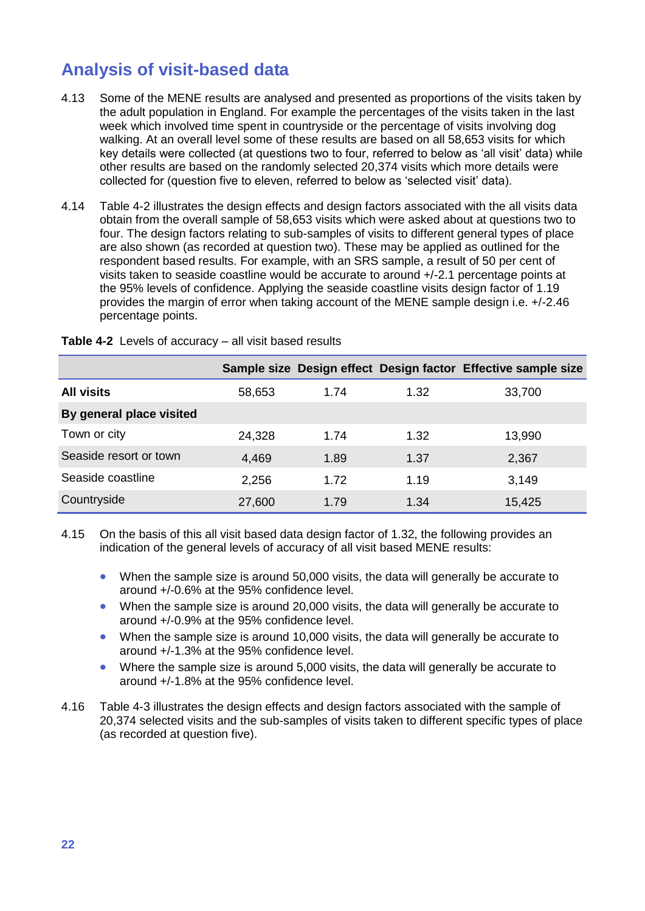## Analysis of visit-based data

4.13 Some of the MENE results are analysed and presented as proportions of the visits taken by the adult population in England. For example the percentages of the visits taken in the last week which involved time spent in countryside or the percentage of visits involving dog walking. At an overall level some of these results are based on all 58,653 visits for which key details were collected (at questions two to four, referred to below as 'all visit' data) while other results are based on the randomly selected 20,374 visits which more details were collected for (question five to eleven, referred to below as 'selected visit' data).

4.14 Table 4-2 illustrates the design effects and design factors associated with the all visits data obtain from the overall sample of 58,653 visits which were asked about at questions two to four. The design factors relating to sub-samples of visits to different general types of place are also shown (as recorded at question two). These may be applied as outlined for the respondent based results. For example, with an SRS sample, a result of 50 per cent of visits taken to seaside coastline would be accurate to around +/-2.1 percentage points at the 95% levels of confidence. Applying the seaside coastline visits design factor of 1.19 provides the margin of error when taking account of the MENE sample design i.e. +/-2.46 percentage points.

**Table 4-2** Levels of accuracy – all visit based results

| | Sample size | Design effect | Design factor | Effective sample size |
|---|---|---|---|---|
| **All visits** | 58,653 | 1.74 | 1.32 | 33,700 |
| **By general place visited** | | | | |
| Town or city | 24,328 | 1.74 | 1.32 | 13,990 |
| Seaside resort or town | 4,469 | 1.89 | 1.37 | 2,367 |
| Seaside coastline | 2,256 | 1.72 | 1.19 | 3,149 |
| Countryside | 27,600 | 1.79 | 1.34 | 15,425 |

4.15 On the basis of this all visit based data design factor of 1.32, the following provides an indication of the general levels of accuracy of all visit based MENE results:

- When the sample size is around 50,000 visits, the data will generally be accurate to around +/-0.6% at the 95% confidence level.
- When the sample size is around 20,000 visits, the data will generally be accurate to around +/-0.9% at the 95% confidence level.
- When the sample size is around 10,000 visits, the data will generally be accurate to around +/-1.3% at the 95% confidence level.
- Where the sample size is around 5,000 visits, the data will generally be accurate to around +/-1.8% at the 95% confidence level.

4.16 Table 4-3 illustrates the design effects and design factors associated with the sample of 20,374 selected visits and the sub-samples of visits taken to different specific types of place (as recorded at question five).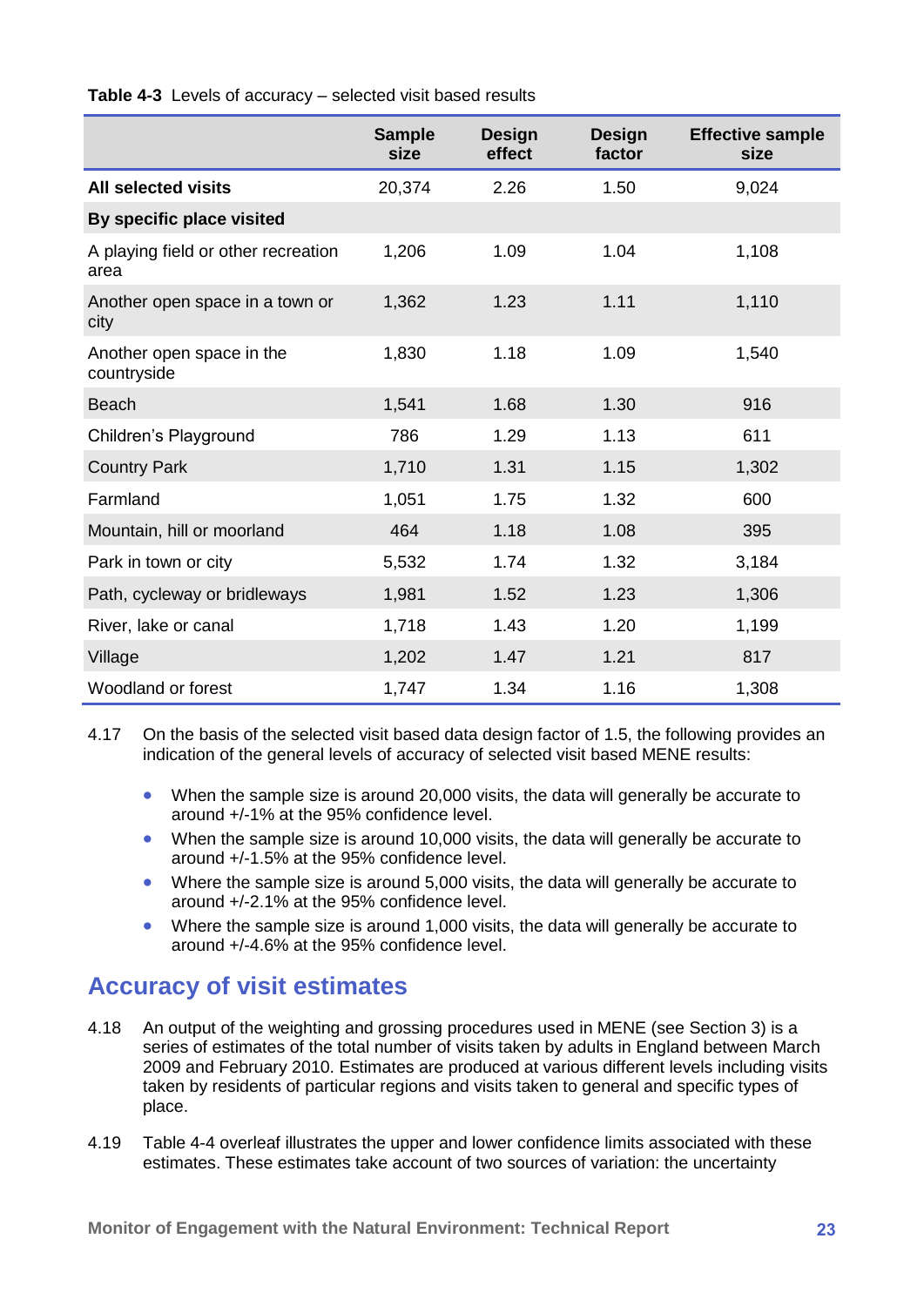**Table 4-3** Levels of accuracy – selected visit based results

| | Sample size | Design effect | Design factor | Effective sample size |
|---|---|---|---|---|
| **All selected visits** | 20,374 | 2.26 | 1.50 | 9,024 |
| **By specific place visited** | | | | |
| A playing field or other recreation area | 1,206 | 1.09 | 1.04 | 1,108 |
| Another open space in a town or city | 1,362 | 1.23 | 1.11 | 1,110 |
| Another open space in the countryside | 1,830 | 1.18 | 1.09 | 1,540 |
| Beach | 1,541 | 1.68 | 1.30 | 916 |
| Children's Playground | 786 | 1.29 | 1.13 | 611 |
| Country Park | 1,710 | 1.31 | 1.15 | 1,302 |
| Farmland | 1,051 | 1.75 | 1.32 | 600 |
| Mountain, hill or moorland | 464 | 1.18 | 1.08 | 395 |
| Park in town or city | 5,532 | 1.74 | 1.32 | 3,184 |
| Path, cycleway or bridleways | 1,981 | 1.52 | 1.23 | 1,306 |
| River, lake or canal | 1,718 | 1.43 | 1.20 | 1,199 |
| Village | 1,202 | 1.47 | 1.21 | 817 |
| Woodland or forest | 1,747 | 1.34 | 1.16 | 1,308 |

4.17 On the basis of the selected visit based data design factor of 1.5, the following provides an indication of the general levels of accuracy of selected visit based MENE results:

- When the sample size is around 20,000 visits, the data will generally be accurate to around +/-1% at the 95% confidence level.
- When the sample size is around 10,000 visits, the data will generally be accurate to around +/-1.5% at the 95% confidence level.
- Where the sample size is around 5,000 visits, the data will generally be accurate to around +/-2.1% at the 95% confidence level.
- Where the sample size is around 1,000 visits, the data will generally be accurate to around +/-4.6% at the 95% confidence level.

## Accuracy of visit estimates

4.18 An output of the weighting and grossing procedures used in MENE (see Section 3) is a series of estimates of the total number of visits taken by adults in England between March 2009 and February 2010. Estimates are produced at various different levels including visits taken by residents of particular regions and visits taken to general and specific types of place.

4.19 Table 4-4 overleaf illustrates the upper and lower confidence limits associated with these estimates. These estimates take account of two sources of variation: the uncertainty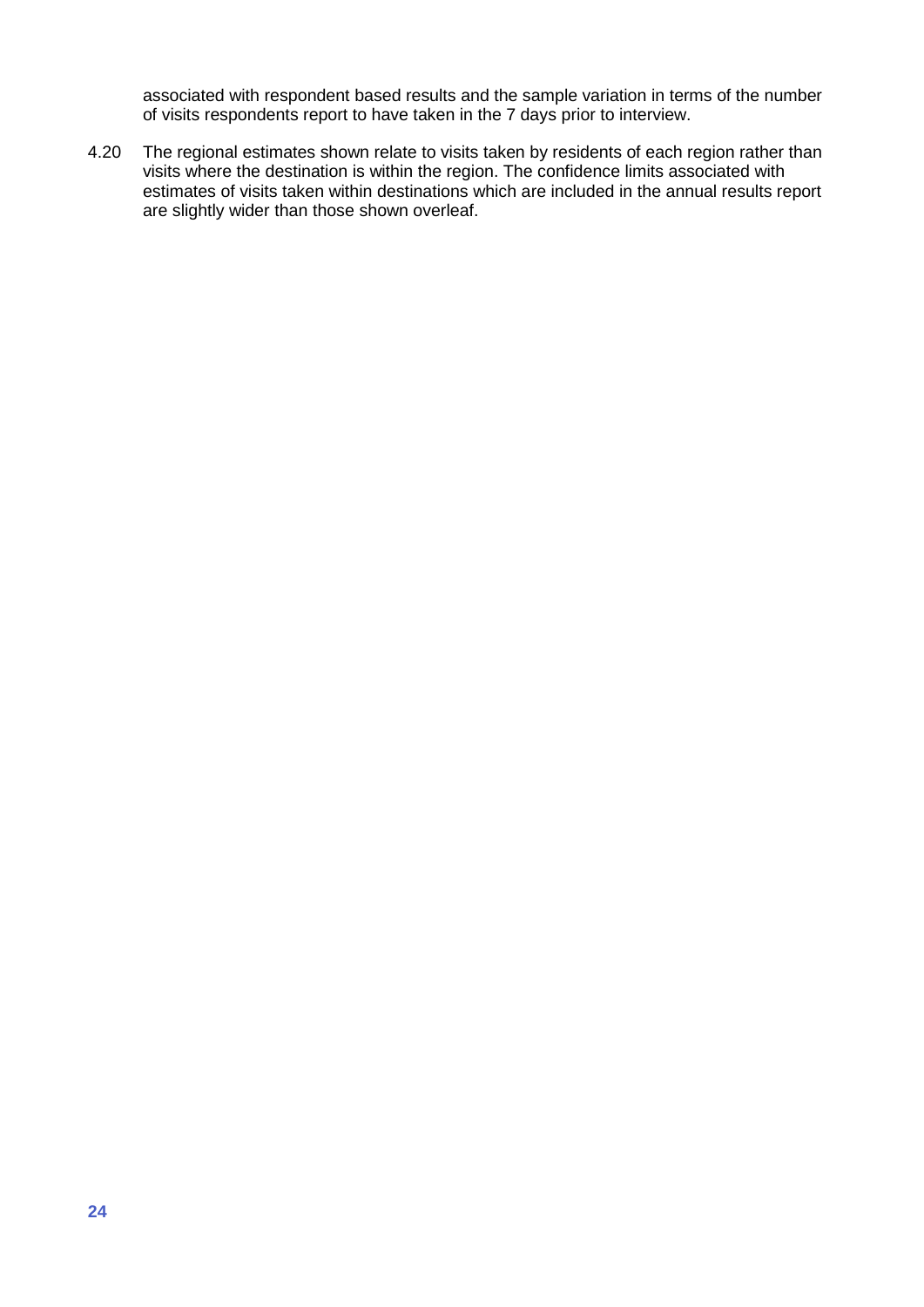associated with respondent based results and the sample variation in terms of the number of visits respondents report to have taken in the 7 days prior to interview.

4.20 The regional estimates shown relate to visits taken by residents of each region rather than visits where the destination is within the region. The confidence limits associated with estimates of visits taken within destinations which are included in the annual results report are slightly wider than those shown overleaf.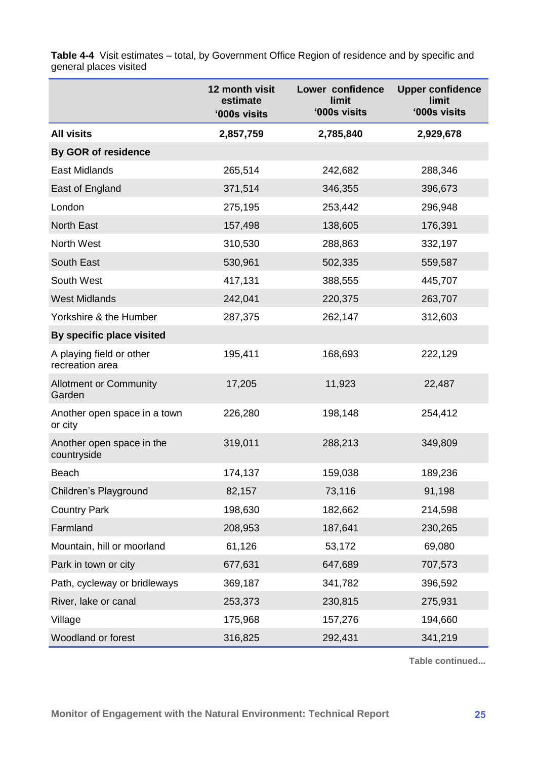**Table 4-4** Visit estimates – total, by Government Office Region of residence and by specific and general places visited

| | 12 month visit estimate '000s visits | Lower confidence limit '000s visits | Upper confidence limit '000s visits |
|---|---|---|---|
| **All visits** | **2,857,759** | **2,785,840** | **2,929,678** |
| **By GOR of residence** | | | |
| East Midlands | 265,514 | 242,682 | 288,346 |
| East of England | 371,514 | 346,355 | 396,673 |
| London | 275,195 | 253,442 | 296,948 |
| North East | 157,498 | 138,605 | 176,391 |
| North West | 310,530 | 288,863 | 332,197 |
| South East | 530,961 | 502,335 | 559,587 |
| South West | 417,131 | 388,555 | 445,707 |
| West Midlands | 242,041 | 220,375 | 263,707 |
| Yorkshire & the Humber | 287,375 | 262,147 | 312,603 |
| **By specific place visited** | | | |
| A playing field or other recreation area | 195,411 | 168,693 | 222,129 |
| Allotment or Community Garden | 17,205 | 11,923 | 22,487 |
| Another open space in a town or city | 226,280 | 198,148 | 254,412 |
| Another open space in the countryside | 319,011 | 288,213 | 349,809 |
| Beach | 174,137 | 159,038 | 189,236 |
| Children's Playground | 82,157 | 73,116 | 91,198 |
| Country Park | 198,630 | 182,662 | 214,598 |
| Farmland | 208,953 | 187,641 | 230,265 |
| Mountain, hill or moorland | 61,126 | 53,172 | 69,080 |
| Park in town or city | 677,631 | 647,689 | 707,573 |
| Path, cycleway or bridleways | 369,187 | 341,782 | 396,592 |
| River, lake or canal | 253,373 | 230,815 | 275,931 |
| Village | 175,968 | 157,276 | 194,660 |
| Woodland or forest | 316,825 | 292,431 | 341,219 |

**Table continued...**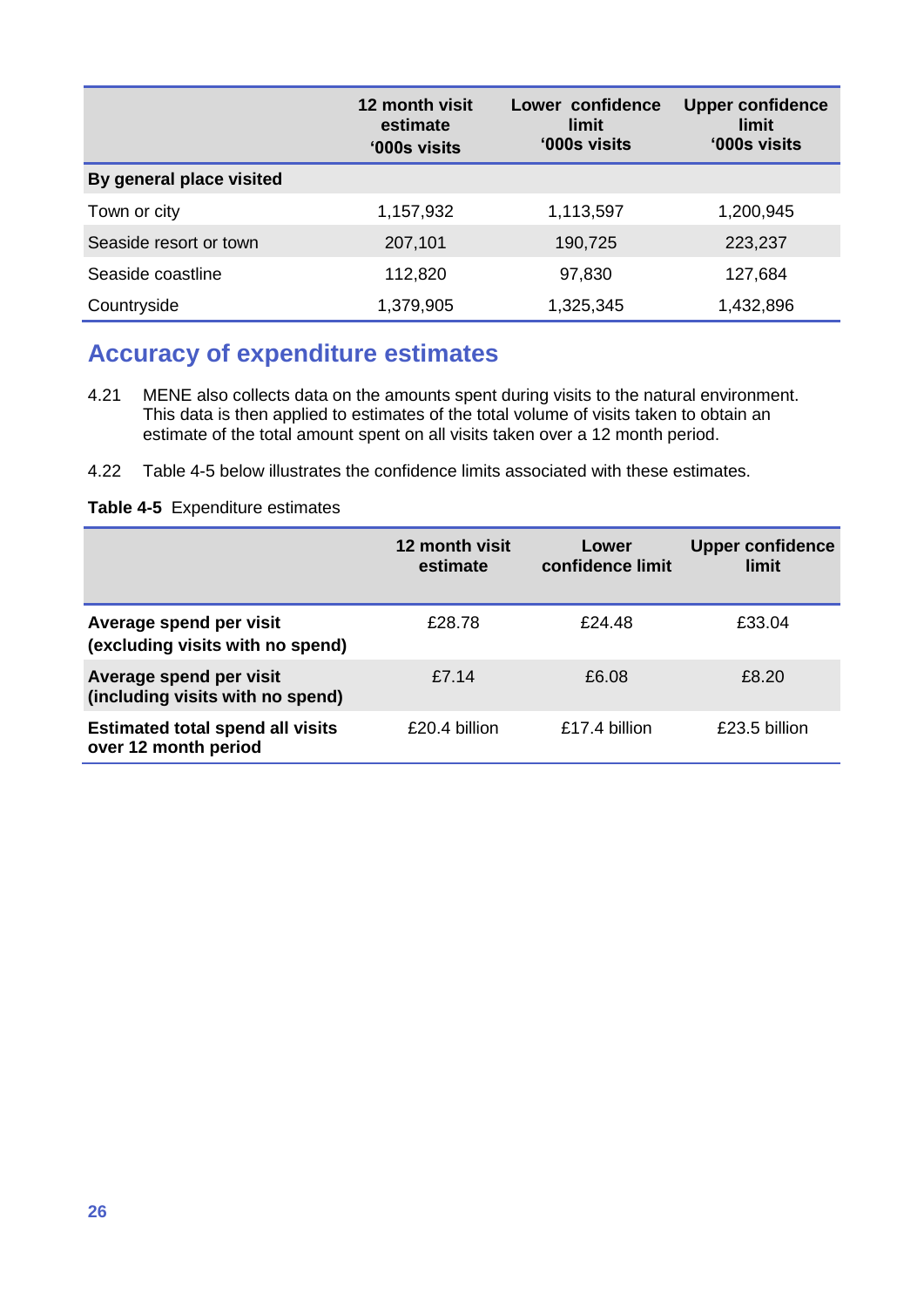| | 12 month visit estimate '000s visits | Lower confidence limit '000s visits | Upper confidence limit '000s visits |
|---|---|---|---|
| **By general place visited** | | | |
| Town or city | 1,157,932 | 1,113,597 | 1,200,945 |
| Seaside resort or town | 207,101 | 190,725 | 223,237 |
| Seaside coastline | 112,820 | 97,830 | 127,684 |
| Countryside | 1,379,905 | 1,325,345 | 1,432,896 |

## Accuracy of expenditure estimates

4.21 MENE also collects data on the amounts spent during visits to the natural environment. This data is then applied to estimates of the total volume of visits taken to obtain an estimate of the total amount spent on all visits taken over a 12 month period.

4.22 Table 4-5 below illustrates the confidence limits associated with these estimates.

**Table 4-5** Expenditure estimates

| | 12 month visit estimate | Lower confidence limit | Upper confidence limit |
|---|---|---|---|
| **Average spend per visit (excluding visits with no spend)** | £28.78 | £24.48 | £33.04 |
| **Average spend per visit (including visits with no spend)** | £7.14 | £6.08 | £8.20 |
| **Estimated total spend all visits over 12 month period** | £20.4 billion | £17.4 billion | £23.5 billion |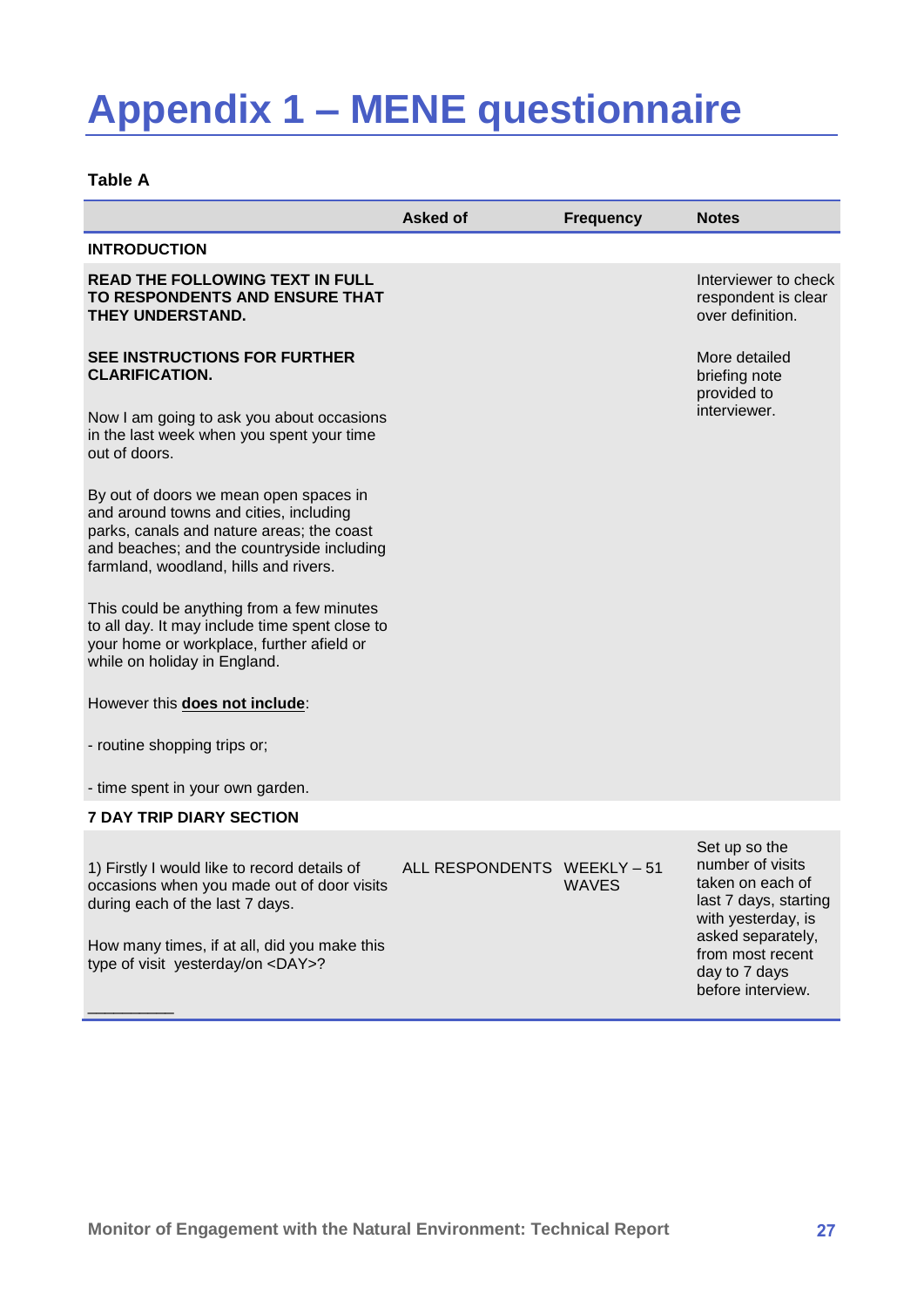# Appendix 1 – MENE questionnaire

**Table A**

| | Asked of | Frequency | Notes |
|---|---|---|---|
| **INTRODUCTION** | | | |
| **READ THE FOLLOWING TEXT IN FULL TO RESPONDENTS AND ENSURE THAT THEY UNDERSTAND.**<br><br>**SEE INSTRUCTIONS FOR FURTHER CLARIFICATION.**<br><br>Now I am going to ask you about occasions in the last week when you spent your time out of doors.<br><br>By out of doors we mean open spaces in and around towns and cities, including parks, canals and nature areas; the coast and beaches; and the countryside including farmland, woodland, hills and rivers.<br><br>This could be anything from a few minutes to all day. It may include time spent close to your home or workplace, further afield or while on holiday in England.<br><br>However this **does not include**:<br><br>- routine shopping trips or;<br><br>- time spent in your own garden. | | | Interviewer to check respondent is clear over definition.<br><br>More detailed briefing note provided to interviewer. |
| **7 DAY TRIP DIARY SECTION** | | | |
| 1) Firstly I would like to record details of occasions when you made out of door visits during each of the last 7 days.<br><br>How many times, if at all, did you make this type of visit yesterday/on <DAY>?<br><br>_________ | ALL RESPONDENTS | WEEKLY – 51 WAVES | Set up so the number of visits taken on each of last 7 days, starting with yesterday, is asked separately, from most recent day to 7 days before interview. |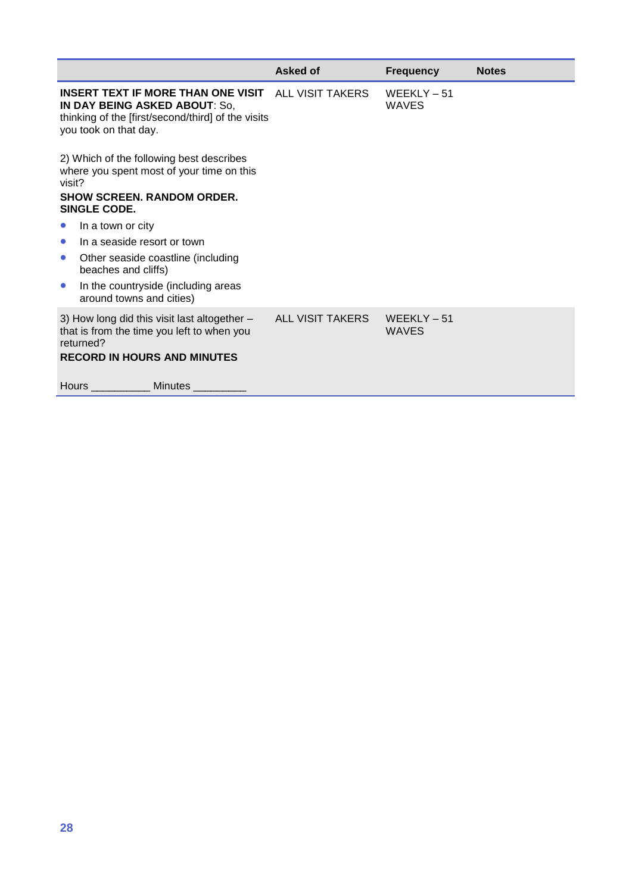| | Asked of | Frequency | Notes |
|---|---|---|---|
| **INSERT TEXT IF MORE THAN ONE VISIT IN DAY BEING ASKED ABOUT**: So, thinking of the [first/second/third] of the visits you took on that day.<br><br>2) Which of the following best describes where you spent most of your time on this visit?<br>**SHOW SCREEN. RANDOM ORDER. SINGLE CODE.**<br>• In a town or city<br>• In a seaside resort or town<br>• Other seaside coastline (including beaches and cliffs)<br>• In the countryside (including areas around towns and cities) | ALL VISIT TAKERS | WEEKLY – 51 WAVES | |
| 3) How long did this visit last altogether – that is from the time you left to when you returned?<br>**RECORD IN HOURS AND MINUTES**<br><br>Hours __________ Minutes _________ | ALL VISIT TAKERS | WEEKLY – 51 WAVES | |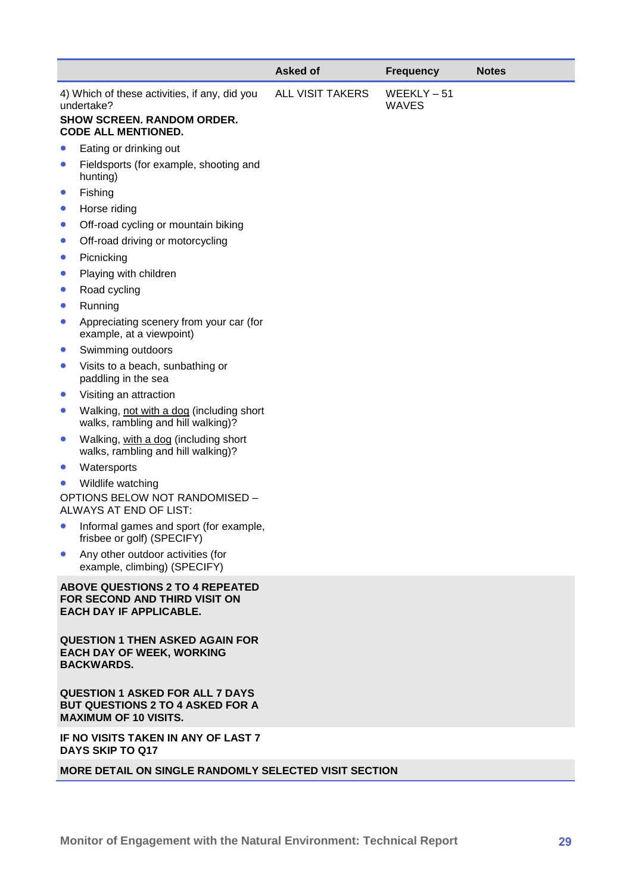| | Asked of | Frequency | Notes |
|---|---|---|---|
| 4) Which of these activities, if any, did you undertake?<br>**SHOW SCREEN. RANDOM ORDER. CODE ALL MENTIONED.**<br>• Eating or drinking out<br>• Fieldsports (for example, shooting and hunting)<br>• Fishing<br>• Horse riding<br>• Off-road cycling or mountain biking<br>• Off-road driving or motorcycling<br>• Picnicking<br>• Playing with children<br>• Road cycling<br>• Running<br>• Appreciating scenery from your car (for example, at a viewpoint)<br>• Swimming outdoors<br>• Visits to a beach, sunbathing or paddling in the sea<br>• Visiting an attraction<br>• Walking, not with a dog (including short walks, rambling and hill walking)?<br>• Walking, with a dog (including short walks, rambling and hill walking)?<br>• Watersports<br>• Wildlife watching<br>OPTIONS BELOW NOT RANDOMISED – ALWAYS AT END OF LIST:<br>• Informal games and sport (for example, frisbee or golf) (SPECIFY)<br>• Any other outdoor activities (for example, climbing) (SPECIFY) | ALL VISIT TAKERS | WEEKLY – 51 WAVES | |
| **ABOVE QUESTIONS 2 TO 4 REPEATED FOR SECOND AND THIRD VISIT ON EACH DAY IF APPLICABLE.**<br><br>**QUESTION 1 THEN ASKED AGAIN FOR EACH DAY OF WEEK, WORKING BACKWARDS.**<br><br>**QUESTION 1 ASKED FOR ALL 7 DAYS BUT QUESTIONS 2 TO 4 ASKED FOR A MAXIMUM OF 10 VISITS.** | | | |
| **IF NO VISITS TAKEN IN ANY OF LAST 7 DAYS SKIP TO Q17** | | | |
| **MORE DETAIL ON SINGLE RANDOMLY SELECTED VISIT SECTION** | | | |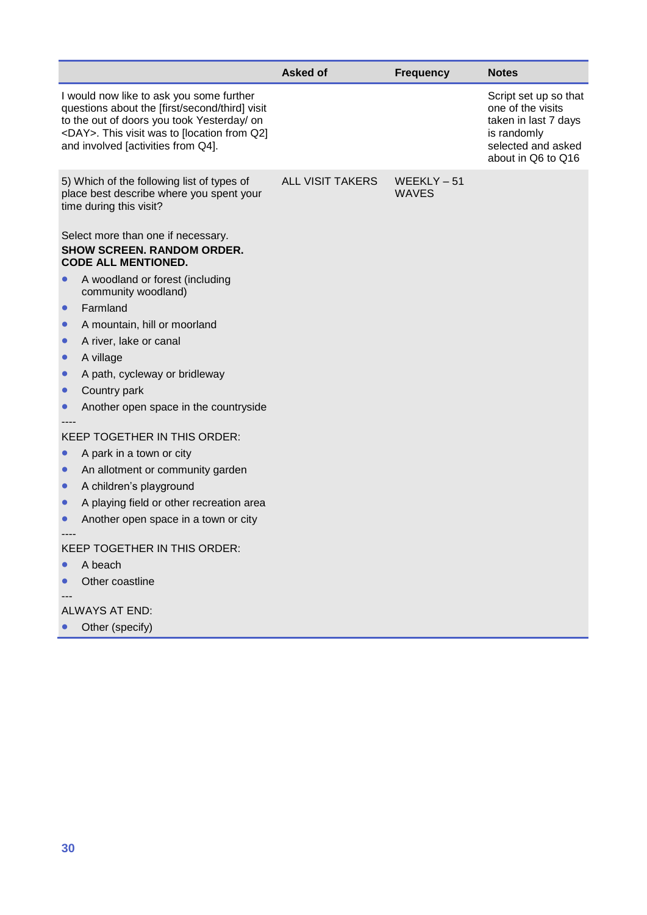| | Asked of | Frequency | Notes |
|---|---|---|---|
| I would now like to ask you some further questions about the [first/second/third] visit to the out of doors you took Yesterday/ on <DAY>. This visit was to [location from Q2] and involved [activities from Q4]. | | | Script set up so that one of the visits taken in last 7 days is randomly selected and asked about in Q6 to Q16 |
| 5) Which of the following list of types of place best describe where you spent your time during this visit?<br><br>Select more than one if necessary.<br>**SHOW SCREEN. RANDOM ORDER. CODE ALL MENTIONED.**<br>• A woodland or forest (including community woodland)<br>• Farmland<br>• A mountain, hill or moorland<br>• A river, lake or canal<br>• A village<br>• A path, cycleway or bridleway<br>• Country park<br>• Another open space in the countryside<br>----<br>KEEP TOGETHER IN THIS ORDER:<br>• A park in a town or city<br>• An allotment or community garden<br>• A children's playground<br>• A playing field or other recreation area<br>• Another open space in a town or city<br>----<br>KEEP TOGETHER IN THIS ORDER:<br>• A beach<br>• Other coastline<br>---<br>ALWAYS AT END:<br>• Other (specify) | ALL VISIT TAKERS | WEEKLY – 51 WAVES | |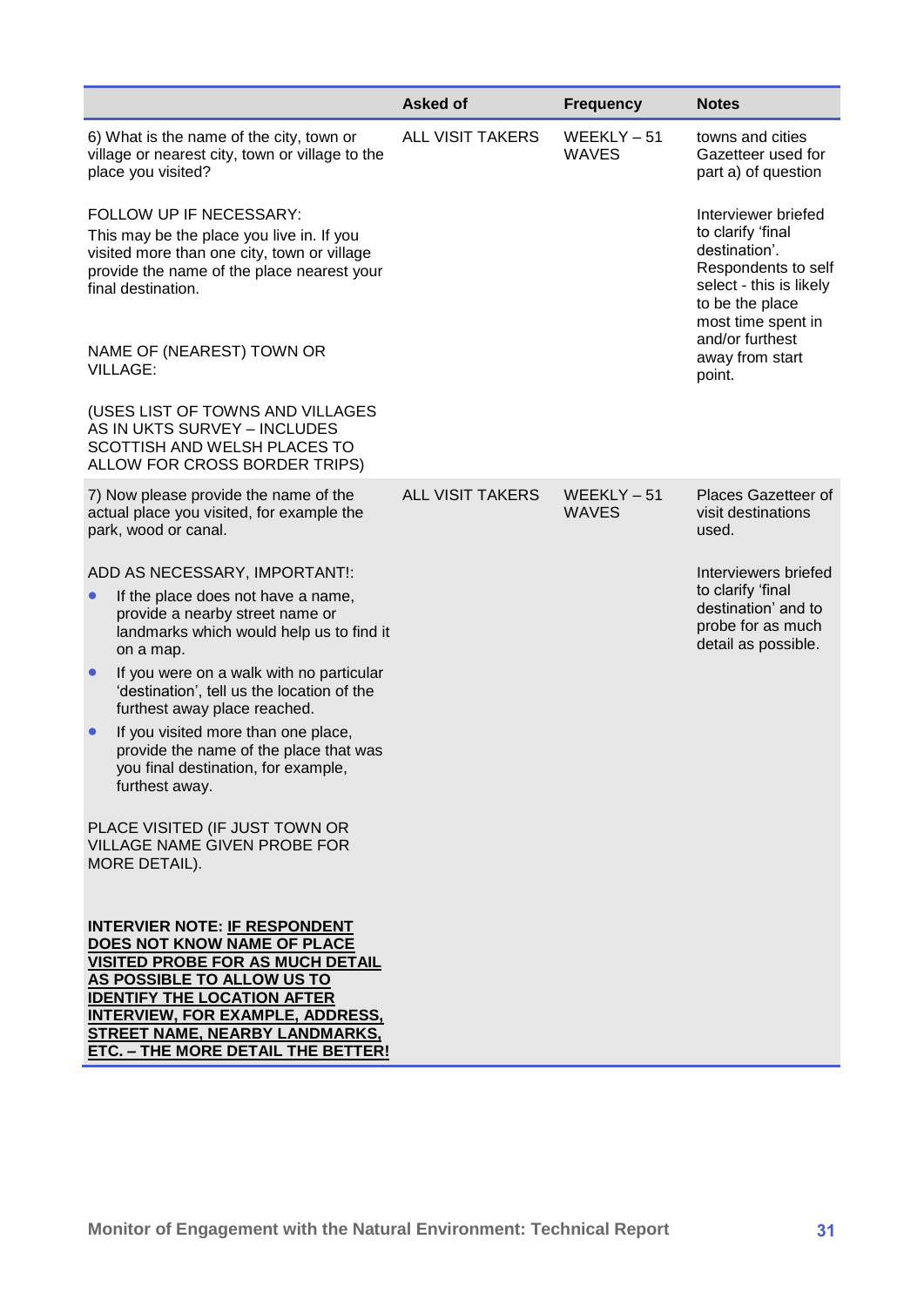| | Asked of | Frequency | Notes |
|---|---|---|---|
| 6) What is the name of the city, town or village or nearest city, town or village to the place you visited?<br><br>FOLLOW UP IF NECESSARY:<br>This may be the place you live in. If you visited more than one city, town or village provide the name of the place nearest your final destination.<br><br>NAME OF (NEAREST) TOWN OR VILLAGE:<br><br>(USES LIST OF TOWNS AND VILLAGES AS IN UKTS SURVEY – INCLUDES SCOTTISH AND WELSH PLACES TO ALLOW FOR CROSS BORDER TRIPS) | ALL VISIT TAKERS | WEEKLY – 51 WAVES | towns and cities Gazetteer used for part a) of question<br><br>Interviewer briefed to clarify 'final destination'. Respondents to self select - this is likely to be the place most time spent in and/or furthest away from start point. |
| 7) Now please provide the name of the actual place you visited, for example the park, wood or canal.<br><br>ADD AS NECESSARY, IMPORTANT!:<br>• If the place does not have a name, provide a nearby street name or landmarks which would help us to find it on a map.<br>• If you were on a walk with no particular 'destination', tell us the location of the furthest away place reached.<br>• If you visited more than one place, provide the name of the place that was you final destination, for example, furthest away.<br><br>PLACE VISITED (IF JUST TOWN OR VILLAGE NAME GIVEN PROBE FOR MORE DETAIL).<br><br>**INTERVIER NOTE: IF RESPONDENT DOES NOT KNOW NAME OF PLACE VISITED PROBE FOR AS MUCH DETAIL AS POSSIBLE TO ALLOW US TO IDENTIFY THE LOCATION AFTER INTERVIEW, FOR EXAMPLE, ADDRESS, STREET NAME, NEARBY LANDMARKS, ETC. – THE MORE DETAIL THE BETTER!** | ALL VISIT TAKERS | WEEKLY – 51 WAVES | Places Gazetteer of visit destinations used.<br><br>Interviewers briefed to clarify 'final destination' and to probe for as much detail as possible. |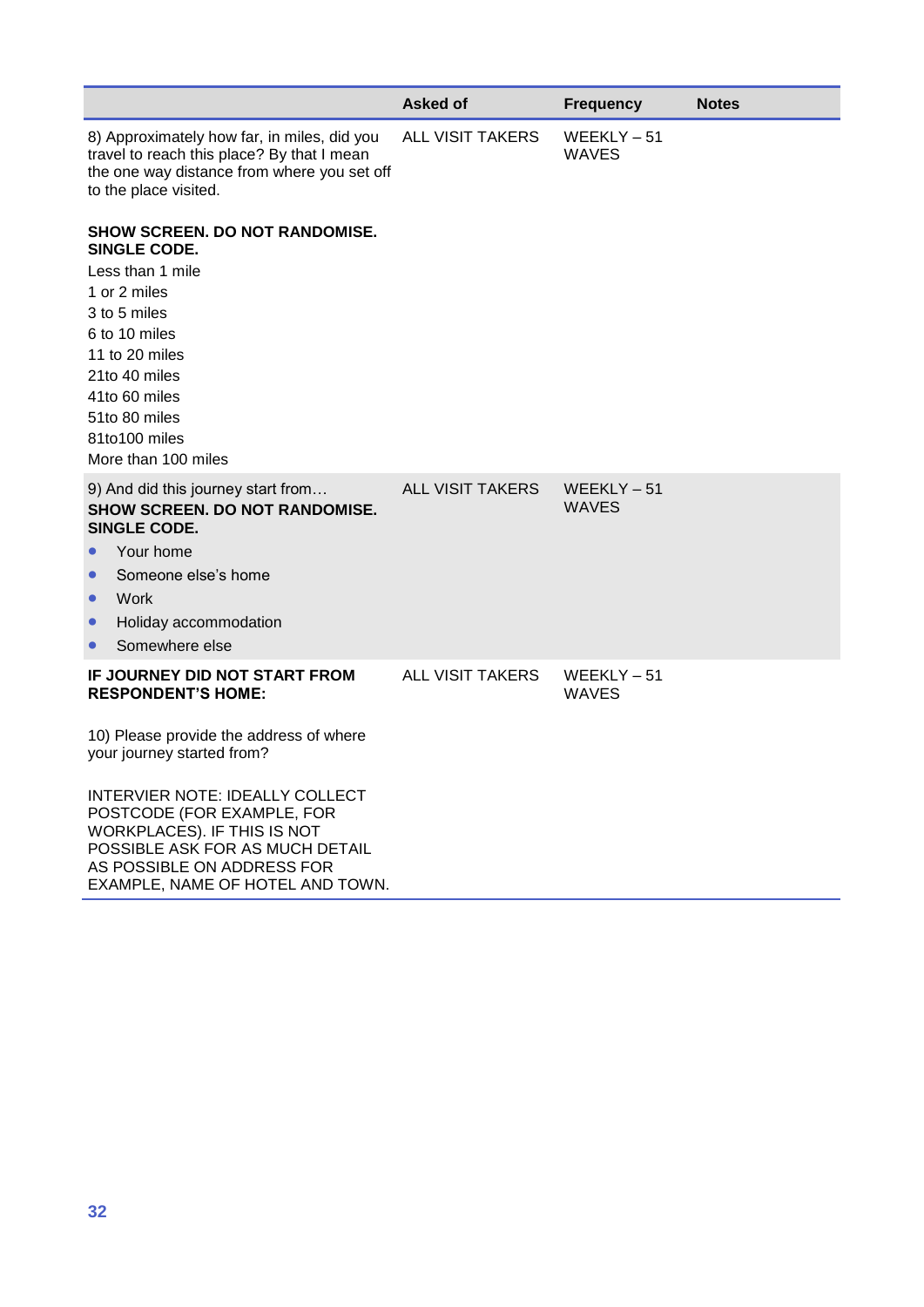| | Asked of | Frequency | Notes |
|---|---|---|---|
| 8) Approximately how far, in miles, did you travel to reach this place? By that I mean the one way distance from where you set off to the place visited.<br><br>**SHOW SCREEN. DO NOT RANDOMISE. SINGLE CODE.**<br>Less than 1 mile<br>1 or 2 miles<br>3 to 5 miles<br>6 to 10 miles<br>11 to 20 miles<br>21to 40 miles<br>41to 60 miles<br>51to 80 miles<br>81to100 miles<br>More than 100 miles | ALL VISIT TAKERS | WEEKLY – 51 WAVES | |
| 9) And did this journey start from…<br>**SHOW SCREEN. DO NOT RANDOMISE. SINGLE CODE.**<br>• Your home<br>• Someone else's home<br>• Work<br>• Holiday accommodation<br>• Somewhere else | ALL VISIT TAKERS | WEEKLY – 51 WAVES | |
| **IF JOURNEY DID NOT START FROM RESPONDENT'S HOME:**<br><br>10) Please provide the address of where your journey started from?<br><br>INTERVIER NOTE: IDEALLY COLLECT POSTCODE (FOR EXAMPLE, FOR WORKPLACES). IF THIS IS NOT POSSIBLE ASK FOR AS MUCH DETAIL AS POSSIBLE ON ADDRESS FOR EXAMPLE, NAME OF HOTEL AND TOWN. | ALL VISIT TAKERS | WEEKLY – 51 WAVES | |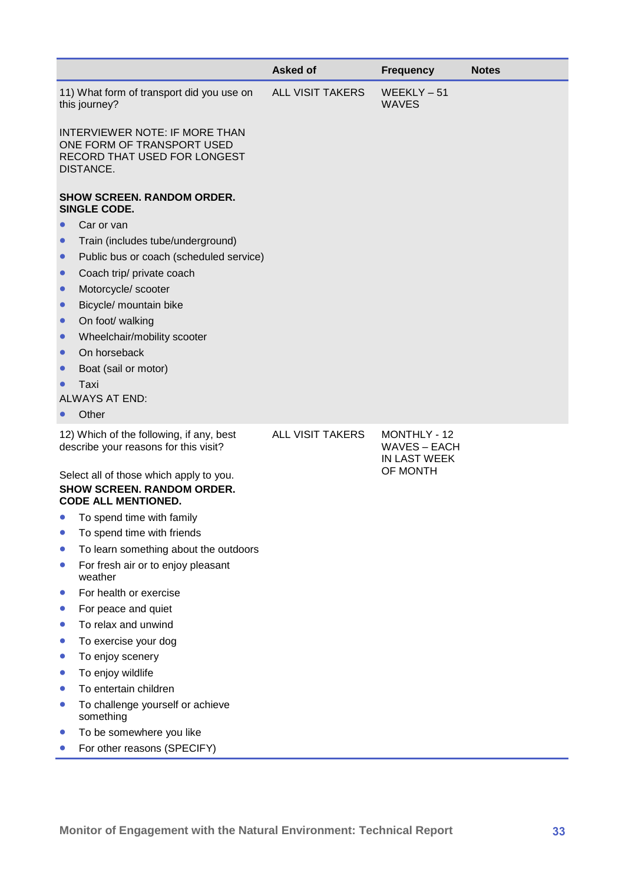| | Asked of | Frequency | Notes |
|---|---|---|---|
| 11) What form of transport did you use on this journey?<br><br>INTERVIEWER NOTE: IF MORE THAN ONE FORM OF TRANSPORT USED RECORD THAT USED FOR LONGEST DISTANCE.<br><br>**SHOW SCREEN. RANDOM ORDER. SINGLE CODE.**<br>• Car or van<br>• Train (includes tube/underground)<br>• Public bus or coach (scheduled service)<br>• Coach trip/ private coach<br>• Motorcycle/ scooter<br>• Bicycle/ mountain bike<br>• On foot/ walking<br>• Wheelchair/mobility scooter<br>• On horseback<br>• Boat (sail or motor)<br>• Taxi<br>ALWAYS AT END:<br>• Other | ALL VISIT TAKERS | WEEKLY – 51 WAVES | |
| 12) Which of the following, if any, best describe your reasons for this visit?<br><br>Select all of those which apply to you.<br>**SHOW SCREEN. RANDOM ORDER. CODE ALL MENTIONED.**<br>• To spend time with family<br>• To spend time with friends<br>• To learn something about the outdoors<br>• For fresh air or to enjoy pleasant weather<br>• For health or exercise<br>• For peace and quiet<br>• To relax and unwind<br>• To exercise your dog<br>• To enjoy scenery<br>• To enjoy wildlife<br>• To entertain children<br>• To challenge yourself or achieve something<br>• To be somewhere you like<br>• For other reasons (SPECIFY) | ALL VISIT TAKERS | MONTHLY - 12 WAVES – EACH IN LAST WEEK OF MONTH | |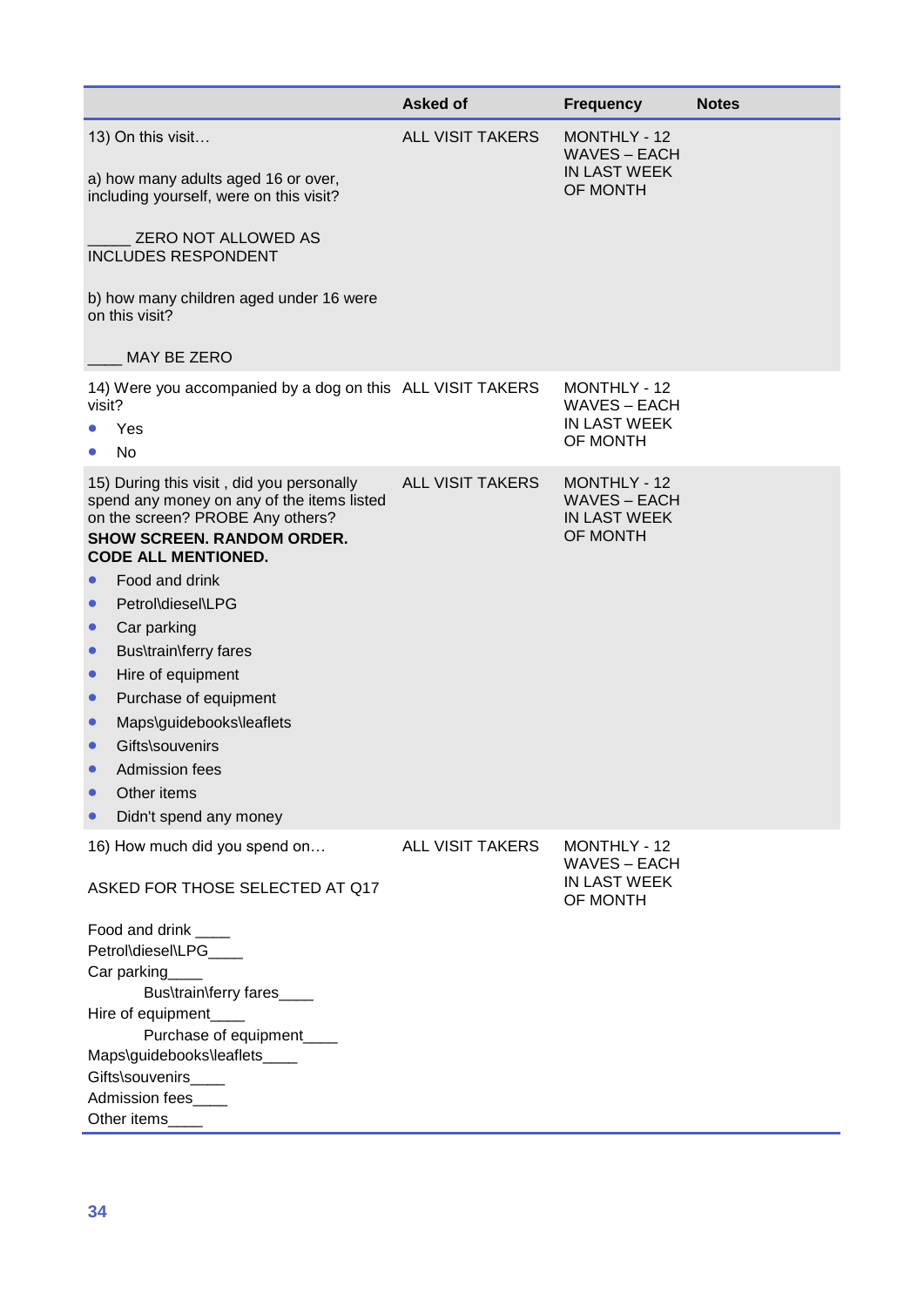| | Asked of | Frequency | Notes |
|---|---|---|---|
| 13) On this visit…<br><br>a) how many adults aged 16 or over, including yourself, were on this visit?<br><br>_____ ZERO NOT ALLOWED AS INCLUDES RESPONDENT<br><br>b) how many children aged under 16 were on this visit?<br><br>____ MAY BE ZERO | ALL VISIT TAKERS | MONTHLY - 12 WAVES – EACH IN LAST WEEK OF MONTH | |
| 14) Were you accompanied by a dog on this visit?<br>• Yes<br>• No | ALL VISIT TAKERS | MONTHLY - 12 WAVES – EACH IN LAST WEEK OF MONTH | |
| 15) During this visit , did you personally spend any money on any of the items listed on the screen? PROBE Any others? **SHOW SCREEN. RANDOM ORDER. CODE ALL MENTIONED.**<br>• Food and drink<br>• Petrol\diesel\LPG<br>• Car parking<br>• Bus\train\ferry fares<br>• Hire of equipment<br>• Purchase of equipment<br>• Maps\guidebooks\leaflets<br>• Gifts\souvenirs<br>• Admission fees<br>• Other items<br>• Didn't spend any money | ALL VISIT TAKERS | MONTHLY - 12 WAVES – EACH IN LAST WEEK OF MONTH | |
| 16) How much did you spend on…<br><br>ASKED FOR THOSE SELECTED AT Q17<br><br>Food and drink ____<br>Petrol\diesel\LPG____<br>Car parking____<br>Bus\train\ferry fares____<br>Hire of equipment____<br>Purchase of equipment____<br>Maps\guidebooks\leaflets____<br>Gifts\souvenirs____<br>Admission fees____<br>Other items____ | ALL VISIT TAKERS | MONTHLY - 12 WAVES – EACH IN LAST WEEK OF MONTH | |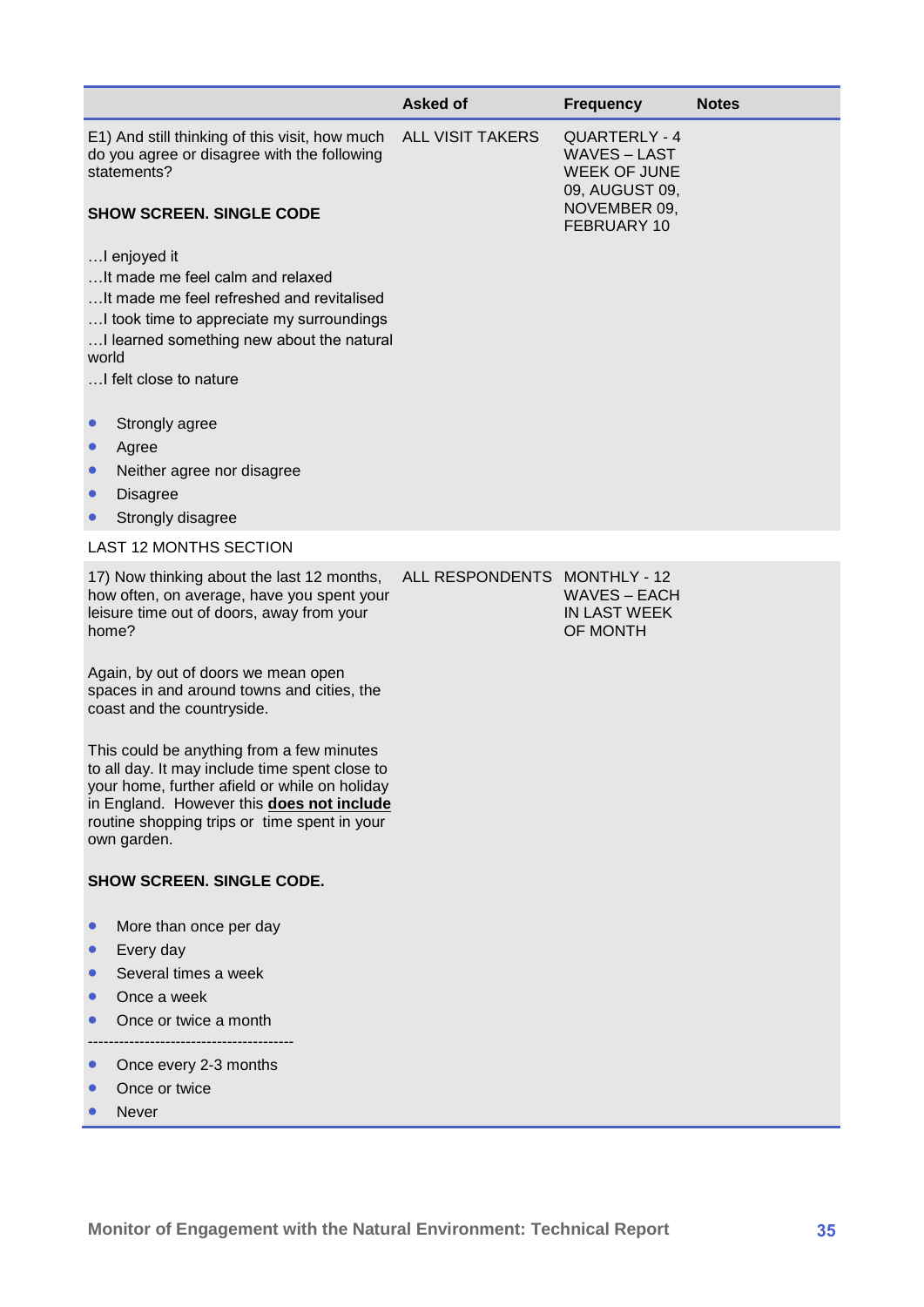| | Asked of | Frequency | Notes |
|---|---|---|---|
| E1) And still thinking of this visit, how much do you agree or disagree with the following statements?<br><br>**SHOW SCREEN. SINGLE CODE**<br><br>…I enjoyed it<br>…It made me feel calm and relaxed<br>…It made me feel refreshed and revitalised<br>…I took time to appreciate my surroundings<br>…I learned something new about the natural world<br>…I felt close to nature<br><br>• Strongly agree<br>• Agree<br>• Neither agree nor disagree<br>• Disagree<br>• Strongly disagree | ALL VISIT TAKERS | QUARTERLY - 4 WAVES – LAST WEEK OF JUNE 09, AUGUST 09, NOVEMBER 09, FEBRUARY 10 | |
| LAST 12 MONTHS SECTION | | | |
| 17) Now thinking about the last 12 months, how often, on average, have you spent your leisure time out of doors, away from your home?<br><br>Again, by out of doors we mean open spaces in and around towns and cities, the coast and the countryside.<br><br>This could be anything from a few minutes to all day. It may include time spent close to your home, further afield or while on holiday in England. However this **does not include** routine shopping trips or time spent in your own garden.<br><br>**SHOW SCREEN. SINGLE CODE.**<br><br>• More than once per day<br>• Every day<br>• Several times a week<br>• Once a week<br>• Once or twice a month<br>----------------------------------------<br>• Once every 2-3 months<br>• Once or twice<br>• Never | ALL RESPONDENTS | MONTHLY - 12 WAVES – EACH IN LAST WEEK OF MONTH | |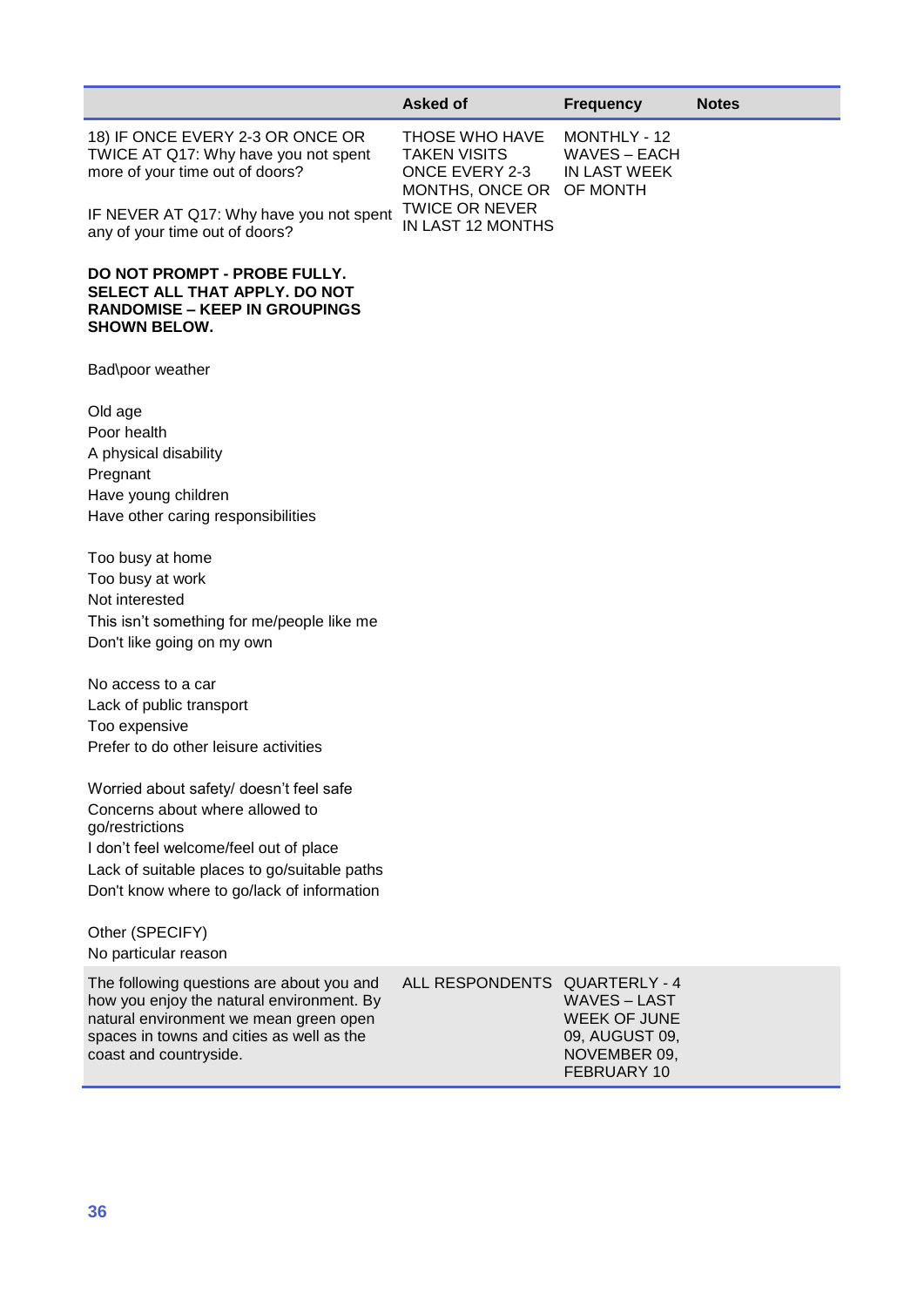| | Asked of | Frequency | Notes |
|---|---|---|---|
| 18) IF ONCE EVERY 2-3 OR ONCE OR TWICE AT Q17: Why have you not spent more of your time out of doors?<br><br>IF NEVER AT Q17: Why have you not spent any of your time out of doors?<br><br>**DO NOT PROMPT - PROBE FULLY. SELECT ALL THAT APPLY. DO NOT RANDOMISE – KEEP IN GROUPINGS SHOWN BELOW.**<br><br>Bad\poor weather<br><br>Old age<br>Poor health<br>A physical disability<br>Pregnant<br>Have young children<br>Have other caring responsibilities<br><br>Too busy at home<br>Too busy at work<br>Not interested<br>This isn't something for me/people like me<br>Don't like going on my own<br><br>No access to a car<br>Lack of public transport<br>Too expensive<br>Prefer to do other leisure activities<br><br>Worried about safety/ doesn't feel safe<br>Concerns about where allowed to go/restrictions<br>I don't feel welcome/feel out of place<br>Lack of suitable places to go/suitable paths<br>Don't know where to go/lack of information<br><br>Other (SPECIFY)<br>No particular reason | THOSE WHO HAVE TAKEN VISITS ONCE EVERY 2-3 MONTHS, ONCE OR TWICE OR NEVER IN LAST 12 MONTHS | MONTHLY - 12 WAVES – EACH IN LAST WEEK OF MONTH | |
| The following questions are about you and how you enjoy the natural environment. By natural environment we mean green open spaces in towns and cities as well as the coast and countryside. | ALL RESPONDENTS | QUARTERLY - 4 WAVES – LAST WEEK OF JUNE 09, AUGUST 09, NOVEMBER 09, FEBRUARY 10 | |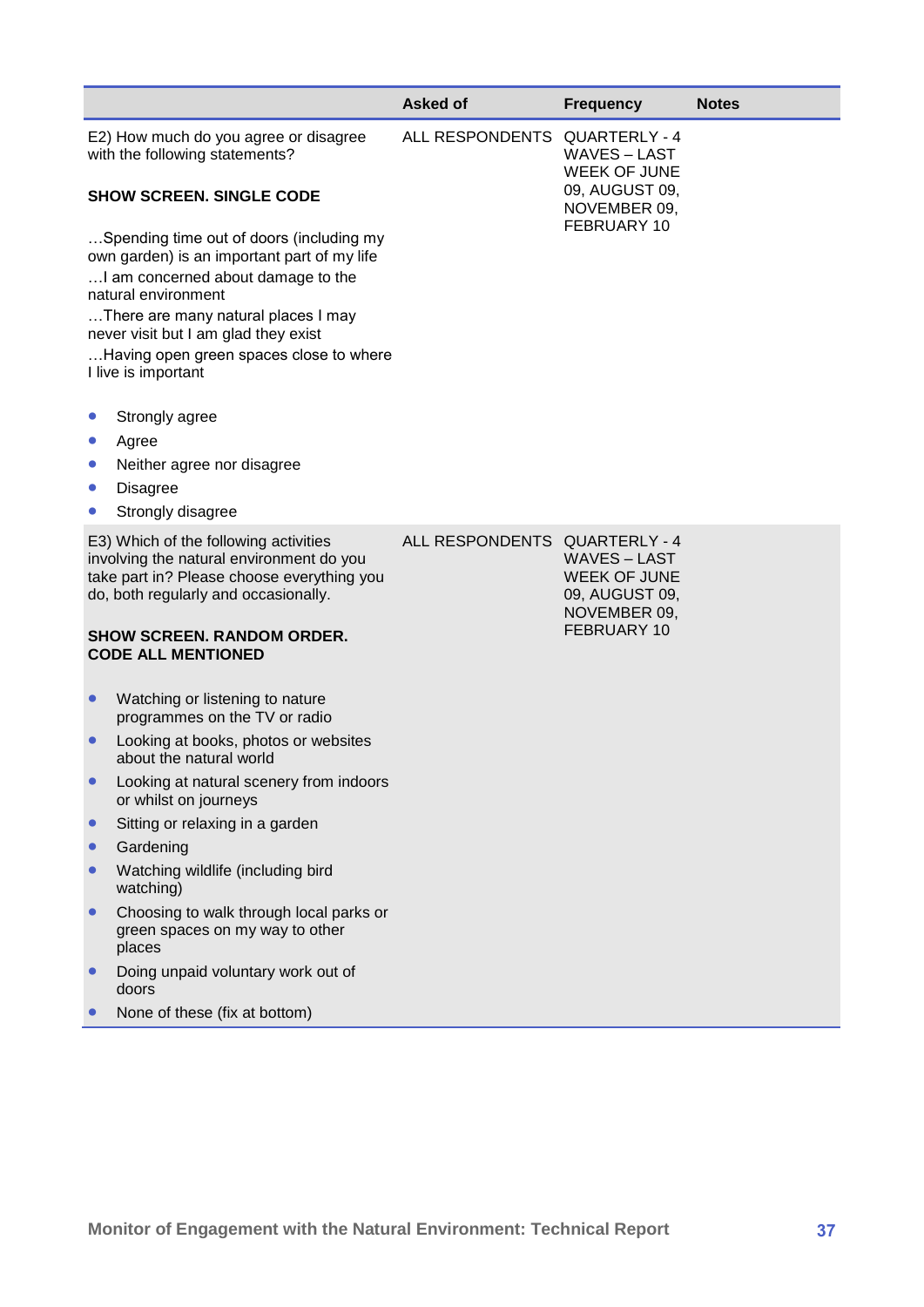| | Asked of | Frequency | Notes |
|---|---|---|---|
| E2) How much do you agree or disagree with the following statements?<br><br>**SHOW SCREEN. SINGLE CODE**<br><br>…Spending time out of doors (including my own garden) is an important part of my life<br>…I am concerned about damage to the natural environment<br>…There are many natural places I may never visit but I am glad they exist<br>…Having open green spaces close to where I live is important<br><br>• Strongly agree<br>• Agree<br>• Neither agree nor disagree<br>• Disagree<br>• Strongly disagree | ALL RESPONDENTS | QUARTERLY - 4 WAVES – LAST WEEK OF JUNE 09, AUGUST 09, NOVEMBER 09, FEBRUARY 10 | |
| E3) Which of the following activities involving the natural environment do you take part in? Please choose everything you do, both regularly and occasionally.<br><br>**SHOW SCREEN. RANDOM ORDER. CODE ALL MENTIONED**<br><br>• Watching or listening to nature programmes on the TV or radio<br>• Looking at books, photos or websites about the natural world<br>• Looking at natural scenery from indoors or whilst on journeys<br>• Sitting or relaxing in a garden<br>• Gardening<br>• Watching wildlife (including bird watching)<br>• Choosing to walk through local parks or green spaces on my way to other places<br>• Doing unpaid voluntary work out of doors<br>• None of these (fix at bottom) | ALL RESPONDENTS | QUARTERLY - 4 WAVES – LAST WEEK OF JUNE 09, AUGUST 09, NOVEMBER 09, FEBRUARY 10 | |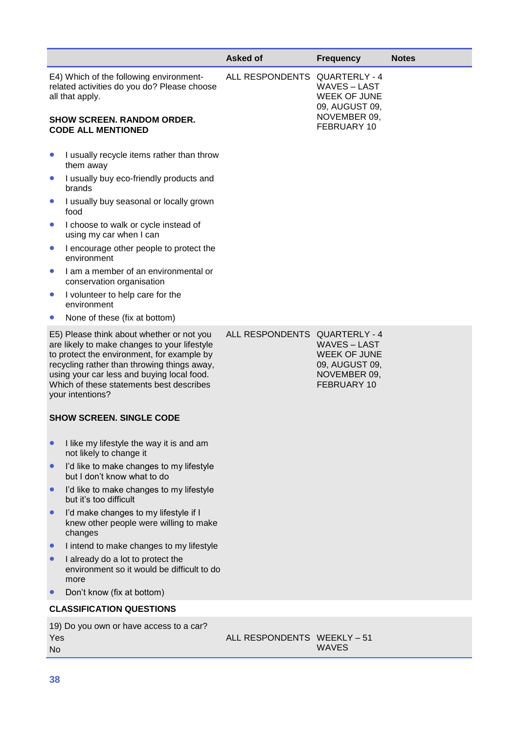| | Asked of | Frequency | Notes |
|---|---|---|---|
| E4) Which of the following environment-related activities do you do? Please choose all that apply.<br><br>**SHOW SCREEN. RANDOM ORDER. CODE ALL MENTIONED**<br><br>• I usually recycle items rather than throw them away<br>• I usually buy eco-friendly products and brands<br>• I usually buy seasonal or locally grown food<br>• I choose to walk or cycle instead of using my car when I can<br>• I encourage other people to protect the environment<br>• I am a member of an environmental or conservation organisation<br>• I volunteer to help care for the environment<br>• None of these (fix at bottom) | ALL RESPONDENTS | QUARTERLY - 4 WAVES – LAST WEEK OF JUNE 09, AUGUST 09, NOVEMBER 09, FEBRUARY 10 | |
| E5) Please think about whether or not you are likely to make changes to your lifestyle to protect the environment, for example by recycling rather than throwing things away, using your car less and buying local food. Which of these statements best describes your intentions?<br><br>**SHOW SCREEN. SINGLE CODE**<br><br>• I like my lifestyle the way it is and am not likely to change it<br>• I'd like to make changes to my lifestyle but I don't know what to do<br>• I'd like to make changes to my lifestyle but it's too difficult<br>• I'd make changes to my lifestyle if I knew other people were willing to make changes<br>• I intend to make changes to my lifestyle<br>• I already do a lot to protect the environment so it would be difficult to do more<br>• Don't know (fix at bottom) | ALL RESPONDENTS | QUARTERLY - 4 WAVES – LAST WEEK OF JUNE 09, AUGUST 09, NOVEMBER 09, FEBRUARY 10 | |
| **CLASSIFICATION QUESTIONS** | | | |
| 19) Do you own or have access to a car?<br>Yes<br>No | ALL RESPONDENTS | WEEKLY – 51 WAVES | |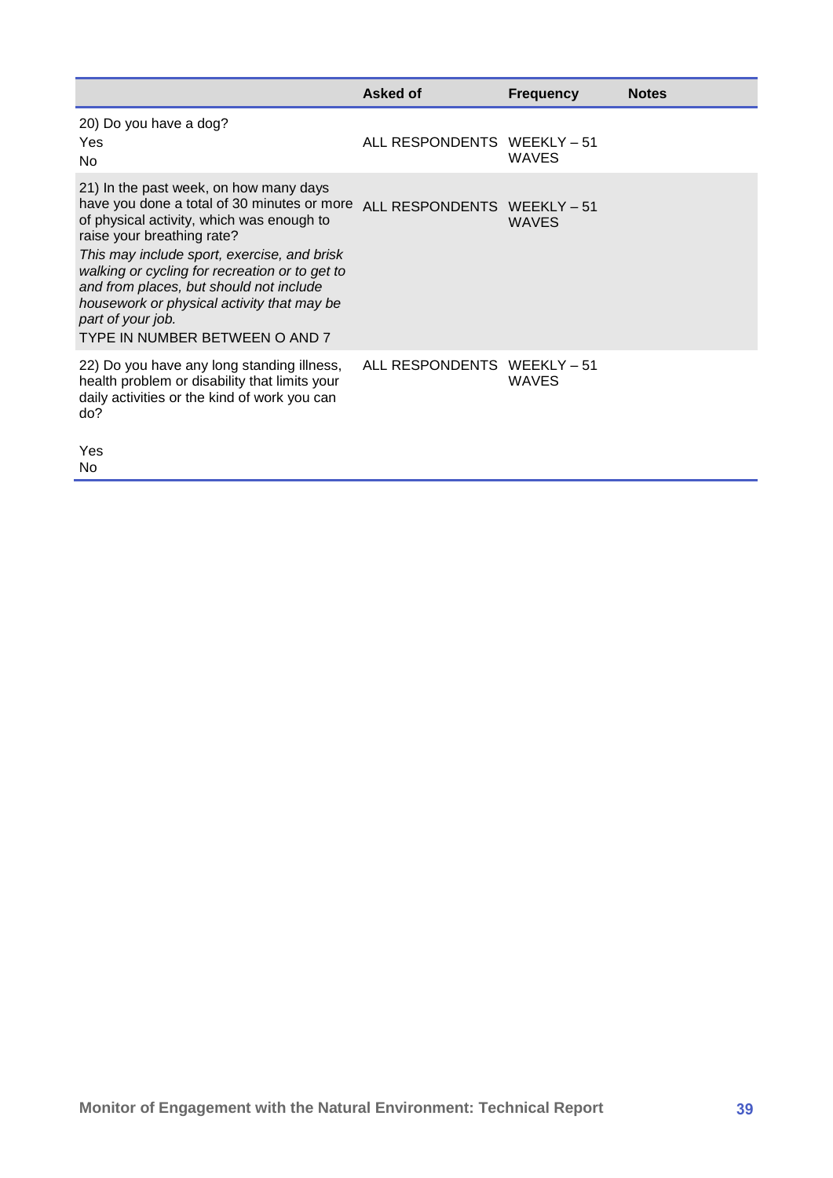| | Asked of | Frequency | Notes |
|---|---|---|---|
| 20) Do you have a dog?<br>Yes<br>No | ALL RESPONDENTS | WEEKLY – 51 WAVES | |
| 21) In the past week, on how many days have you done a total of 30 minutes or more of physical activity, which was enough to raise your breathing rate?<br>*This may include sport, exercise, and brisk walking or cycling for recreation or to get to and from places, but should not include housework or physical activity that may be part of your job.*<br>TYPE IN NUMBER BETWEEN O AND 7 | ALL RESPONDENTS | WEEKLY – 51 WAVES | |
| 22) Do you have any long standing illness, health problem or disability that limits your daily activities or the kind of work you can do?<br><br>Yes<br>No | ALL RESPONDENTS | WEEKLY – 51 WAVES | |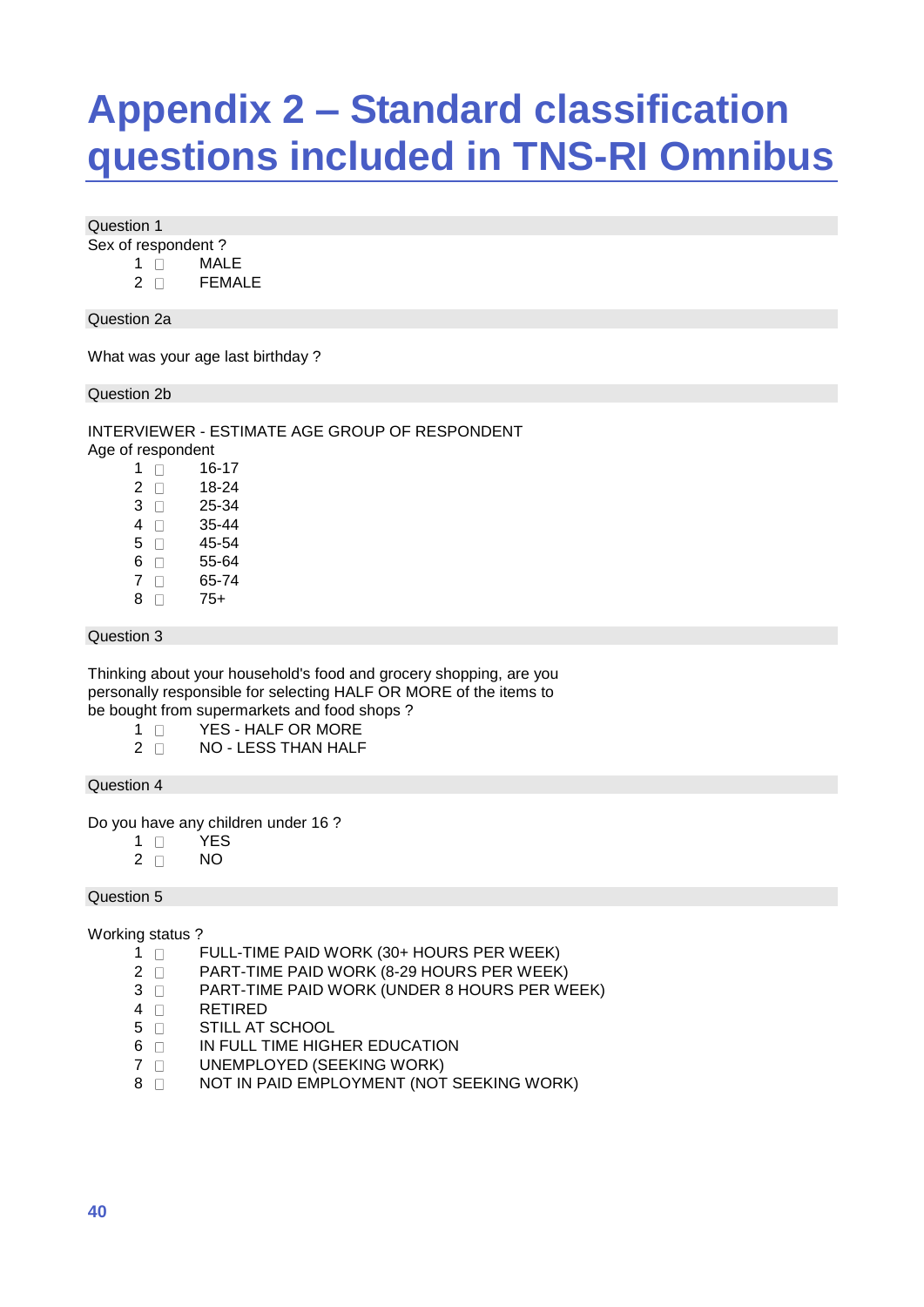# Appendix 2 – Standard classification questions included in TNS-RI Omnibus

Question 1

Sex of respondent ?

1 ▢ MALE
2 ▢ FEMALE

Question 2a

What was your age last birthday ?

Question 2b

INTERVIEWER - ESTIMATE AGE GROUP OF RESPONDENT

Age of respondent

1 ▢ 16-17
2 ▢ 18-24
3 ▢ 25-34
4 ▢ 35-44
5 ▢ 45-54
6 ▢ 55-64
7 ▢ 65-74
8 ▢ 75+

Question 3

Thinking about your household's food and grocery shopping, are you personally responsible for selecting HALF OR MORE of the items to be bought from supermarkets and food shops ?

1 ▢ YES - HALF OR MORE
2 ▢ NO - LESS THAN HALF

Question 4

Do you have any children under 16 ?

1 ▢ YES
2 ▢ NO

Question 5

Working status ?

1 ▢ FULL-TIME PAID WORK (30+ HOURS PER WEEK)
2 ▢ PART-TIME PAID WORK (8-29 HOURS PER WEEK)
3 ▢ PART-TIME PAID WORK (UNDER 8 HOURS PER WEEK)
4 ▢ RETIRED
5 ▢ STILL AT SCHOOL
6 ▢ IN FULL TIME HIGHER EDUCATION
7 ▢ UNEMPLOYED (SEEKING WORK)
8 ▢ NOT IN PAID EMPLOYMENT (NOT SEEKING WORK)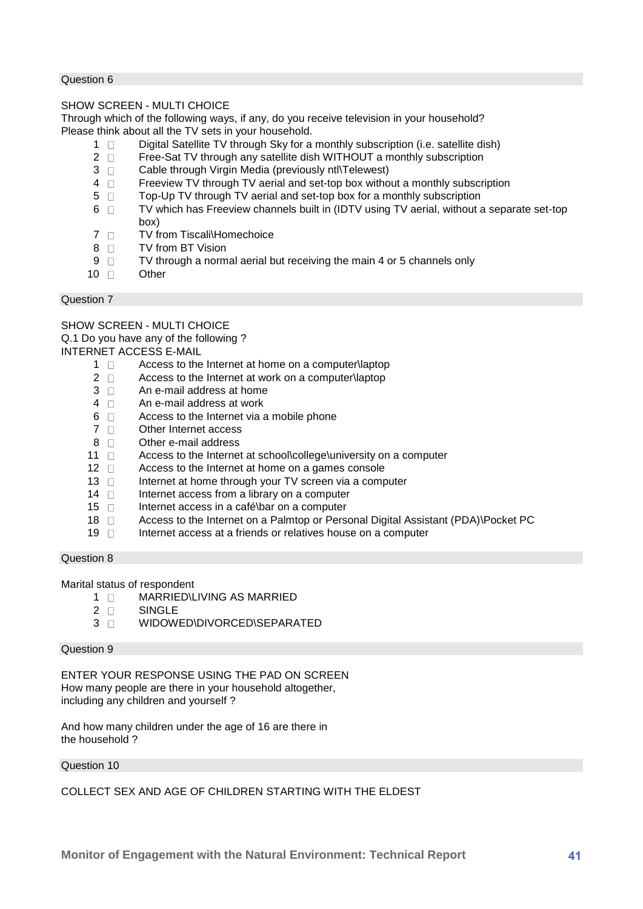### Question 6

SHOW SCREEN - MULTI CHOICE
Through which of the following ways, if any, do you receive television in your household?
Please think about all the TV sets in your household.

1 ☐ Digital Satellite TV through Sky for a monthly subscription (i.e. satellite dish)
2 ☐ Free-Sat TV through any satellite dish WITHOUT a monthly subscription
3 ☐ Cable through Virgin Media (previously ntl\Telewest)
4 ☐ Freeview TV through TV aerial and set-top box without a monthly subscription
5 ☐ Top-Up TV through TV aerial and set-top box for a monthly subscription
6 ☐ TV which has Freeview channels built in (IDTV using TV aerial, without a separate set-top box)
7 ☐ TV from Tiscali\Homechoice
8 ☐ TV from BT Vision
9 ☐ TV through a normal aerial but receiving the main 4 or 5 channels only
10 ☐ Other

### Question 7

SHOW SCREEN - MULTI CHOICE
Q.1 Do you have any of the following ?
INTERNET ACCESS E-MAIL

1 ☐ Access to the Internet at home on a computer\laptop
2 ☐ Access to the Internet at work on a computer\laptop
3 ☐ An e-mail address at home
4 ☐ An e-mail address at work
6 ☐ Access to the Internet via a mobile phone
7 ☐ Other Internet access
8 ☐ Other e-mail address
11 ☐ Access to the Internet at school\college\university on a computer
12 ☐ Access to the Internet at home on a games console
13 ☐ Internet at home through your TV screen via a computer
14 ☐ Internet access from a library on a computer
15 ☐ Internet access in a café\bar on a computer
18 ☐ Access to the Internet on a Palmtop or Personal Digital Assistant (PDA)\Pocket PC
19 ☐ Internet access at a friends or relatives house on a computer

### Question 8

Marital status of respondent

1 ☐ MARRIED\LIVING AS MARRIED
2 ☐ SINGLE
3 ☐ WIDOWED\DIVORCED\SEPARATED

### Question 9

ENTER YOUR RESPONSE USING THE PAD ON SCREEN
How many people are there in your household altogether,
including any children and yourself ?

And how many children under the age of 16 are there in
the household ?

### Question 10

COLLECT SEX AND AGE OF CHILDREN STARTING WITH THE ELDEST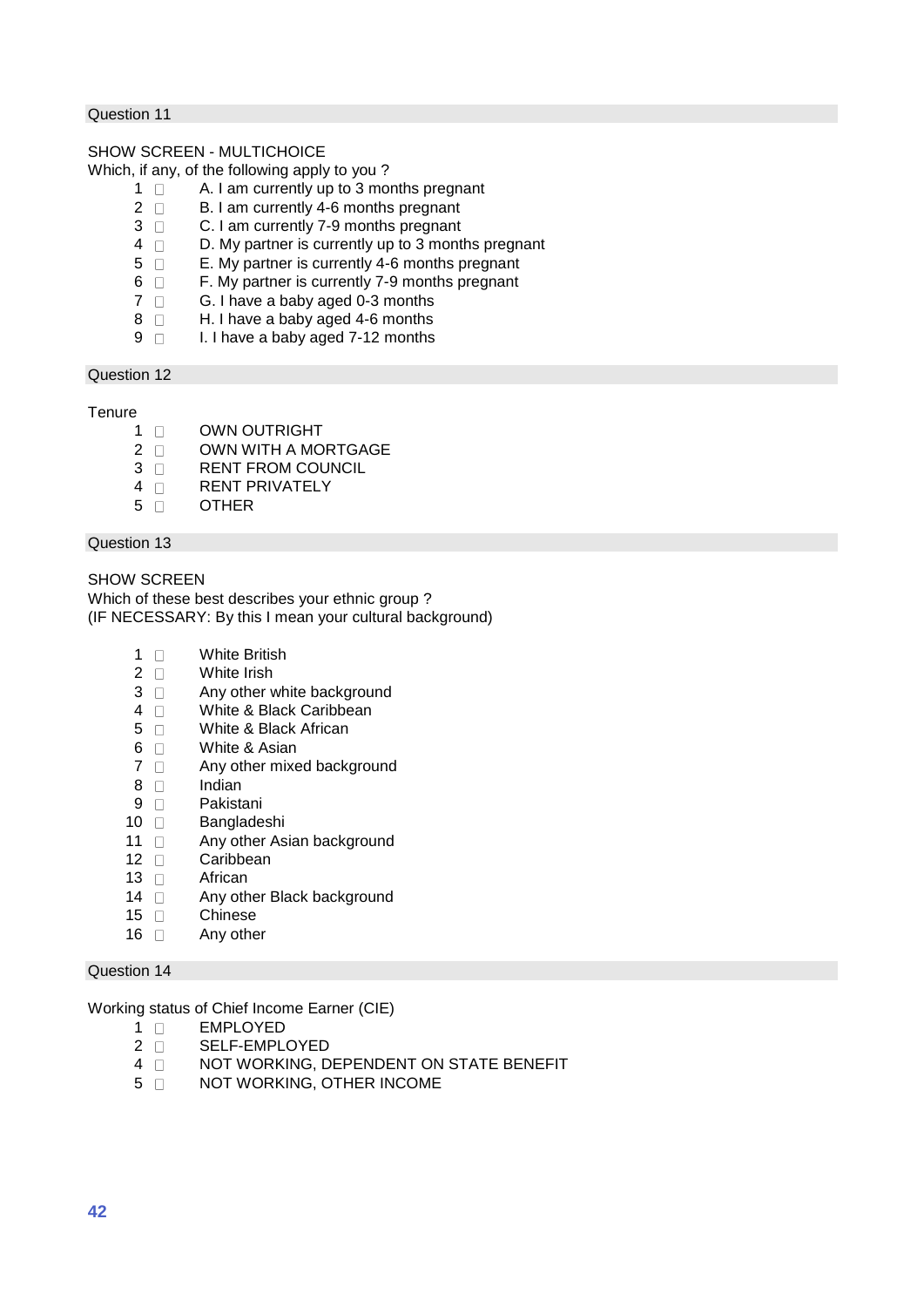## Question 11

SHOW SCREEN - MULTICHOICE

Which, if any, of the following apply to you ?

1 ☐ A. I am currently up to 3 months pregnant
2 ☐ B. I am currently 4-6 months pregnant
3 ☐ C. I am currently 7-9 months pregnant
4 ☐ D. My partner is currently up to 3 months pregnant
5 ☐ E. My partner is currently 4-6 months pregnant
6 ☐ F. My partner is currently 7-9 months pregnant
7 ☐ G. I have a baby aged 0-3 months
8 ☐ H. I have a baby aged 4-6 months
9 ☐ I. I have a baby aged 7-12 months

## Question 12

Tenure

1 ☐ OWN OUTRIGHT
2 ☐ OWN WITH A MORTGAGE
3 ☐ RENT FROM COUNCIL
4 ☐ RENT PRIVATELY
5 ☐ OTHER

## Question 13

SHOW SCREEN

Which of these best describes your ethnic group ?
(IF NECESSARY: By this I mean your cultural background)

1 ☐ White British
2 ☐ White Irish
3 ☐ Any other white background
4 ☐ White & Black Caribbean
5 ☐ White & Black African
6 ☐ White & Asian
7 ☐ Any other mixed background
8 ☐ Indian
9 ☐ Pakistani
10 ☐ Bangladeshi
11 ☐ Any other Asian background
12 ☐ Caribbean
13 ☐ African
14 ☐ Any other Black background
15 ☐ Chinese
16 ☐ Any other

## Question 14

Working status of Chief Income Earner (CIE)

1 ☐ EMPLOYED
2 ☐ SELF-EMPLOYED
4 ☐ NOT WORKING, DEPENDENT ON STATE BENEFIT
5 ☐ NOT WORKING, OTHER INCOME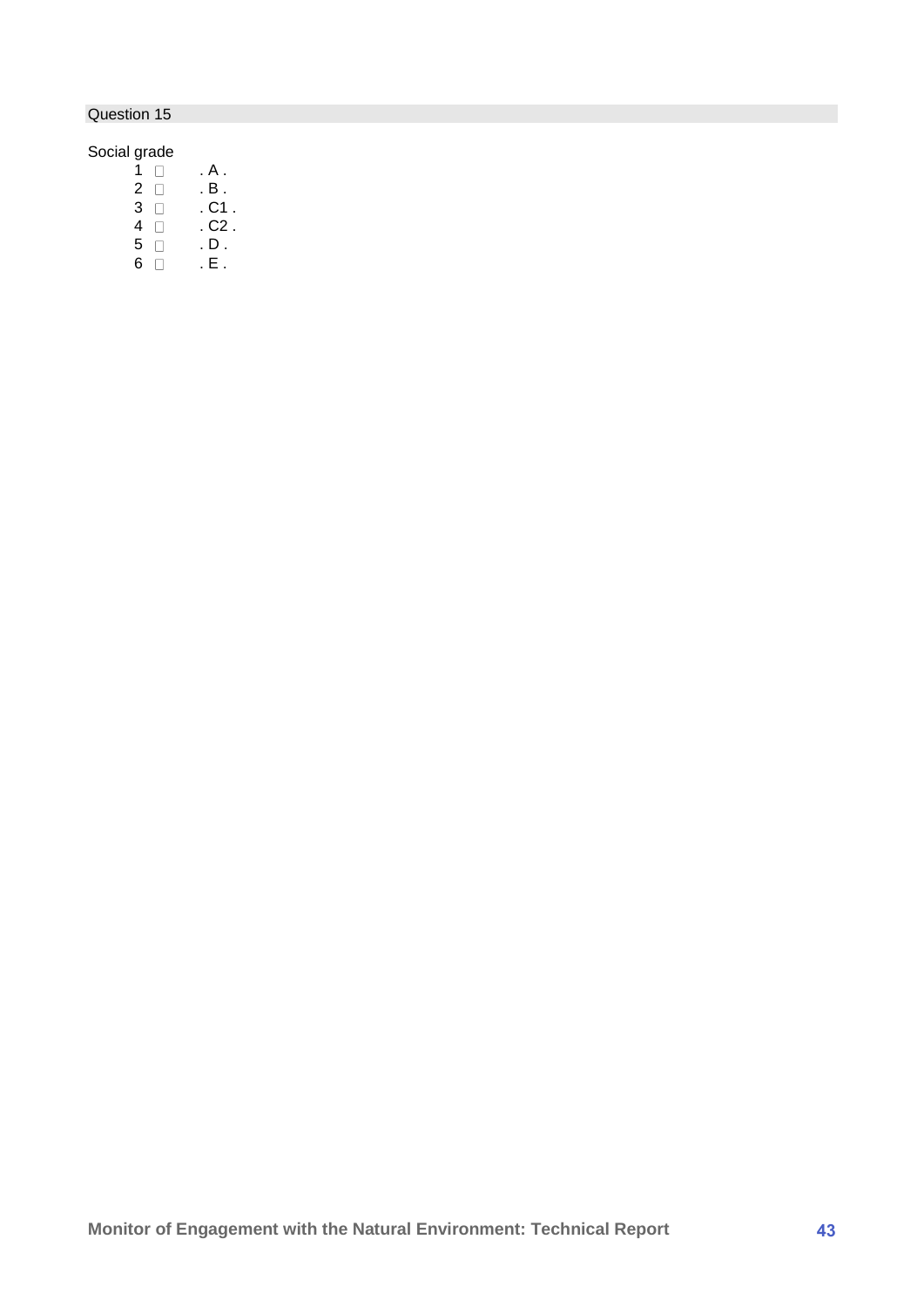Question 15

Social grade

1 ☐ . A .
2 ☐ . B .
3 ☐ . C1 .
4 ☐ . C2 .
5 ☐ . D .
6 ☐ . E .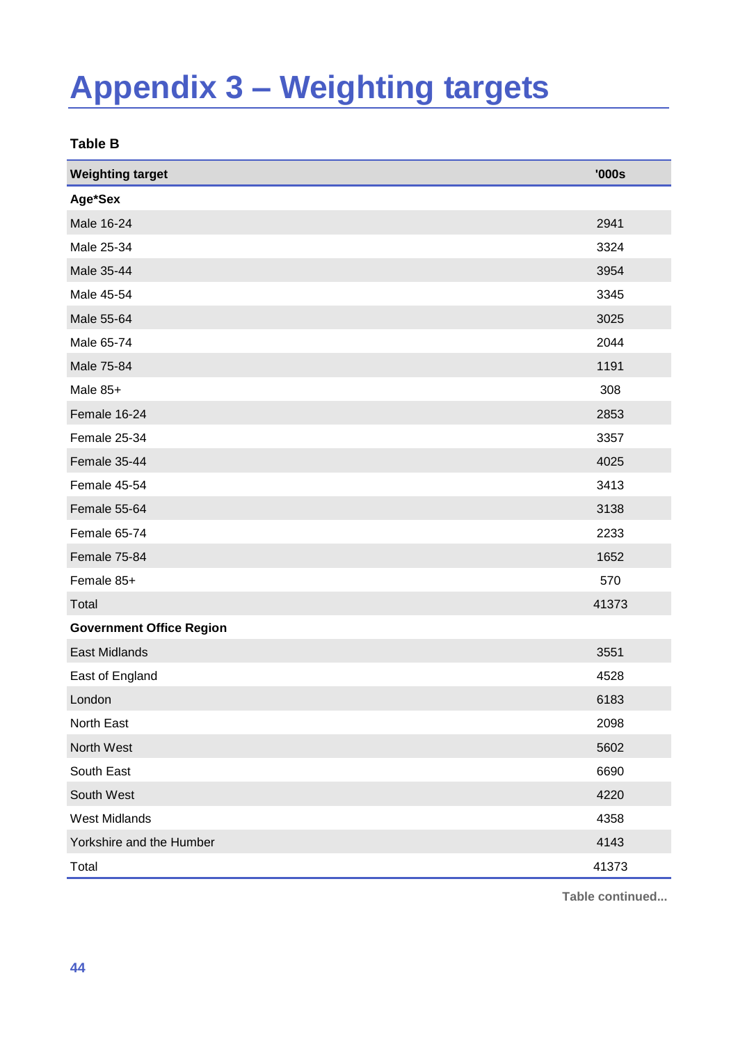# Appendix 3 – Weighting targets

**Table B**

| Weighting target | '000s |
|---|---|
| **Age*Sex** | |
| Male 16-24 | 2941 |
| Male 25-34 | 3324 |
| Male 35-44 | 3954 |
| Male 45-54 | 3345 |
| Male 55-64 | 3025 |
| Male 65-74 | 2044 |
| Male 75-84 | 1191 |
| Male 85+ | 308 |
| Female 16-24 | 2853 |
| Female 25-34 | 3357 |
| Female 35-44 | 4025 |
| Female 45-54 | 3413 |
| Female 55-64 | 3138 |
| Female 65-74 | 2233 |
| Female 75-84 | 1652 |
| Female 85+ | 570 |
| Total | 41373 |
| **Government Office Region** | |
| East Midlands | 3551 |
| East of England | 4528 |
| London | 6183 |
| North East | 2098 |
| North West | 5602 |
| South East | 6690 |
| South West | 4220 |
| West Midlands | 4358 |
| Yorkshire and the Humber | 4143 |
| Total | 41373 |

**Table continued...**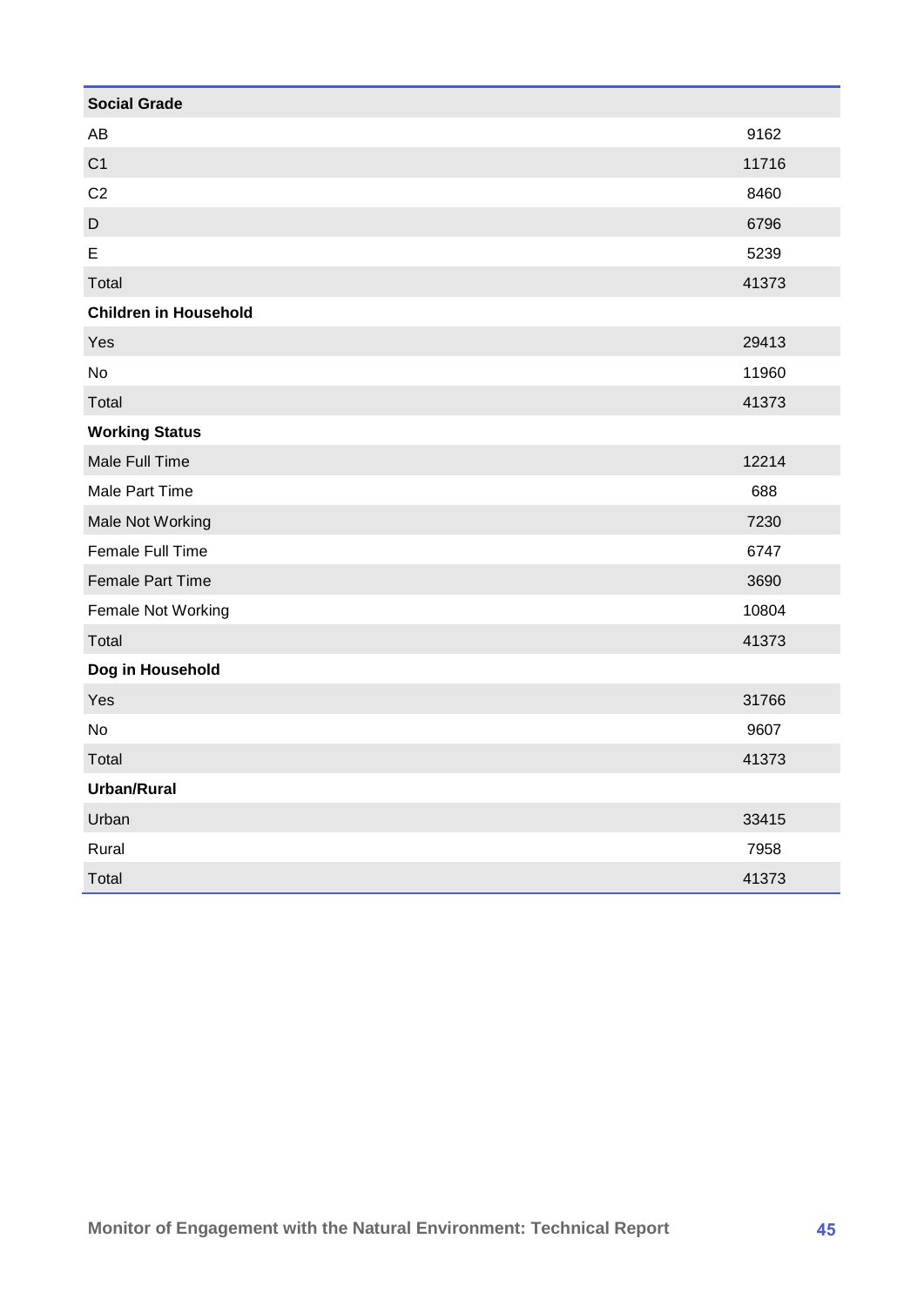| Social Grade | |
|---|---|
| AB | 9162 |
| C1 | 11716 |
| C2 | 8460 |
| D | 6796 |
| E | 5239 |
| Total | 41373 |
| **Children in Household** | |
| Yes | 29413 |
| No | 11960 |
| Total | 41373 |
| **Working Status** | |
| Male Full Time | 12214 |
| Male Part Time | 688 |
| Male Not Working | 7230 |
| Female Full Time | 6747 |
| Female Part Time | 3690 |
| Female Not Working | 10804 |
| Total | 41373 |
| **Dog in Household** | |
| Yes | 31766 |
| No | 9607 |
| Total | 41373 |
| **Urban/Rural** | |
| Urban | 33415 |
| Rural | 7958 |
| Total | 41373 |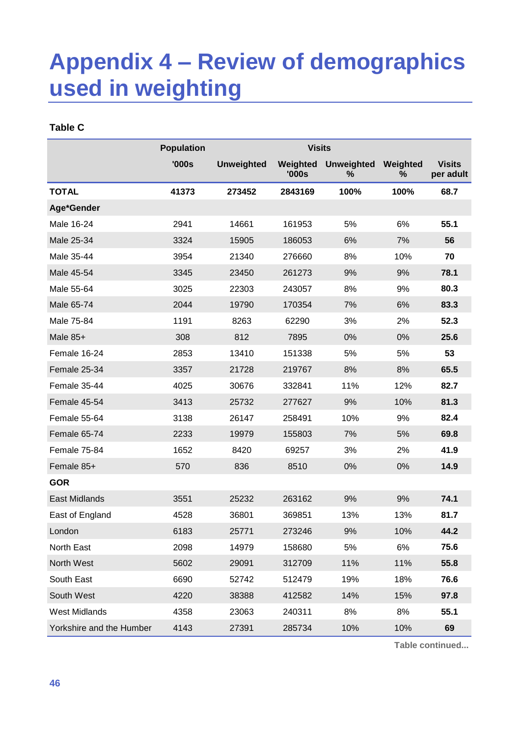# Appendix 4 – Review of demographics used in weighting

**Table C**

| | Population | Visits | | | | |
|---|---|---|---|---|---|---|
| | '000s | Unweighted | Weighted '000s | Unweighted % | Weighted % | Visits per adult |
| **TOTAL** | **41373** | **273452** | **2843169** | **100%** | **100%** | **68.7** |
| **Age*Gender** | | | | | | |
| Male 16-24 | 2941 | 14661 | 161953 | 5% | 6% | **55.1** |
| Male 25-34 | 3324 | 15905 | 186053 | 6% | 7% | **56** |
| Male 35-44 | 3954 | 21340 | 276660 | 8% | 10% | **70** |
| Male 45-54 | 3345 | 23450 | 261273 | 9% | 9% | **78.1** |
| Male 55-64 | 3025 | 22303 | 243057 | 8% | 9% | **80.3** |
| Male 65-74 | 2044 | 19790 | 170354 | 7% | 6% | **83.3** |
| Male 75-84 | 1191 | 8263 | 62290 | 3% | 2% | **52.3** |
| Male 85+ | 308 | 812 | 7895 | 0% | 0% | **25.6** |
| Female 16-24 | 2853 | 13410 | 151338 | 5% | 5% | **53** |
| Female 25-34 | 3357 | 21728 | 219767 | 8% | 8% | **65.5** |
| Female 35-44 | 4025 | 30676 | 332841 | 11% | 12% | **82.7** |
| Female 45-54 | 3413 | 25732 | 277627 | 9% | 10% | **81.3** |
| Female 55-64 | 3138 | 26147 | 258491 | 10% | 9% | **82.4** |
| Female 65-74 | 2233 | 19979 | 155803 | 7% | 5% | **69.8** |
| Female 75-84 | 1652 | 8420 | 69257 | 3% | 2% | **41.9** |
| Female 85+ | 570 | 836 | 8510 | 0% | 0% | **14.9** |
| **GOR** | | | | | | |
| East Midlands | 3551 | 25232 | 263162 | 9% | 9% | **74.1** |
| East of England | 4528 | 36801 | 369851 | 13% | 13% | **81.7** |
| London | 6183 | 25771 | 273246 | 9% | 10% | **44.2** |
| North East | 2098 | 14979 | 158680 | 5% | 6% | **75.6** |
| North West | 5602 | 29091 | 312709 | 11% | 11% | **55.8** |
| South East | 6690 | 52742 | 512479 | 19% | 18% | **76.6** |
| South West | 4220 | 38388 | 412582 | 14% | 15% | **97.8** |
| West Midlands | 4358 | 23063 | 240311 | 8% | 8% | **55.1** |
| Yorkshire and the Humber | 4143 | 27391 | 285734 | 10% | 10% | **69** |

Table continued...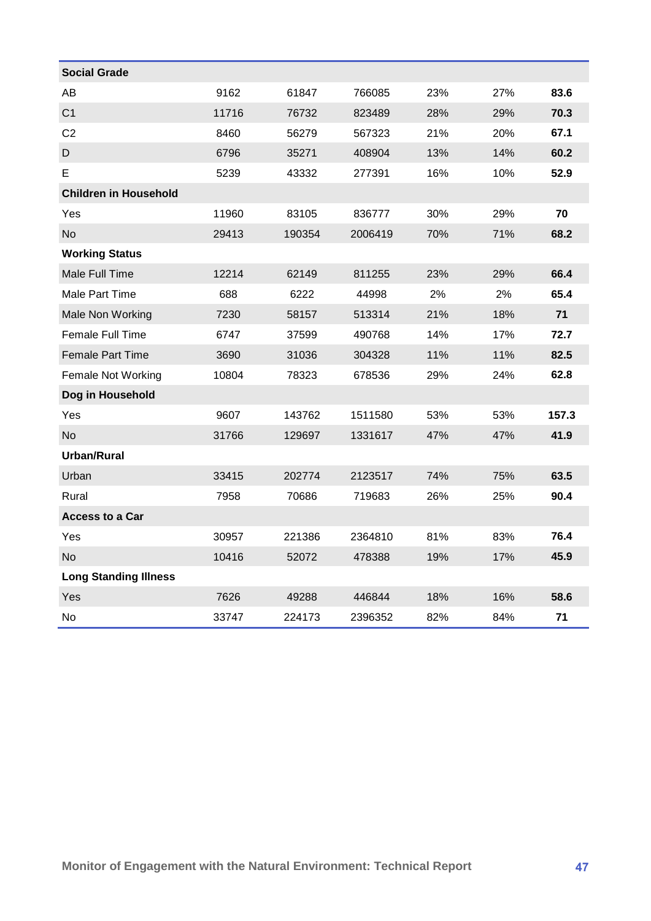| | | | | | | |
|---|---|---|---|---|---|---|
| **Social Grade** | | | | | | |
| AB | 9162 | 61847 | 766085 | 23% | 27% | **83.6** |
| C1 | 11716 | 76732 | 823489 | 28% | 29% | **70.3** |
| C2 | 8460 | 56279 | 567323 | 21% | 20% | **67.1** |
| D | 6796 | 35271 | 408904 | 13% | 14% | **60.2** |
| E | 5239 | 43332 | 277391 | 16% | 10% | **52.9** |
| **Children in Household** | | | | | | |
| Yes | 11960 | 83105 | 836777 | 30% | 29% | **70** |
| No | 29413 | 190354 | 2006419 | 70% | 71% | **68.2** |
| **Working Status** | | | | | | |
| Male Full Time | 12214 | 62149 | 811255 | 23% | 29% | **66.4** |
| Male Part Time | 688 | 6222 | 44998 | 2% | 2% | **65.4** |
| Male Non Working | 7230 | 58157 | 513314 | 21% | 18% | **71** |
| Female Full Time | 6747 | 37599 | 490768 | 14% | 17% | **72.7** |
| Female Part Time | 3690 | 31036 | 304328 | 11% | 11% | **82.5** |
| Female Not Working | 10804 | 78323 | 678536 | 29% | 24% | **62.8** |
| **Dog in Household** | | | | | | |
| Yes | 9607 | 143762 | 1511580 | 53% | 53% | **157.3** |
| No | 31766 | 129697 | 1331617 | 47% | 47% | **41.9** |
| **Urban/Rural** | | | | | | |
| Urban | 33415 | 202774 | 2123517 | 74% | 75% | **63.5** |
| Rural | 7958 | 70686 | 719683 | 26% | 25% | **90.4** |
| **Access to a Car** | | | | | | |
| Yes | 30957 | 221386 | 2364810 | 81% | 83% | **76.4** |
| No | 10416 | 52072 | 478388 | 19% | 17% | **45.9** |
| **Long Standing Illness** | | | | | | |
| Yes | 7626 | 49288 | 446844 | 18% | 16% | **58.6** |
| No | 33747 | 224173 | 2396352 | 82% | 84% | **71** |